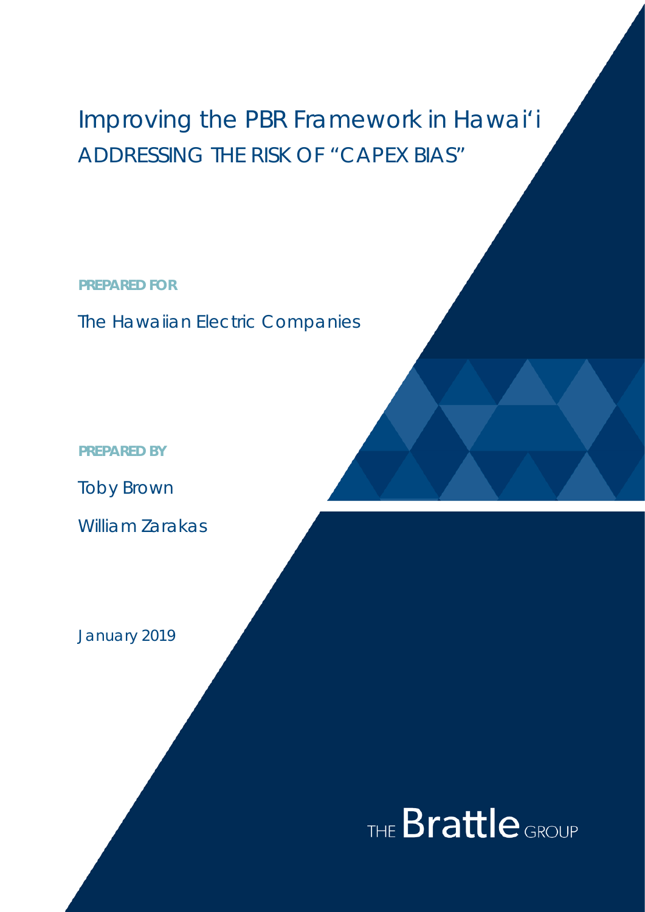# Improving the PBR Framework in Hawai'i

## ADDRESSING THE RISK OF "CAPEX BIAS"

**PREPARED FOR**

The Hawaiian Electric Companies

**PREPARED BY**

Toby Brown

William Zarakas

January 2019

THE Brattle GROUP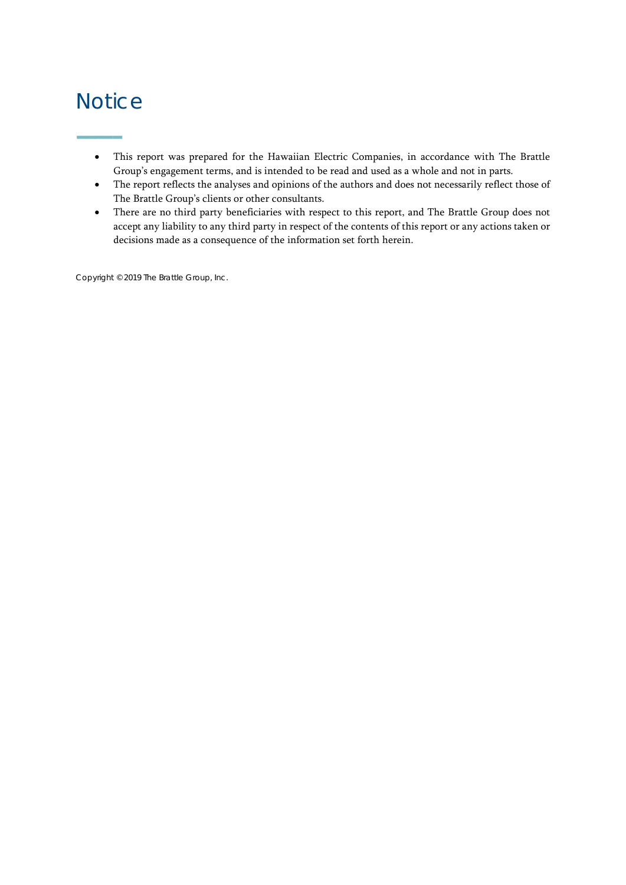# Notice

- This report was prepared for the Hawaiian Electric Companies, in accordance with The Brattle Group's engagement terms, and is intended to be read and used as a whole and not in parts.
- The report reflects the analyses and opinions of the authors and does not necessarily reflect those of The Brattle Group's clients or other consultants.
- There are no third party beneficiaries with respect to this report, and The Brattle Group does not accept any liability to any third party in respect of the contents of this report or any actions taken or decisions made as a consequence of the information set forth herein.

Copyright © 2019 The Brattle Group, Inc.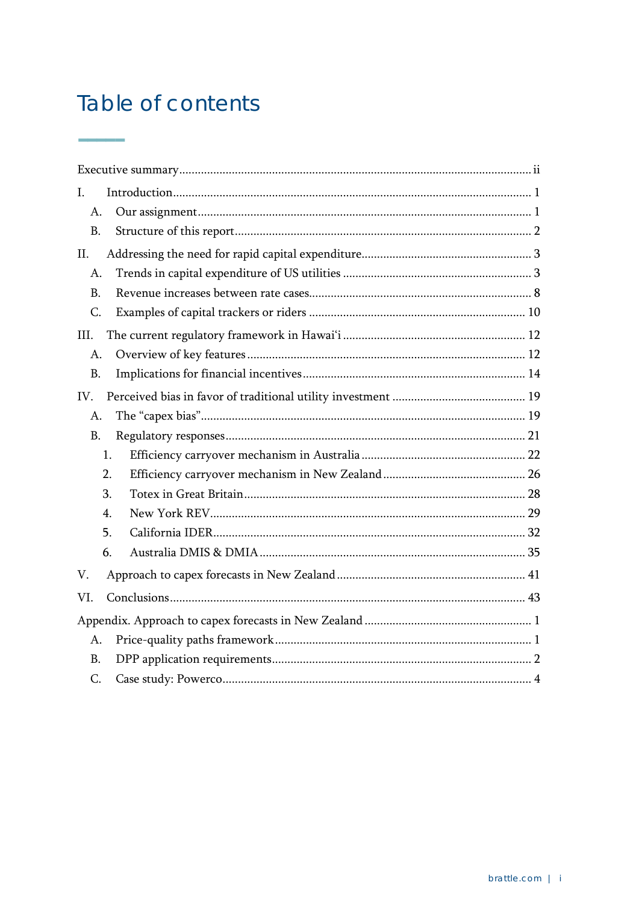# Table of contents

Executive summary ..... ii

I. Introduction ..... 1
- A. Our assignment ..... 1
- B. Structure of this report ..... 2

II. Addressing the need for rapid capital expenditure ..... 3
- A. Trends in capital expenditure of US utilities ..... 3
- B. Revenue increases between rate cases ..... 8
- C. Examples of capital trackers or riders ..... 10

III. The current regulatory framework in Hawai'i ..... 12
- A. Overview of key features ..... 12
- B. Implications for financial incentives ..... 14

IV. Perceived bias in favor of traditional utility investment ..... 19
- A. The "capex bias" ..... 19
- B. Regulatory responses ..... 21
  1. Efficiency carryover mechanism in Australia ..... 22
  2. Efficiency carryover mechanism in New Zealand ..... 26
  3. Totex in Great Britain ..... 28
  4. New York REV ..... 29
  5. California IDER ..... 32
  6. Australia DMIS & DMIA ..... 35

V. Approach to capex forecasts in New Zealand ..... 41

VI. Conclusions ..... 43

Appendix. Approach to capex forecasts in New Zealand ..... 1
- A. Price-quality paths framework ..... 1
- B. DPP application requirements ..... 2
- C. Case study: Powerco ..... 4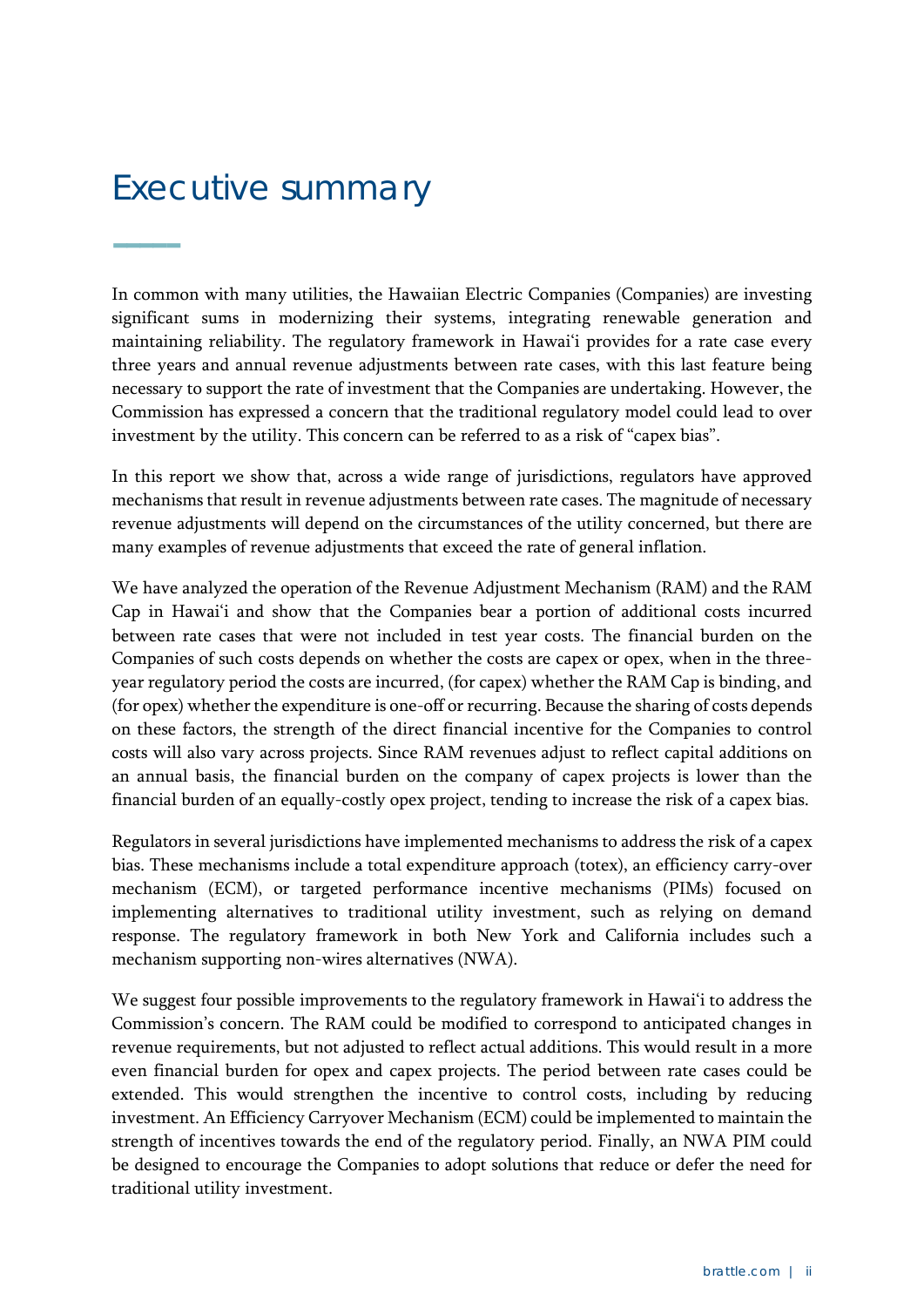# Executive summary

In common with many utilities, the Hawaiian Electric Companies (Companies) are investing significant sums in modernizing their systems, integrating renewable generation and maintaining reliability. The regulatory framework in Hawaiʻi provides for a rate case every three years and annual revenue adjustments between rate cases, with this last feature being necessary to support the rate of investment that the Companies are undertaking. However, the Commission has expressed a concern that the traditional regulatory model could lead to over investment by the utility. This concern can be referred to as a risk of "capex bias".

In this report we show that, across a wide range of jurisdictions, regulators have approved mechanisms that result in revenue adjustments between rate cases. The magnitude of necessary revenue adjustments will depend on the circumstances of the utility concerned, but there are many examples of revenue adjustments that exceed the rate of general inflation.

We have analyzed the operation of the Revenue Adjustment Mechanism (RAM) and the RAM Cap in Hawaiʻi and show that the Companies bear a portion of additional costs incurred between rate cases that were not included in test year costs. The financial burden on the Companies of such costs depends on whether the costs are capex or opex, when in the three-year regulatory period the costs are incurred, (for capex) whether the RAM Cap is binding, and (for opex) whether the expenditure is one-off or recurring. Because the sharing of costs depends on these factors, the strength of the direct financial incentive for the Companies to control costs will also vary across projects. Since RAM revenues adjust to reflect capital additions on an annual basis, the financial burden on the company of capex projects is lower than the financial burden of an equally-costly opex project, tending to increase the risk of a capex bias.

Regulators in several jurisdictions have implemented mechanisms to address the risk of a capex bias. These mechanisms include a total expenditure approach (totex), an efficiency carry-over mechanism (ECM), or targeted performance incentive mechanisms (PIMs) focused on implementing alternatives to traditional utility investment, such as relying on demand response. The regulatory framework in both New York and California includes such a mechanism supporting non-wires alternatives (NWA).

We suggest four possible improvements to the regulatory framework in Hawaiʻi to address the Commission's concern. The RAM could be modified to correspond to anticipated changes in revenue requirements, but not adjusted to reflect actual additions. This would result in a more even financial burden for opex and capex projects. The period between rate cases could be extended. This would strengthen the incentive to control costs, including by reducing investment. An Efficiency Carryover Mechanism (ECM) could be implemented to maintain the strength of incentives towards the end of the regulatory period. Finally, an NWA PIM could be designed to encourage the Companies to adopt solutions that reduce or defer the need for traditional utility investment.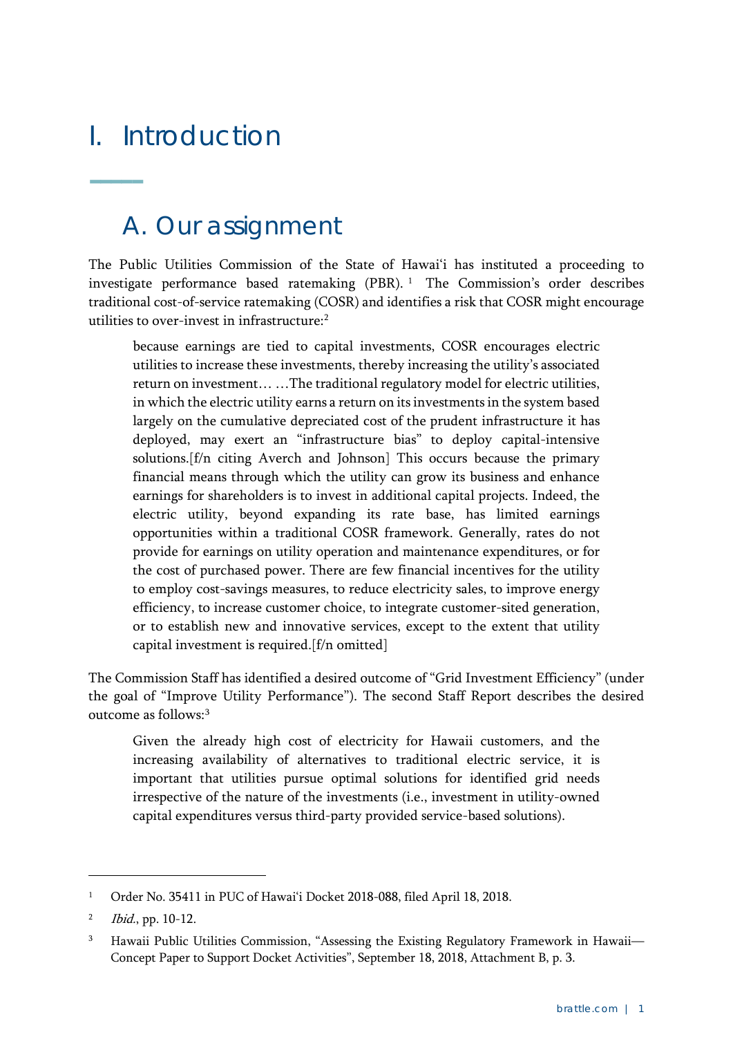# I. Introduction

## A. Our assignment

The Public Utilities Commission of the State of Hawaiʻi has instituted a proceeding to investigate performance based ratemaking (PBR).[1] The Commission's order describes traditional cost-of-service ratemaking (COSR) and identifies a risk that COSR might encourage utilities to over-invest in infrastructure:[2]

> because earnings are tied to capital investments, COSR encourages electric utilities to increase these investments, thereby increasing the utility's associated return on investment… …The traditional regulatory model for electric utilities, in which the electric utility earns a return on its investments in the system based largely on the cumulative depreciated cost of the prudent infrastructure it has deployed, may exert an "infrastructure bias" to deploy capital-intensive solutions.[f/n citing Averch and Johnson] This occurs because the primary financial means through which the utility can grow its business and enhance earnings for shareholders is to invest in additional capital projects. Indeed, the electric utility, beyond expanding its rate base, has limited earnings opportunities within a traditional COSR framework. Generally, rates do not provide for earnings on utility operation and maintenance expenditures, or for the cost of purchased power. There are few financial incentives for the utility to employ cost-savings measures, to reduce electricity sales, to improve energy efficiency, to increase customer choice, to integrate customer-sited generation, or to establish new and innovative services, except to the extent that utility capital investment is required.[f/n omitted]

The Commission Staff has identified a desired outcome of "Grid Investment Efficiency" (under the goal of "Improve Utility Performance"). The second Staff Report describes the desired outcome as follows:[3]

> Given the already high cost of electricity for Hawaii customers, and the increasing availability of alternatives to traditional electric service, it is important that utilities pursue optimal solutions for identified grid needs irrespective of the nature of the investments (i.e., investment in utility-owned capital expenditures versus third-party provided service-based solutions).

---

[1] Order No. 35411 in PUC of Hawaiʻi Docket 2018-088, filed April 18, 2018.

[2] *Ibid.*, pp. 10-12.

[3] Hawaii Public Utilities Commission, "Assessing the Existing Regulatory Framework in Hawaii—Concept Paper to Support Docket Activities", September 18, 2018, Attachment B, p. 3.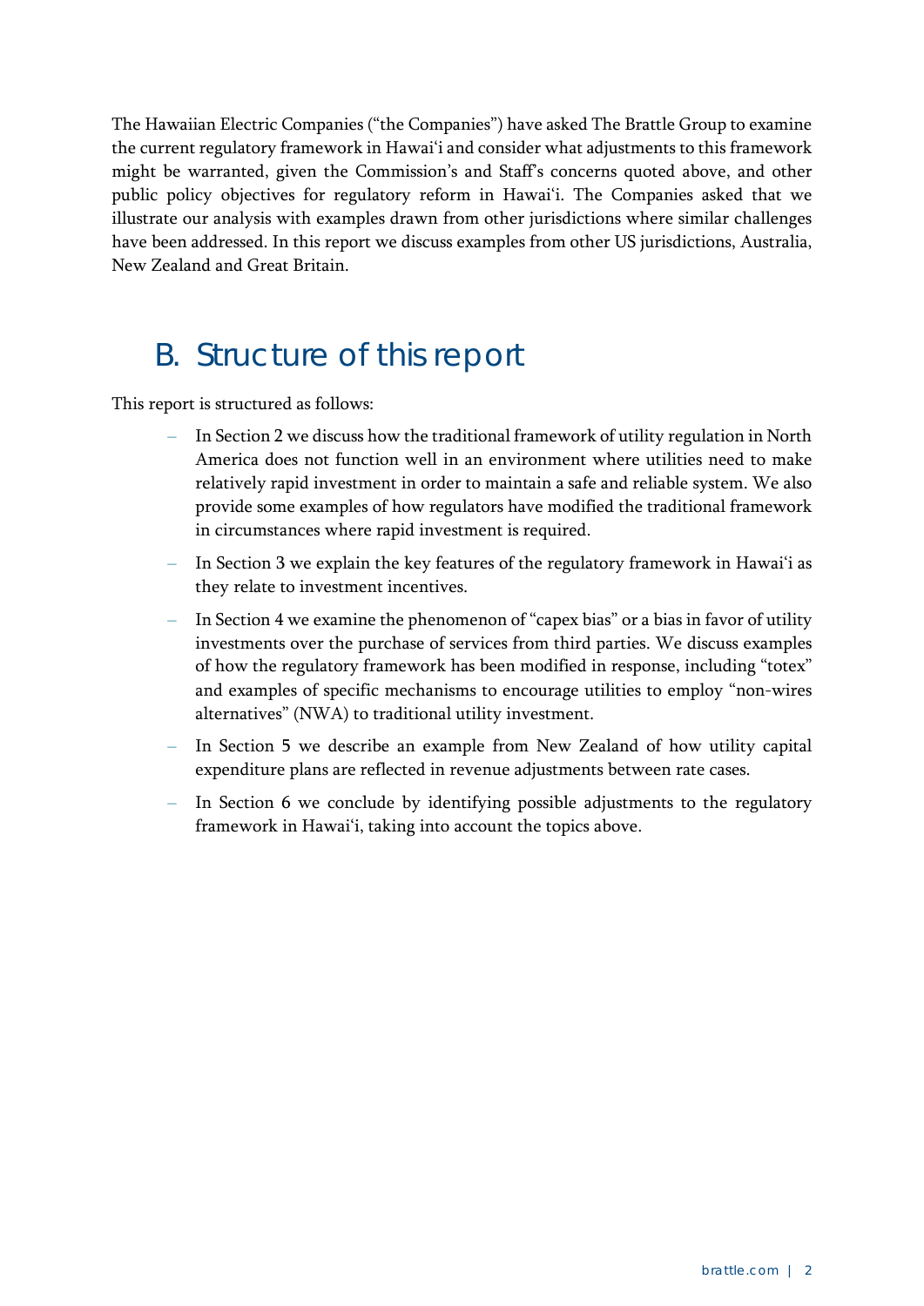The Hawaiian Electric Companies ("the Companies") have asked The Brattle Group to examine the current regulatory framework in Hawai'i and consider what adjustments to this framework might be warranted, given the Commission's and Staff's concerns quoted above, and other public policy objectives for regulatory reform in Hawai'i. The Companies asked that we illustrate our analysis with examples drawn from other jurisdictions where similar challenges have been addressed. In this report we discuss examples from other US jurisdictions, Australia, New Zealand and Great Britain.

## B. Structure of this report

This report is structured as follows:

- In Section 2 we discuss how the traditional framework of utility regulation in North America does not function well in an environment where utilities need to make relatively rapid investment in order to maintain a safe and reliable system. We also provide some examples of how regulators have modified the traditional framework in circumstances where rapid investment is required.
- In Section 3 we explain the key features of the regulatory framework in Hawai'i as they relate to investment incentives.
- In Section 4 we examine the phenomenon of "capex bias" or a bias in favor of utility investments over the purchase of services from third parties. We discuss examples of how the regulatory framework has been modified in response, including "totex" and examples of specific mechanisms to encourage utilities to employ "non-wires alternatives" (NWA) to traditional utility investment.
- In Section 5 we describe an example from New Zealand of how utility capital expenditure plans are reflected in revenue adjustments between rate cases.
- In Section 6 we conclude by identifying possible adjustments to the regulatory framework in Hawai'i, taking into account the topics above.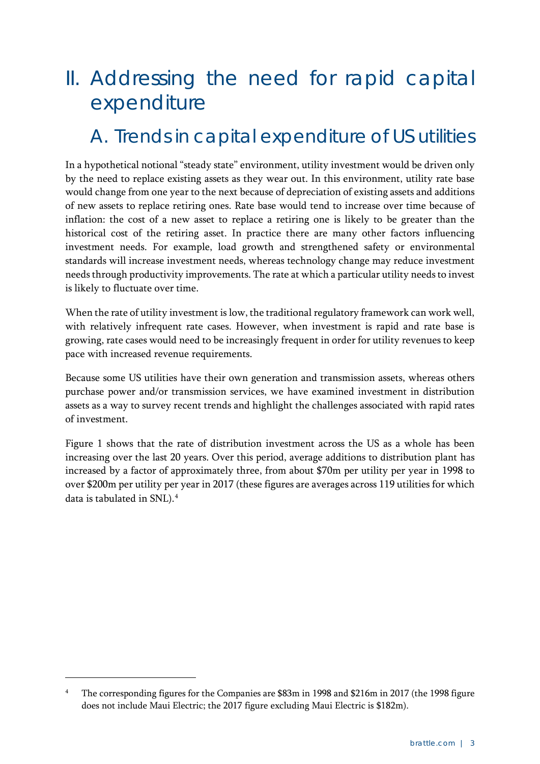# II. Addressing the need for rapid capital expenditure

## A. Trends in capital expenditure of US utilities

In a hypothetical notional "steady state" environment, utility investment would be driven only by the need to replace existing assets as they wear out. In this environment, utility rate base would change from one year to the next because of depreciation of existing assets and additions of new assets to replace retiring ones. Rate base would tend to increase over time because of inflation: the cost of a new asset to replace a retiring one is likely to be greater than the historical cost of the retiring asset. In practice there are many other factors influencing investment needs. For example, load growth and strengthened safety or environmental standards will increase investment needs, whereas technology change may reduce investment needs through productivity improvements. The rate at which a particular utility needs to invest is likely to fluctuate over time.

When the rate of utility investment is low, the traditional regulatory framework can work well, with relatively infrequent rate cases. However, when investment is rapid and rate base is growing, rate cases would need to be increasingly frequent in order for utility revenues to keep pace with increased revenue requirements.

Because some US utilities have their own generation and transmission assets, whereas others purchase power and/or transmission services, we have examined investment in distribution assets as a way to survey recent trends and highlight the challenges associated with rapid rates of investment.

Figure 1 shows that the rate of distribution investment across the US as a whole has been increasing over the last 20 years. Over this period, average additions to distribution plant has increased by a factor of approximately three, from about $70m per utility per year in 1998 to over $200m per utility per year in 2017 (these figures are averages across 119 utilities for which data is tabulated in SNL).[4]

---

[4] The corresponding figures for the Companies are $83m in 1998 and $216m in 2017 (the 1998 figure does not include Maui Electric; the 2017 figure excluding Maui Electric is $182m).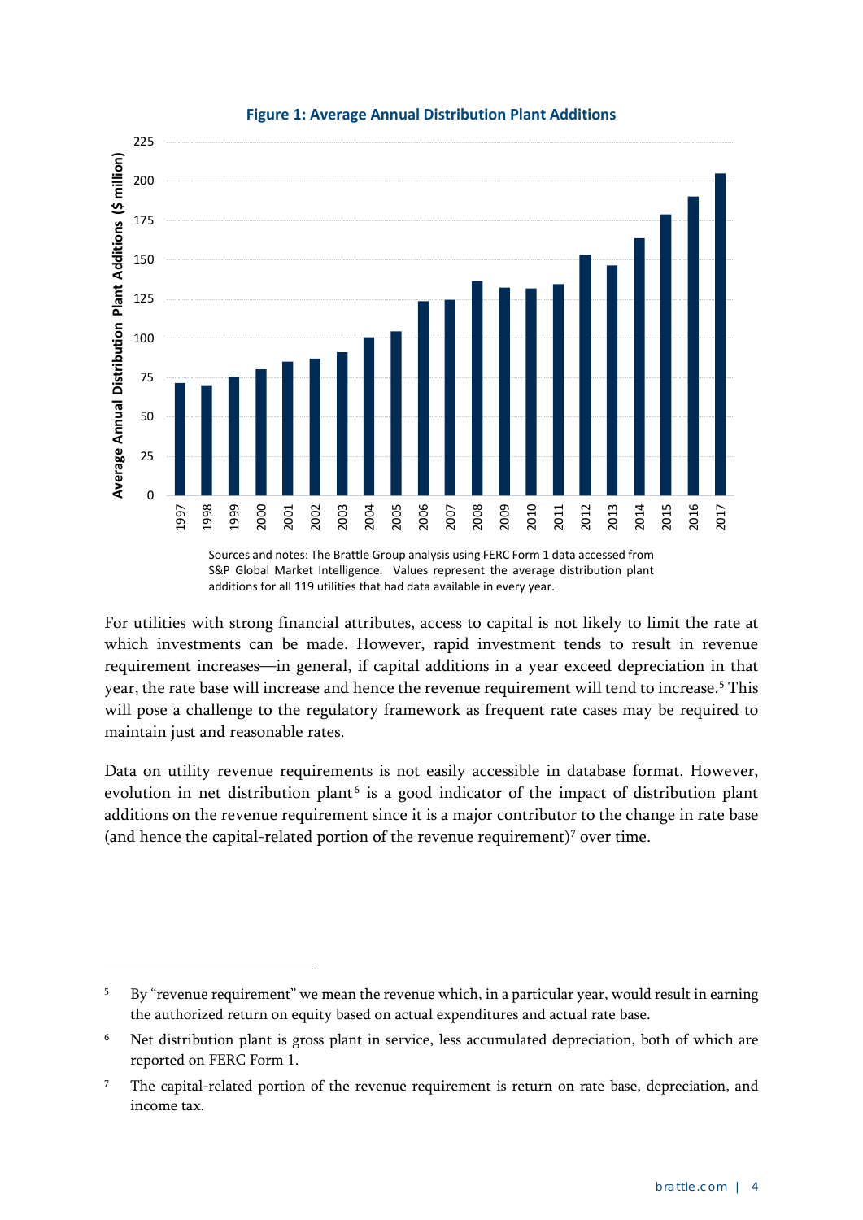**Figure 1: Average Annual Distribution Plant Additions**

Sources and notes: The Brattle Group analysis using FERC Form 1 data accessed from S&P Global Market Intelligence. Values represent the average distribution plant additions for all 119 utilities that had data available in every year.

For utilities with strong financial attributes, access to capital is not likely to limit the rate at which investments can be made. However, rapid investment tends to result in revenue requirement increases—in general, if capital additions in a year exceed depreciation in that year, the rate base will increase and hence the revenue requirement will tend to increase.[5] This will pose a challenge to the regulatory framework as frequent rate cases may be required to maintain just and reasonable rates.

Data on utility revenue requirements is not easily accessible in database format. However, evolution in net distribution plant[6] is a good indicator of the impact of distribution plant additions on the revenue requirement since it is a major contributor to the change in rate base (and hence the capital-related portion of the revenue requirement)[7] over time.

---

[5] By "revenue requirement" we mean the revenue which, in a particular year, would result in earning the authorized return on equity based on actual expenditures and actual rate base.

[6] Net distribution plant is gross plant in service, less accumulated depreciation, both of which are reported on FERC Form 1.

[7] The capital-related portion of the revenue requirement is return on rate base, depreciation, and income tax.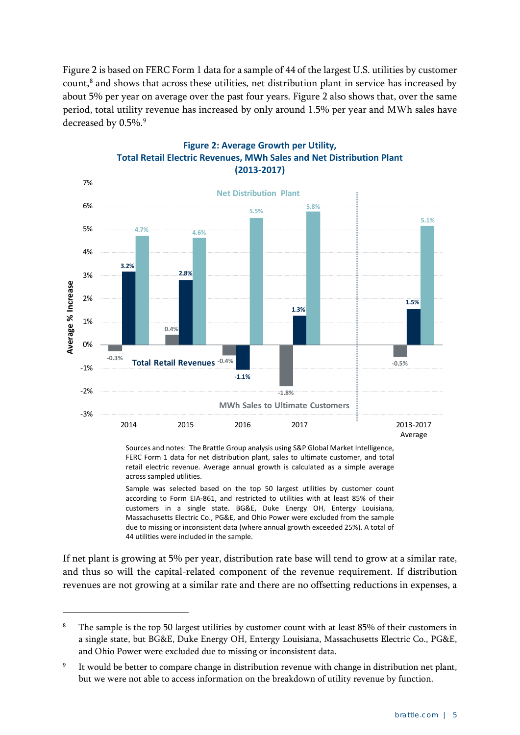Figure 2 is based on FERC Form 1 data for a sample of 44 of the largest U.S. utilities by customer count,[8] and shows that across these utilities, net distribution plant in service has increased by about 5% per year on average over the past four years. Figure 2 also shows that, over the same period, total utility revenue has increased by only around 1.5% per year and MWh sales have decreased by 0.5%.[9]

**Figure 2: Average Growth per Utility, Total Retail Electric Revenues, MWh Sales and Net Distribution Plant (2013-2017)**

| | MWh Sales to Ultimate Customers | Total Retail Revenues | Net Distribution Plant |
|---|---|---|---|
| 2014 | -0.3% | 3.2% | 4.7% |
| 2015 | 0.4% | 2.8% | 4.6% |
| 2016 | -0.4% | -1.1% | 5.5% |
| 2017 | -1.8% | 1.3% | 5.8% |
| 2013-2017 Average | -0.5% | 1.5% | 5.1% |

Sources and notes: The Brattle Group analysis using S&P Global Market Intelligence, FERC Form 1 data for net distribution plant, sales to ultimate customer, and total retail electric revenue. Average annual growth is calculated as a simple average across sampled utilities.

Sample was selected based on the top 50 largest utilities by customer count according to Form EIA-861, and restricted to utilities with at least 85% of their customers in a single state. BG&E, Duke Energy OH, Entergy Louisiana, Massachusetts Electric Co., PG&E, and Ohio Power were excluded from the sample due to missing or inconsistent data (where annual growth exceeded 25%). A total of 44 utilities were included in the sample.

If net plant is growing at 5% per year, distribution rate base will tend to grow at a similar rate, and thus so will the capital-related component of the revenue requirement. If distribution revenues are not growing at a similar rate and there are no offsetting reductions in expenses, a

---

[8] The sample is the top 50 largest utilities by customer count with at least 85% of their customers in a single state, but BG&E, Duke Energy OH, Entergy Louisiana, Massachusetts Electric Co., PG&E, and Ohio Power were excluded due to missing or inconsistent data.

[9] It would be better to compare change in distribution revenue with change in distribution net plant, but we were not able to access information on the breakdown of utility revenue by function.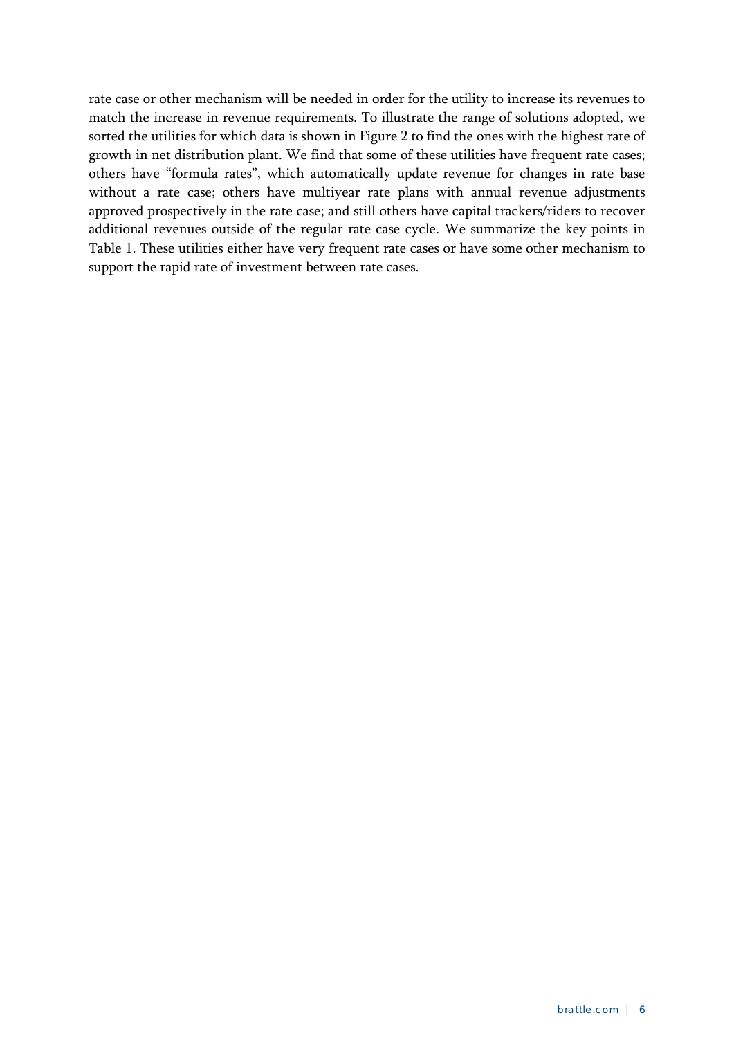rate case or other mechanism will be needed in order for the utility to increase its revenues to match the increase in revenue requirements. To illustrate the range of solutions adopted, we sorted the utilities for which data is shown in Figure 2 to find the ones with the highest rate of growth in net distribution plant. We find that some of these utilities have frequent rate cases; others have "formula rates", which automatically update revenue for changes in rate base without a rate case; others have multiyear rate plans with annual revenue adjustments approved prospectively in the rate case; and still others have capital trackers/riders to recover additional revenues outside of the regular rate case cycle. We summarize the key points in Table 1. These utilities either have very frequent rate cases or have some other mechanism to support the rapid rate of investment between rate cases.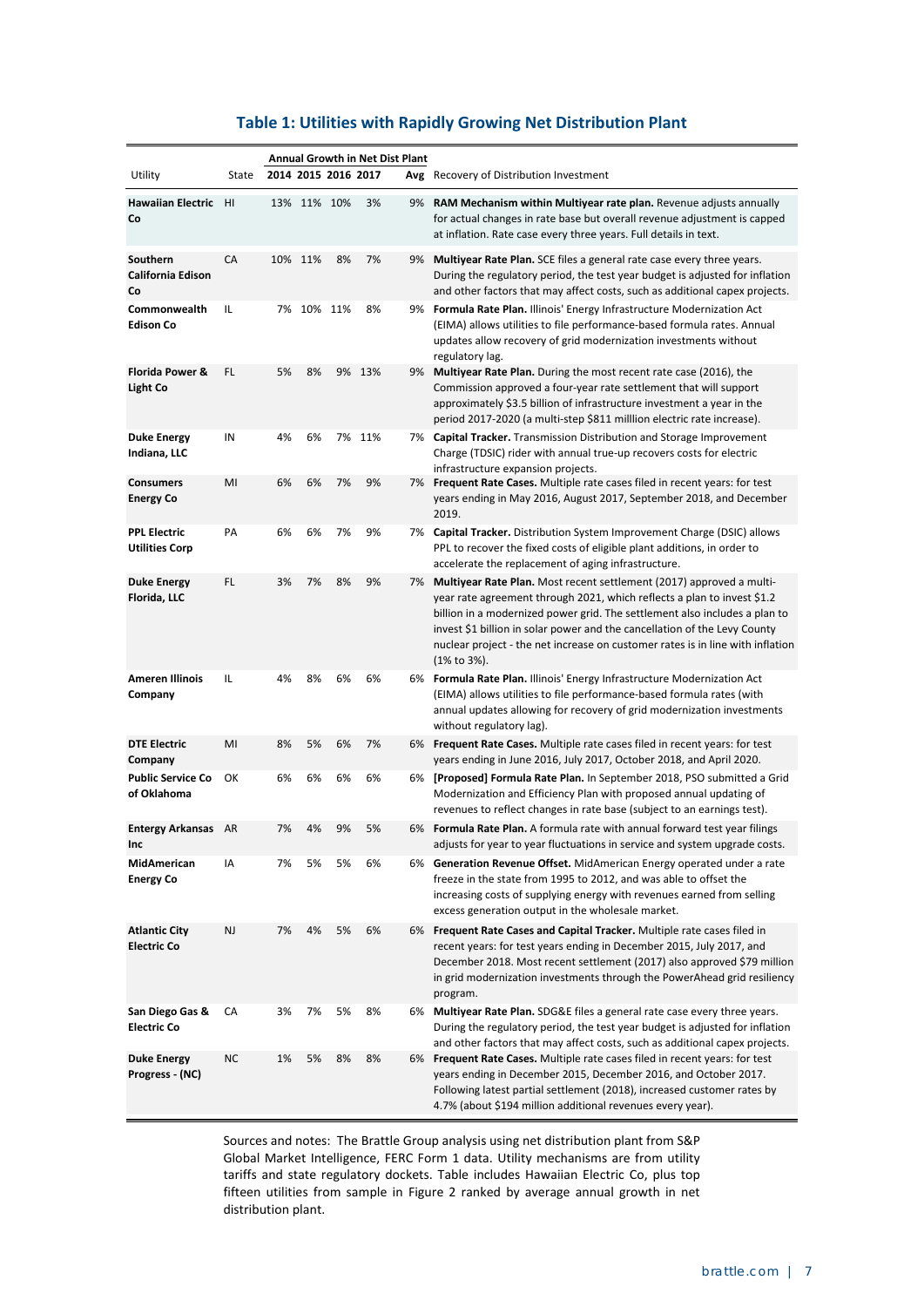## Table 1: Utilities with Rapidly Growing Net Distribution Plant

| Utility | State | Annual Growth in Net Dist Plant 2014 | 2015 | 2016 | 2017 | Avg | Recovery of Distribution Investment |
|---|---|---|---|---|---|---|---|
| **Hawaiian Electric Co** | HI | 13% | 11% | 10% | 3% | 9% | **RAM Mechanism within Multiyear rate plan.** Revenue adjusts annually for actual changes in rate base but overall revenue adjustment is capped at inflation. Rate case every three years. Full details in text. |
| **Southern California Edison Co** | CA | 10% | 11% | 8% | 7% | 9% | **Multiyear Rate Plan.** SCE files a general rate case every three years. During the regulatory period, the test year budget is adjusted for inflation and other factors that may affect costs, such as additional capex projects. |
| **Commonwealth Edison Co** | IL | 7% | 10% | 11% | 8% | 9% | **Formula Rate Plan.** Illinois' Energy Infrastructure Modernization Act (EIMA) allows utilities to file performance-based formula rates. Annual updates allow recovery of grid modernization investments without regulatory lag. |
| **Florida Power & Light Co** | FL | 5% | 8% | 9% | 13% | 9% | **Multiyear Rate Plan.** During the most recent rate case (2016), the Commission approved a four-year rate settlement that will support approximately $3.5 billion of infrastructure investment a year in the period 2017-2020 (a multi-step $811 milllion electric rate increase). |
| **Duke Energy Indiana, LLC** | IN | 4% | 6% | 7% | 11% | 7% | **Capital Tracker.** Transmission Distribution and Storage Improvement Charge (TDSIC) rider with annual true-up recovers costs for electric infrastructure expansion projects. |
| **Consumers Energy Co** | MI | 6% | 6% | 7% | 9% | 7% | **Frequent Rate Cases.** Multiple rate cases filed in recent years: for test years ending in May 2016, August 2017, September 2018, and December 2019. |
| **PPL Electric Utilities Corp** | PA | 6% | 6% | 7% | 9% | 7% | **Capital Tracker.** Distribution System Improvement Charge (DSIC) allows PPL to recover the fixed costs of eligible plant additions, in order to accelerate the replacement of aging infrastructure. |
| **Duke Energy Florida, LLC** | FL | 3% | 7% | 8% | 9% | 7% | **Multiyear Rate Plan.** Most recent settlement (2017) approved a multi-year rate agreement through 2021, which reflects a plan to invest $1.2 billion in a modernized power grid. The settlement also includes a plan to invest $1 billion in solar power and the cancellation of the Levy County nuclear project - the net increase on customer rates is in line with inflation (1% to 3%). |
| **Ameren Illinois Company** | IL | 4% | 8% | 6% | 6% | 6% | **Formula Rate Plan.** Illinois' Energy Infrastructure Modernization Act (EIMA) allows utilities to file performance-based formula rates (with annual updates allowing for recovery of grid modernization investments without regulatory lag). |
| **DTE Electric Company** | MI | 8% | 5% | 6% | 7% | 6% | **Frequent Rate Cases.** Multiple rate cases filed in recent years: for test years ending in June 2016, July 2017, October 2018, and April 2020. |
| **Public Service Co of Oklahoma** | OK | 6% | 6% | 6% | 6% | 6% | **[Proposed] Formula Rate Plan.** In September 2018, PSO submitted a Grid Modernization and Efficiency Plan with proposed annual updating of revenues to reflect changes in rate base (subject to an earnings test). |
| **Entergy Arkansas Inc** | AR | 7% | 4% | 9% | 5% | 6% | **Formula Rate Plan.** A formula rate with annual forward test year filings adjusts for year to year fluctuations in service and system upgrade costs. |
| **MidAmerican Energy Co** | IA | 7% | 5% | 5% | 6% | 6% | **Generation Revenue Offset.** MidAmerican Energy operated under a rate freeze in the state from 1995 to 2012, and was able to offset the increasing costs of supplying energy with revenues earned from selling excess generation output in the wholesale market. |
| **Atlantic City Electric Co** | NJ | 7% | 4% | 5% | 6% | 6% | **Frequent Rate Cases and Capital Tracker.** Multiple rate cases filed in recent years: for test years ending in December 2015, July 2017, and December 2018. Most recent settlement (2017) also approved $79 million in grid modernization investments through the PowerAhead grid resiliency program. |
| **San Diego Gas & Electric Co** | CA | 3% | 7% | 5% | 8% | 6% | **Multiyear Rate Plan.** SDG&E files a general rate case every three years. During the regulatory period, the test year budget is adjusted for inflation and other factors that may affect costs, such as additional capex projects. |
| **Duke Energy Progress - (NC)** | NC | 1% | 5% | 8% | 8% | 6% | **Frequent Rate Cases.** Multiple rate cases filed in recent years: for test years ending in December 2015, December 2016, and October 2017. Following latest partial settlement (2018), increased customer rates by 4.7% (about $194 million additional revenues every year). |

Sources and notes: The Brattle Group analysis using net distribution plant from S&P Global Market Intelligence, FERC Form 1 data. Utility mechanisms are from utility tariffs and state regulatory dockets. Table includes Hawaiian Electric Co, plus top fifteen utilities from sample in Figure 2 ranked by average annual growth in net distribution plant.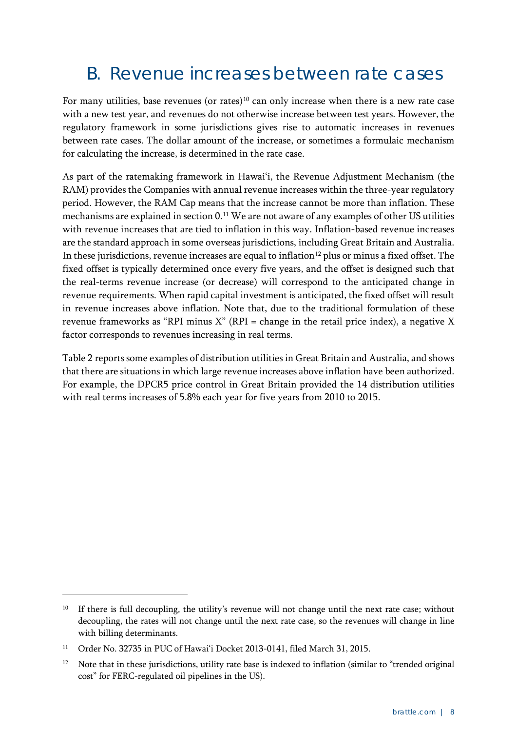## B. Revenue increases between rate cases

For many utilities, base revenues (or rates)[10] can only increase when there is a new rate case with a new test year, and revenues do not otherwise increase between test years. However, the regulatory framework in some jurisdictions gives rise to automatic increases in revenues between rate cases. The dollar amount of the increase, or sometimes a formulaic mechanism for calculating the increase, is determined in the rate case.

As part of the ratemaking framework in Hawai'i, the Revenue Adjustment Mechanism (the RAM) provides the Companies with annual revenue increases within the three-year regulatory period. However, the RAM Cap means that the increase cannot be more than inflation. These mechanisms are explained in section 0.[11] We are not aware of any examples of other US utilities with revenue increases that are tied to inflation in this way. Inflation-based revenue increases are the standard approach in some overseas jurisdictions, including Great Britain and Australia. In these jurisdictions, revenue increases are equal to inflation[12] plus or minus a fixed offset. The fixed offset is typically determined once every five years, and the offset is designed such that the real-terms revenue increase (or decrease) will correspond to the anticipated change in revenue requirements. When rapid capital investment is anticipated, the fixed offset will result in revenue increases above inflation. Note that, due to the traditional formulation of these revenue frameworks as "RPI minus X" (RPI = change in the retail price index), a negative X factor corresponds to revenues increasing in real terms.

Table 2 reports some examples of distribution utilities in Great Britain and Australia, and shows that there are situations in which large revenue increases above inflation have been authorized. For example, the DPCR5 price control in Great Britain provided the 14 distribution utilities with real terms increases of 5.8% each year for five years from 2010 to 2015.

---

[10] If there is full decoupling, the utility's revenue will not change until the next rate case; without decoupling, the rates will not change until the next rate case, so the revenues will change in line with billing determinants.

[11] Order No. 32735 in PUC of Hawai'i Docket 2013-0141, filed March 31, 2015.

[12] Note that in these jurisdictions, utility rate base is indexed to inflation (similar to "trended original cost" for FERC-regulated oil pipelines in the US).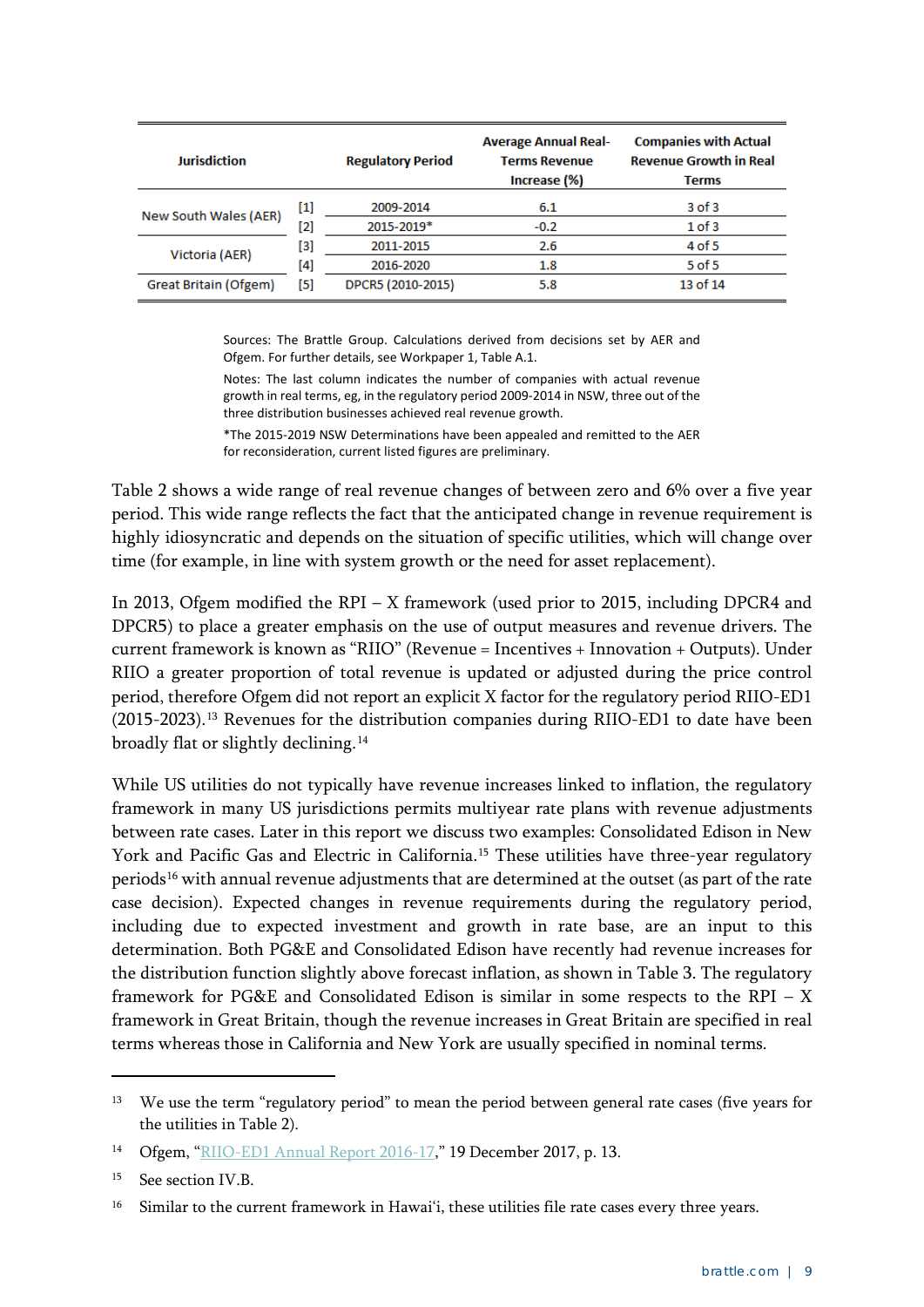| Jurisdiction | | Regulatory Period | Average Annual Real-Terms Revenue Increase (%) | Companies with Actual Revenue Growth in Real Terms |
|---|---|---|---|---|
| New South Wales (AER) | [1] | 2009-2014 | 6.1 | 3 of 3 |
| | [2] | 2015-2019* | -0.2 | 1 of 3 |
| Victoria (AER) | [3] | 2011-2015 | 2.6 | 4 of 5 |
| | [4] | 2016-2020 | 1.8 | 5 of 5 |
| Great Britain (Ofgem) | [5] | DPCR5 (2010-2015) | 5.8 | 13 of 14 |

Sources: The Brattle Group. Calculations derived from decisions set by AER and Ofgem. For further details, see Workpaper 1, Table A.1.

Notes: The last column indicates the number of companies with actual revenue growth in real terms, eg, in the regulatory period 2009-2014 in NSW, three out of the three distribution businesses achieved real revenue growth.

*The 2015-2019 NSW Determinations have been appealed and remitted to the AER for reconsideration, current listed figures are preliminary.

Table 2 shows a wide range of real revenue changes of between zero and 6% over a five year period. This wide range reflects the fact that the anticipated change in revenue requirement is highly idiosyncratic and depends on the situation of specific utilities, which will change over time (for example, in line with system growth or the need for asset replacement).

In 2013, Ofgem modified the RPI – X framework (used prior to 2015, including DPCR4 and DPCR5) to place a greater emphasis on the use of output measures and revenue drivers. The current framework is known as "RIIO" (Revenue = Incentives + Innovation + Outputs). Under RIIO a greater proportion of total revenue is updated or adjusted during the price control period, therefore Ofgem did not report an explicit X factor for the regulatory period RIIO-ED1 (2015-2023).[13] Revenues for the distribution companies during RIIO-ED1 to date have been broadly flat or slightly declining.[14]

While US utilities do not typically have revenue increases linked to inflation, the regulatory framework in many US jurisdictions permits multiyear rate plans with revenue adjustments between rate cases. Later in this report we discuss two examples: Consolidated Edison in New York and Pacific Gas and Electric in California.[15] These utilities have three-year regulatory periods[16] with annual revenue adjustments that are determined at the outset (as part of the rate case decision). Expected changes in revenue requirements during the regulatory period, including due to expected investment and growth in rate base, are an input to this determination. Both PG&E and Consolidated Edison have recently had revenue increases for the distribution function slightly above forecast inflation, as shown in Table 3. The regulatory framework for PG&E and Consolidated Edison is similar in some respects to the RPI – X framework in Great Britain, though the revenue increases in Great Britain are specified in real terms whereas those in California and New York are usually specified in nominal terms.

---

[13] We use the term "regulatory period" to mean the period between general rate cases (five years for the utilities in Table 2).

[14] Ofgem, "RIIO-ED1 Annual Report 2016-17," 19 December 2017, p. 13.

[15] See section IV.B.

[16] Similar to the current framework in Hawai'i, these utilities file rate cases every three years.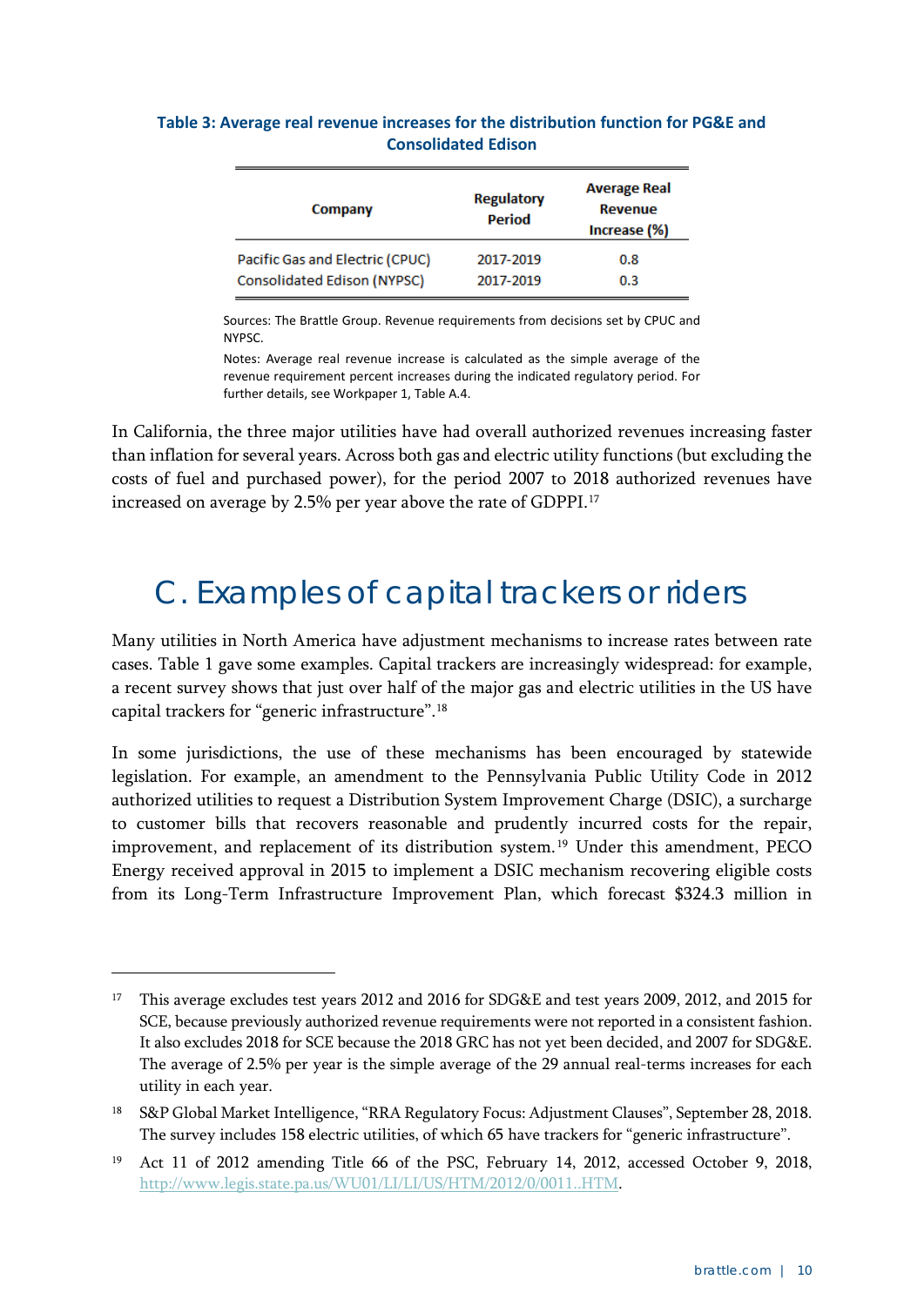**Table 3: Average real revenue increases for the distribution function for PG&E and Consolidated Edison**

| Company | Regulatory Period | Average Real Revenue Increase (%) |
|---|---|---|
| Pacific Gas and Electric (CPUC) | 2017-2019 | 0.8 |
| Consolidated Edison (NYPSC) | 2017-2019 | 0.3 |

Sources: The Brattle Group. Revenue requirements from decisions set by CPUC and NYPSC.

Notes: Average real revenue increase is calculated as the simple average of the revenue requirement percent increases during the indicated regulatory period. For further details, see Workpaper 1, Table A.4.

In California, the three major utilities have had overall authorized revenues increasing faster than inflation for several years. Across both gas and electric utility functions (but excluding the costs of fuel and purchased power), for the period 2007 to 2018 authorized revenues have increased on average by 2.5% per year above the rate of GDPPI.[17]

## C. Examples of capital trackers or riders

Many utilities in North America have adjustment mechanisms to increase rates between rate cases. Table 1 gave some examples. Capital trackers are increasingly widespread: for example, a recent survey shows that just over half of the major gas and electric utilities in the US have capital trackers for "generic infrastructure".[18]

In some jurisdictions, the use of these mechanisms has been encouraged by statewide legislation. For example, an amendment to the Pennsylvania Public Utility Code in 2012 authorized utilities to request a Distribution System Improvement Charge (DSIC), a surcharge to customer bills that recovers reasonable and prudently incurred costs for the repair, improvement, and replacement of its distribution system.[19] Under this amendment, PECO Energy received approval in 2015 to implement a DSIC mechanism recovering eligible costs from its Long-Term Infrastructure Improvement Plan, which forecast $324.3 million in

---

[17] This average excludes test years 2012 and 2016 for SDG&E and test years 2009, 2012, and 2015 for SCE, because previously authorized revenue requirements were not reported in a consistent fashion. It also excludes 2018 for SCE because the 2018 GRC has not yet been decided, and 2007 for SDG&E. The average of 2.5% per year is the simple average of the 29 annual real-terms increases for each utility in each year.

[18] S&P Global Market Intelligence, "RRA Regulatory Focus: Adjustment Clauses", September 28, 2018. The survey includes 158 electric utilities, of which 65 have trackers for "generic infrastructure".

[19] Act 11 of 2012 amending Title 66 of the PSC, February 14, 2012, accessed October 9, 2018, http://www.legis.state.pa.us/WU01/LI/LI/US/HTM/2012/0/0011..HTM.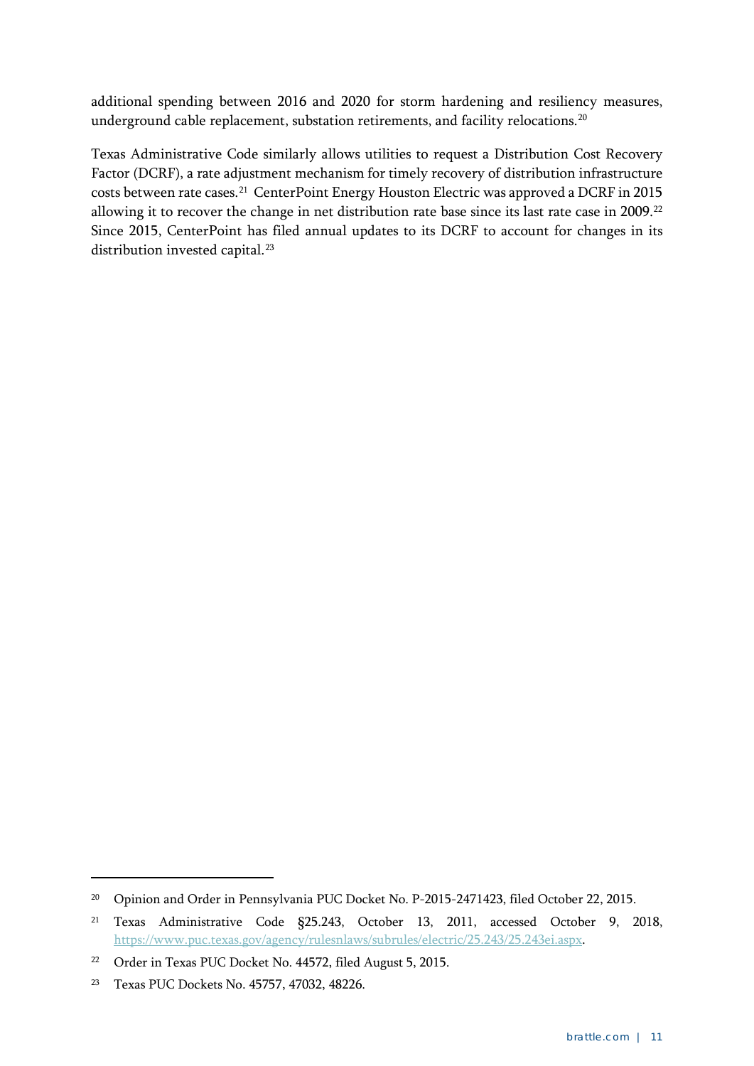additional spending between 2016 and 2020 for storm hardening and resiliency measures, underground cable replacement, substation retirements, and facility relocations.[20]

Texas Administrative Code similarly allows utilities to request a Distribution Cost Recovery Factor (DCRF), a rate adjustment mechanism for timely recovery of distribution infrastructure costs between rate cases.[21] CenterPoint Energy Houston Electric was approved a DCRF in 2015 allowing it to recover the change in net distribution rate base since its last rate case in 2009.[22] Since 2015, CenterPoint has filed annual updates to its DCRF to account for changes in its distribution invested capital.[23]

---

[20] Opinion and Order in Pennsylvania PUC Docket No. P-2015-2471423, filed October 22, 2015.

[21] Texas Administrative Code §25.243, October 13, 2011, accessed October 9, 2018, https://www.puc.texas.gov/agency/rulesnlaws/subrules/electric/25.243/25.243ei.aspx.

[22] Order in Texas PUC Docket No. 44572, filed August 5, 2015.

[23] Texas PUC Dockets No. 45757, 47032, 48226.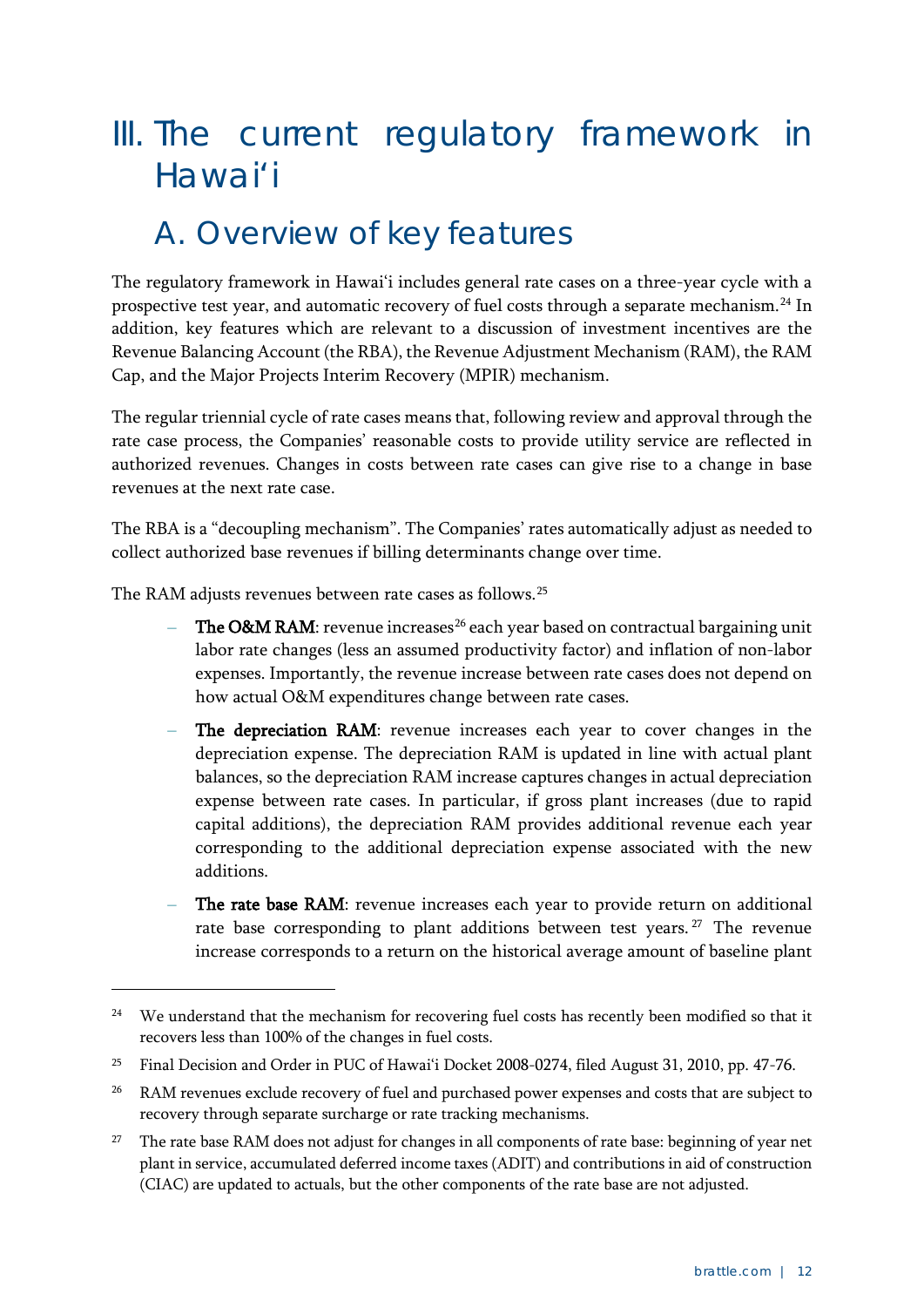# III. The current regulatory framework in Hawai'i

## A. Overview of key features

The regulatory framework in Hawai'i includes general rate cases on a three-year cycle with a prospective test year, and automatic recovery of fuel costs through a separate mechanism.[24] In addition, key features which are relevant to a discussion of investment incentives are the Revenue Balancing Account (the RBA), the Revenue Adjustment Mechanism (RAM), the RAM Cap, and the Major Projects Interim Recovery (MPIR) mechanism.

The regular triennial cycle of rate cases means that, following review and approval through the rate case process, the Companies' reasonable costs to provide utility service are reflected in authorized revenues. Changes in costs between rate cases can give rise to a change in base revenues at the next rate case.

The RBA is a "decoupling mechanism". The Companies' rates automatically adjust as needed to collect authorized base revenues if billing determinants change over time.

The RAM adjusts revenues between rate cases as follows.[25]

- **The O&M RAM**: revenue increases[26] each year based on contractual bargaining unit labor rate changes (less an assumed productivity factor) and inflation of non-labor expenses. Importantly, the revenue increase between rate cases does not depend on how actual O&M expenditures change between rate cases.
- **The depreciation RAM**: revenue increases each year to cover changes in the depreciation expense. The depreciation RAM is updated in line with actual plant balances, so the depreciation RAM increase captures changes in actual depreciation expense between rate cases. In particular, if gross plant increases (due to rapid capital additions), the depreciation RAM provides additional revenue each year corresponding to the additional depreciation expense associated with the new additions.
- **The rate base RAM**: revenue increases each year to provide return on additional rate base corresponding to plant additions between test years.[27] The revenue increase corresponds to a return on the historical average amount of baseline plant

---

[24] We understand that the mechanism for recovering fuel costs has recently been modified so that it recovers less than 100% of the changes in fuel costs.

[25] Final Decision and Order in PUC of Hawai'i Docket 2008-0274, filed August 31, 2010, pp. 47-76.

[26] RAM revenues exclude recovery of fuel and purchased power expenses and costs that are subject to recovery through separate surcharge or rate tracking mechanisms.

[27] The rate base RAM does not adjust for changes in all components of rate base: beginning of year net plant in service, accumulated deferred income taxes (ADIT) and contributions in aid of construction (CIAC) are updated to actuals, but the other components of the rate base are not adjusted.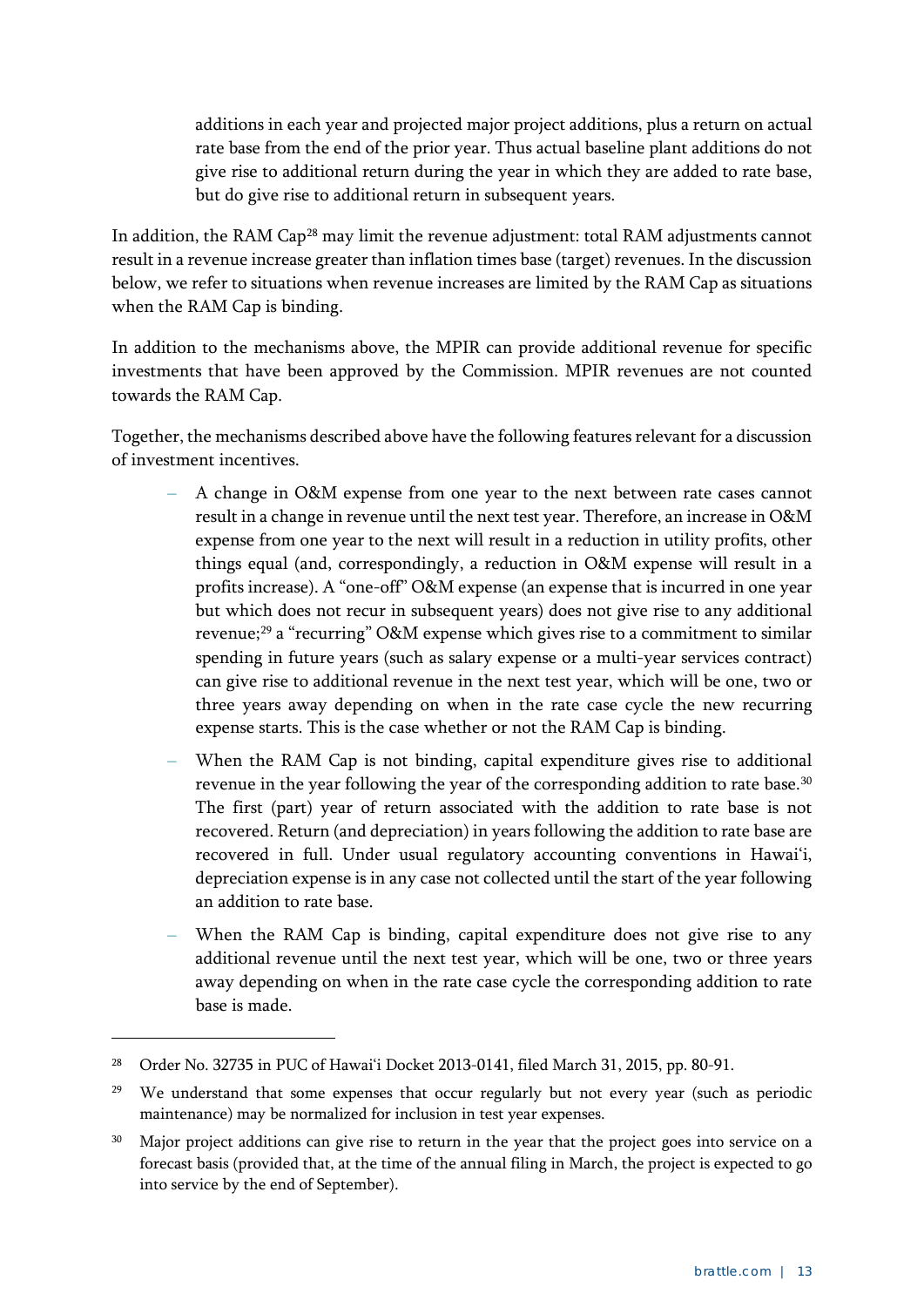additions in each year and projected major project additions, plus a return on actual rate base from the end of the prior year. Thus actual baseline plant additions do not give rise to additional return during the year in which they are added to rate base, but do give rise to additional return in subsequent years.

In addition, the RAM Cap[28] may limit the revenue adjustment: total RAM adjustments cannot result in a revenue increase greater than inflation times base (target) revenues. In the discussion below, we refer to situations when revenue increases are limited by the RAM Cap as situations when the RAM Cap is binding.

In addition to the mechanisms above, the MPIR can provide additional revenue for specific investments that have been approved by the Commission. MPIR revenues are not counted towards the RAM Cap.

Together, the mechanisms described above have the following features relevant for a discussion of investment incentives.

- A change in O&M expense from one year to the next between rate cases cannot result in a change in revenue until the next test year. Therefore, an increase in O&M expense from one year to the next will result in a reduction in utility profits, other things equal (and, correspondingly, a reduction in O&M expense will result in a profits increase). A "one-off" O&M expense (an expense that is incurred in one year but which does not recur in subsequent years) does not give rise to any additional revenue;[29] a "recurring" O&M expense which gives rise to a commitment to similar spending in future years (such as salary expense or a multi-year services contract) can give rise to additional revenue in the next test year, which will be one, two or three years away depending on when in the rate case cycle the new recurring expense starts. This is the case whether or not the RAM Cap is binding.
- When the RAM Cap is not binding, capital expenditure gives rise to additional revenue in the year following the year of the corresponding addition to rate base.[30] The first (part) year of return associated with the addition to rate base is not recovered. Return (and depreciation) in years following the addition to rate base are recovered in full. Under usual regulatory accounting conventions in Hawai'i, depreciation expense is in any case not collected until the start of the year following an addition to rate base.
- When the RAM Cap is binding, capital expenditure does not give rise to any additional revenue until the next test year, which will be one, two or three years away depending on when in the rate case cycle the corresponding addition to rate base is made.

---

[28] Order No. 32735 in PUC of Hawai'i Docket 2013-0141, filed March 31, 2015, pp. 80-91.

[29] We understand that some expenses that occur regularly but not every year (such as periodic maintenance) may be normalized for inclusion in test year expenses.

[30] Major project additions can give rise to return in the year that the project goes into service on a forecast basis (provided that, at the time of the annual filing in March, the project is expected to go into service by the end of September).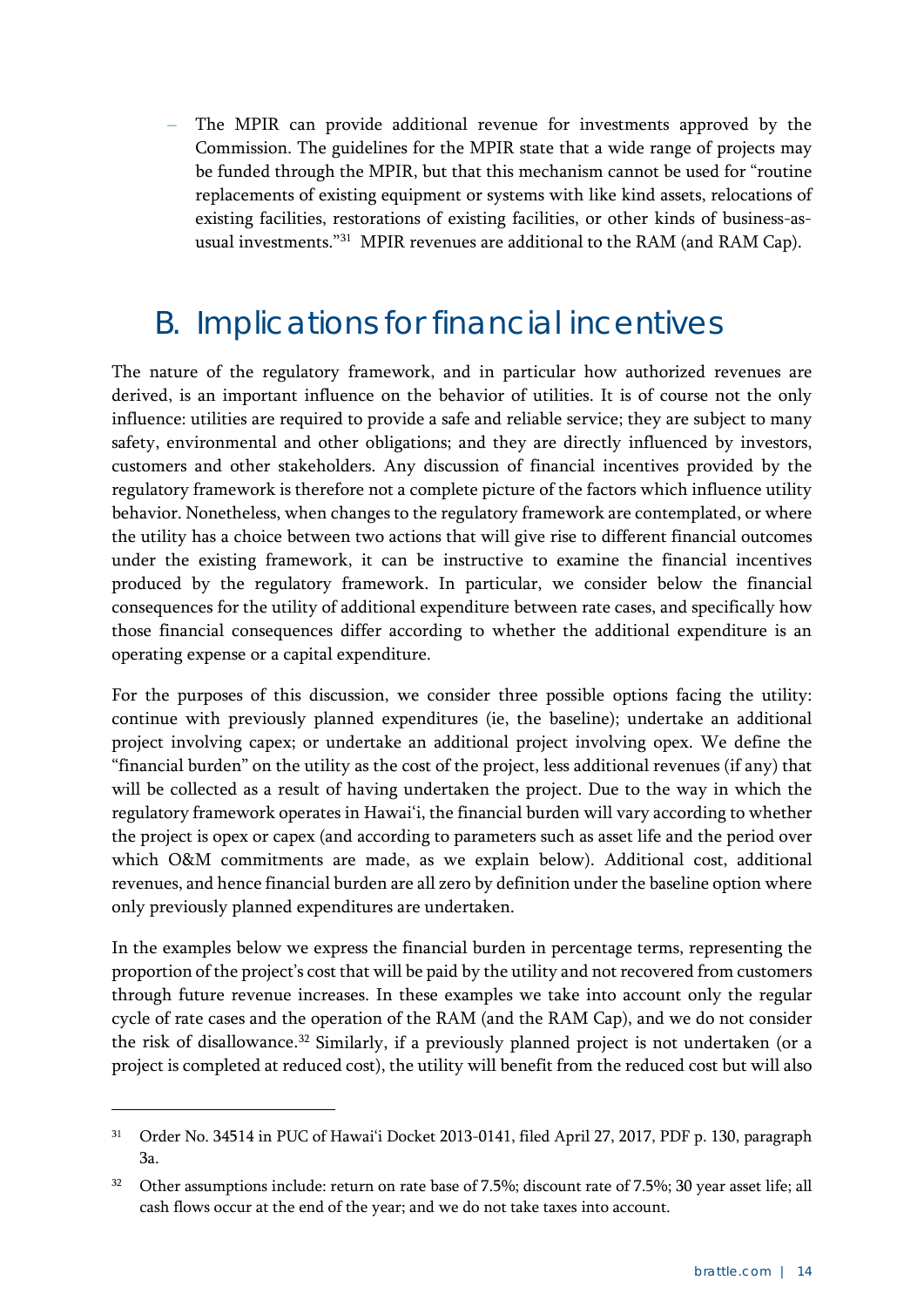– The MPIR can provide additional revenue for investments approved by the Commission. The guidelines for the MPIR state that a wide range of projects may be funded through the MPIR, but that this mechanism cannot be used for "routine replacements of existing equipment or systems with like kind assets, relocations of existing facilities, restorations of existing facilities, or other kinds of business-as-usual investments."[31] MPIR revenues are additional to the RAM (and RAM Cap).

## B. Implications for financial incentives

The nature of the regulatory framework, and in particular how authorized revenues are derived, is an important influence on the behavior of utilities. It is of course not the only influence: utilities are required to provide a safe and reliable service; they are subject to many safety, environmental and other obligations; and they are directly influenced by investors, customers and other stakeholders. Any discussion of financial incentives provided by the regulatory framework is therefore not a complete picture of the factors which influence utility behavior. Nonetheless, when changes to the regulatory framework are contemplated, or where the utility has a choice between two actions that will give rise to different financial outcomes under the existing framework, it can be instructive to examine the financial incentives produced by the regulatory framework. In particular, we consider below the financial consequences for the utility of additional expenditure between rate cases, and specifically how those financial consequences differ according to whether the additional expenditure is an operating expense or a capital expenditure.

For the purposes of this discussion, we consider three possible options facing the utility: continue with previously planned expenditures (ie, the baseline); undertake an additional project involving capex; or undertake an additional project involving opex. We define the "financial burden" on the utility as the cost of the project, less additional revenues (if any) that will be collected as a result of having undertaken the project. Due to the way in which the regulatory framework operates in Hawai'i, the financial burden will vary according to whether the project is opex or capex (and according to parameters such as asset life and the period over which O&M commitments are made, as we explain below). Additional cost, additional revenues, and hence financial burden are all zero by definition under the baseline option where only previously planned expenditures are undertaken.

In the examples below we express the financial burden in percentage terms, representing the proportion of the project's cost that will be paid by the utility and not recovered from customers through future revenue increases. In these examples we take into account only the regular cycle of rate cases and the operation of the RAM (and the RAM Cap), and we do not consider the risk of disallowance.[32] Similarly, if a previously planned project is not undertaken (or a project is completed at reduced cost), the utility will benefit from the reduced cost but will also

---

[31] Order No. 34514 in PUC of Hawai'i Docket 2013-0141, filed April 27, 2017, PDF p. 130, paragraph 3a.

[32] Other assumptions include: return on rate base of 7.5%; discount rate of 7.5%; 30 year asset life; all cash flows occur at the end of the year; and we do not take taxes into account.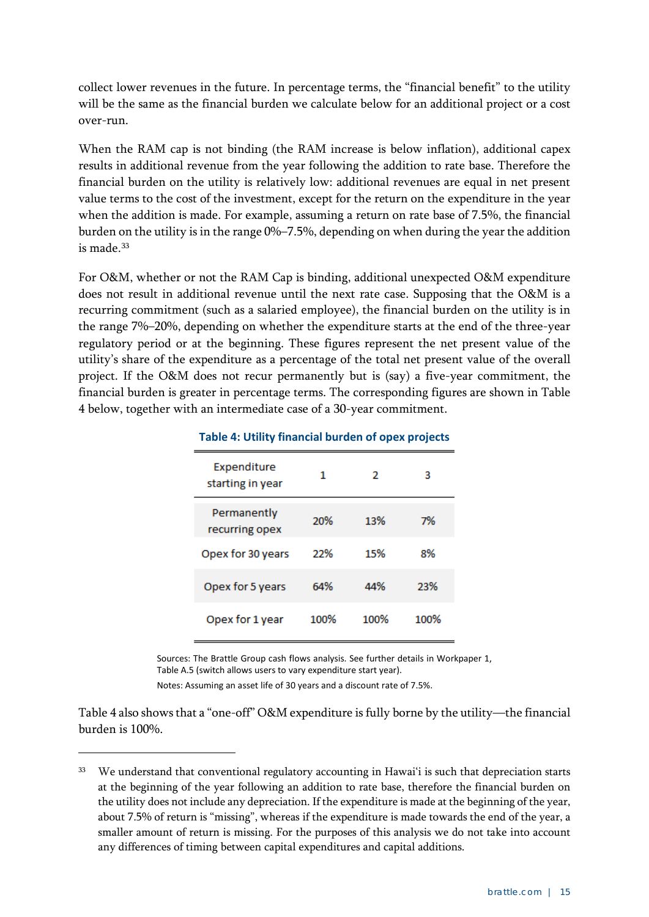collect lower revenues in the future. In percentage terms, the "financial benefit" to the utility will be the same as the financial burden we calculate below for an additional project or a cost over-run.

When the RAM cap is not binding (the RAM increase is below inflation), additional capex results in additional revenue from the year following the addition to rate base. Therefore the financial burden on the utility is relatively low: additional revenues are equal in net present value terms to the cost of the investment, except for the return on the expenditure in the year when the addition is made. For example, assuming a return on rate base of 7.5%, the financial burden on the utility is in the range 0%–7.5%, depending on when during the year the addition is made.[33]

For O&M, whether or not the RAM Cap is binding, additional unexpected O&M expenditure does not result in additional revenue until the next rate case. Supposing that the O&M is a recurring commitment (such as a salaried employee), the financial burden on the utility is in the range 7%–20%, depending on whether the expenditure starts at the end of the three-year regulatory period or at the beginning. These figures represent the net present value of the utility's share of the expenditure as a percentage of the total net present value of the overall project. If the O&M does not recur permanently but is (say) a five-year commitment, the financial burden is greater in percentage terms. The corresponding figures are shown in Table 4 below, together with an intermediate case of a 30-year commitment.

**Table 4: Utility financial burden of opex projects**

| Expenditure starting in year | 1 | 2 | 3 |
|---|---|---|---|
| Permanently recurring opex | 20% | 13% | 7% |
| Opex for 30 years | 22% | 15% | 8% |
| Opex for 5 years | 64% | 44% | 23% |
| Opex for 1 year | 100% | 100% | 100% |

Sources: The Brattle Group cash flows analysis. See further details in Workpaper 1, Table A.5 (switch allows users to vary expenditure start year).

Notes: Assuming an asset life of 30 years and a discount rate of 7.5%.

Table 4 also shows that a "one-off" O&M expenditure is fully borne by the utility—the financial burden is 100%.

---

[33] We understand that conventional regulatory accounting in Hawai'i is such that depreciation starts at the beginning of the year following an addition to rate base, therefore the financial burden on the utility does not include any depreciation. If the expenditure is made at the beginning of the year, about 7.5% of return is "missing", whereas if the expenditure is made towards the end of the year, a smaller amount of return is missing. For the purposes of this analysis we do not take into account any differences of timing between capital expenditures and capital additions.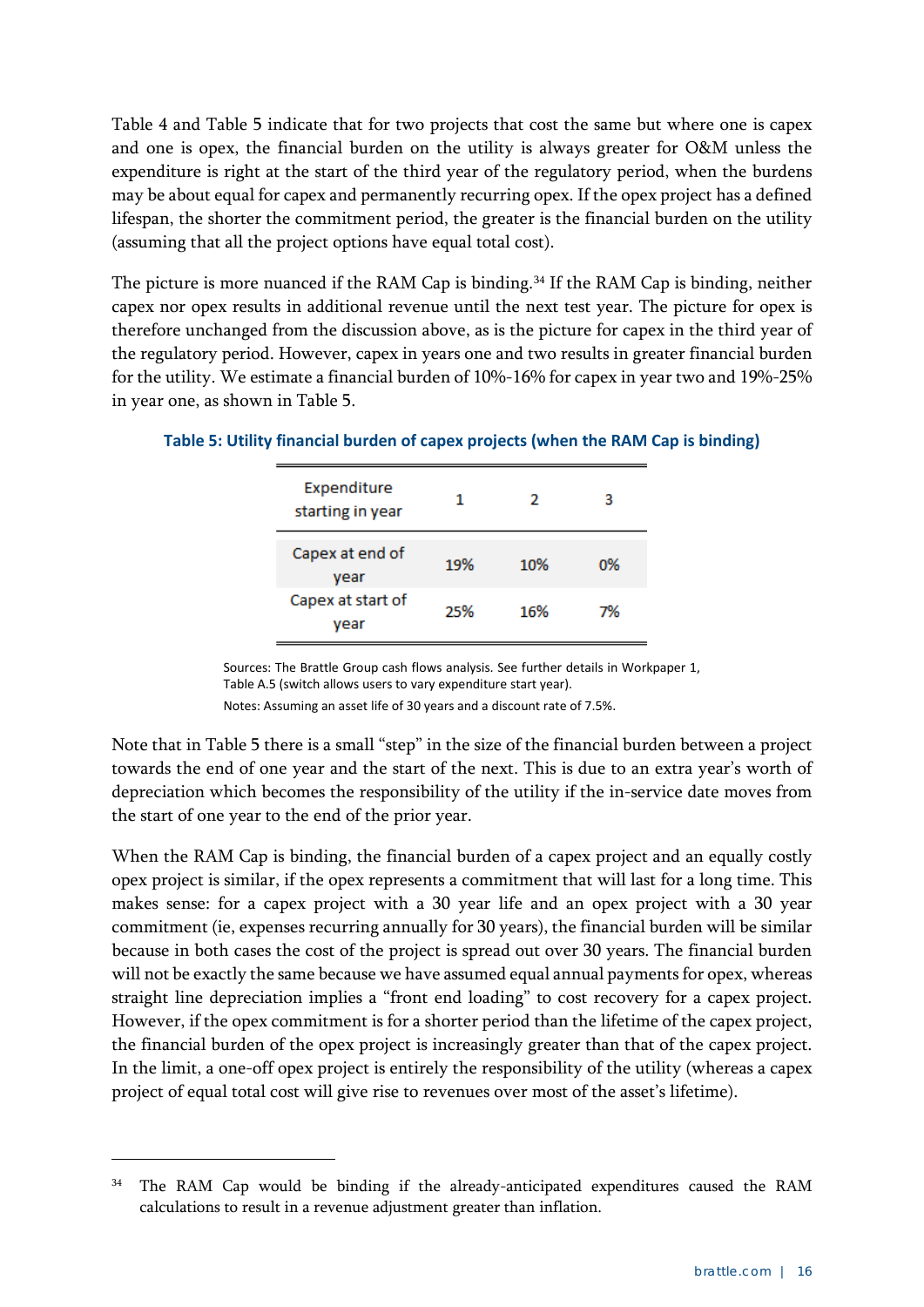Table 4 and Table 5 indicate that for two projects that cost the same but where one is capex and one is opex, the financial burden on the utility is always greater for O&M unless the expenditure is right at the start of the third year of the regulatory period, when the burdens may be about equal for capex and permanently recurring opex. If the opex project has a defined lifespan, the shorter the commitment period, the greater is the financial burden on the utility (assuming that all the project options have equal total cost).

The picture is more nuanced if the RAM Cap is binding.[34] If the RAM Cap is binding, neither capex nor opex results in additional revenue until the next test year. The picture for opex is therefore unchanged from the discussion above, as is the picture for capex in the third year of the regulatory period. However, capex in years one and two results in greater financial burden for the utility. We estimate a financial burden of 10%-16% for capex in year two and 19%-25% in year one, as shown in Table 5.

**Table 5: Utility financial burden of capex projects (when the RAM Cap is binding)**

| Expenditure starting in year | 1 | 2 | 3 |
|---|---|---|---|
| Capex at end of year | 19% | 10% | 0% |
| Capex at start of year | 25% | 16% | 7% |

Sources: The Brattle Group cash flows analysis. See further details in Workpaper 1, Table A.5 (switch allows users to vary expenditure start year).

Notes: Assuming an asset life of 30 years and a discount rate of 7.5%.

Note that in Table 5 there is a small "step" in the size of the financial burden between a project towards the end of one year and the start of the next. This is due to an extra year's worth of depreciation which becomes the responsibility of the utility if the in-service date moves from the start of one year to the end of the prior year.

When the RAM Cap is binding, the financial burden of a capex project and an equally costly opex project is similar, if the opex represents a commitment that will last for a long time. This makes sense: for a capex project with a 30 year life and an opex project with a 30 year commitment (ie, expenses recurring annually for 30 years), the financial burden will be similar because in both cases the cost of the project is spread out over 30 years. The financial burden will not be exactly the same because we have assumed equal annual payments for opex, whereas straight line depreciation implies a "front end loading" to cost recovery for a capex project. However, if the opex commitment is for a shorter period than the lifetime of the capex project, the financial burden of the opex project is increasingly greater than that of the capex project. In the limit, a one-off opex project is entirely the responsibility of the utility (whereas a capex project of equal total cost will give rise to revenues over most of the asset's lifetime).

---

[34] The RAM Cap would be binding if the already-anticipated expenditures caused the RAM calculations to result in a revenue adjustment greater than inflation.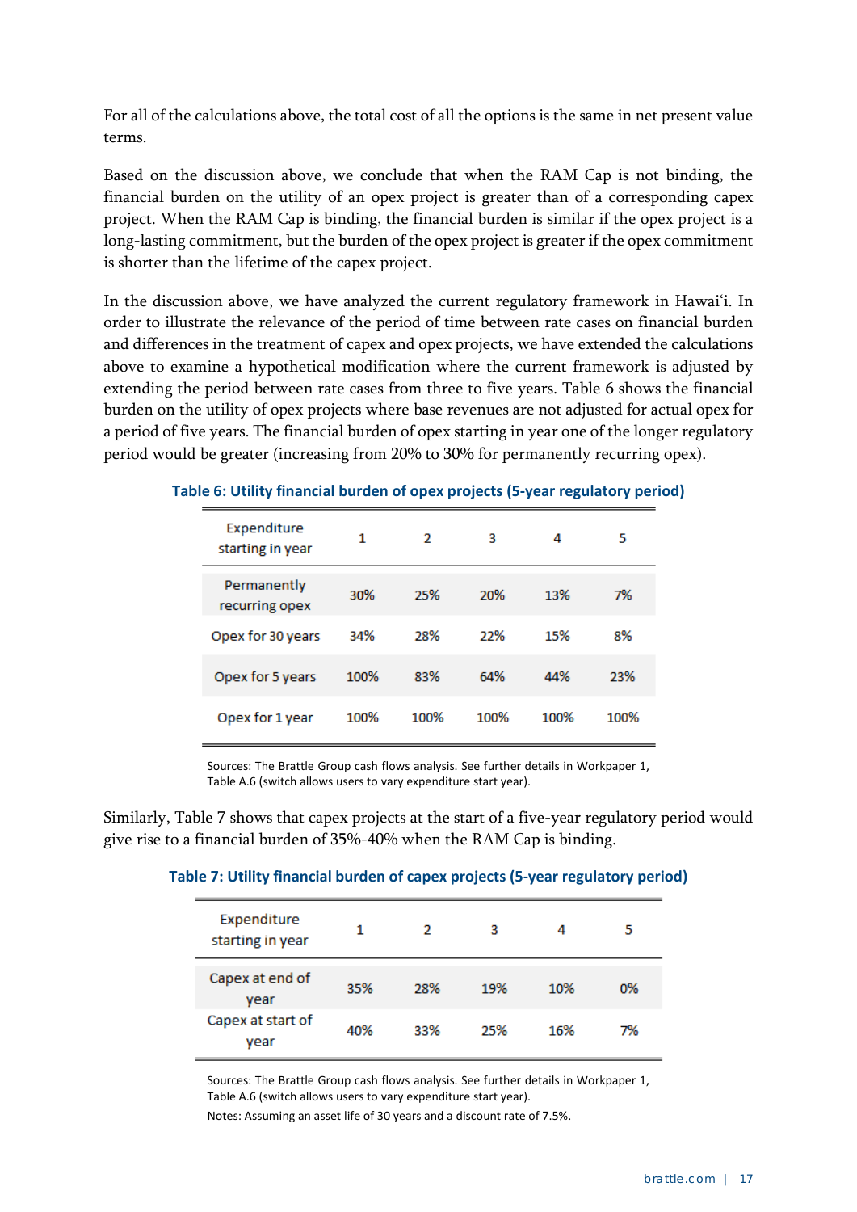For all of the calculations above, the total cost of all the options is the same in net present value terms.

Based on the discussion above, we conclude that when the RAM Cap is not binding, the financial burden on the utility of an opex project is greater than of a corresponding capex project. When the RAM Cap is binding, the financial burden is similar if the opex project is a long-lasting commitment, but the burden of the opex project is greater if the opex commitment is shorter than the lifetime of the capex project.

In the discussion above, we have analyzed the current regulatory framework in Hawai'i. In order to illustrate the relevance of the period of time between rate cases on financial burden and differences in the treatment of capex and opex projects, we have extended the calculations above to examine a hypothetical modification where the current framework is adjusted by extending the period between rate cases from three to five years. Table 6 shows the financial burden on the utility of opex projects where base revenues are not adjusted for actual opex for a period of five years. The financial burden of opex starting in year one of the longer regulatory period would be greater (increasing from 20% to 30% for permanently recurring opex).

**Table 6: Utility financial burden of opex projects (5-year regulatory period)**

| Expenditure starting in year | 1 | 2 | 3 | 4 | 5 |
|---|---|---|---|---|---|
| Permanently recurring opex | 30% | 25% | 20% | 13% | 7% |
| Opex for 30 years | 34% | 28% | 22% | 15% | 8% |
| Opex for 5 years | 100% | 83% | 64% | 44% | 23% |
| Opex for 1 year | 100% | 100% | 100% | 100% | 100% |

Sources: The Brattle Group cash flows analysis. See further details in Workpaper 1, Table A.6 (switch allows users to vary expenditure start year).

Similarly, Table 7 shows that capex projects at the start of a five-year regulatory period would give rise to a financial burden of 35%-40% when the RAM Cap is binding.

**Table 7: Utility financial burden of capex projects (5-year regulatory period)**

| Expenditure starting in year | 1 | 2 | 3 | 4 | 5 |
|---|---|---|---|---|---|
| Capex at end of year | 35% | 28% | 19% | 10% | 0% |
| Capex at start of year | 40% | 33% | 25% | 16% | 7% |

Sources: The Brattle Group cash flows analysis. See further details in Workpaper 1, Table A.6 (switch allows users to vary expenditure start year).

Notes: Assuming an asset life of 30 years and a discount rate of 7.5%.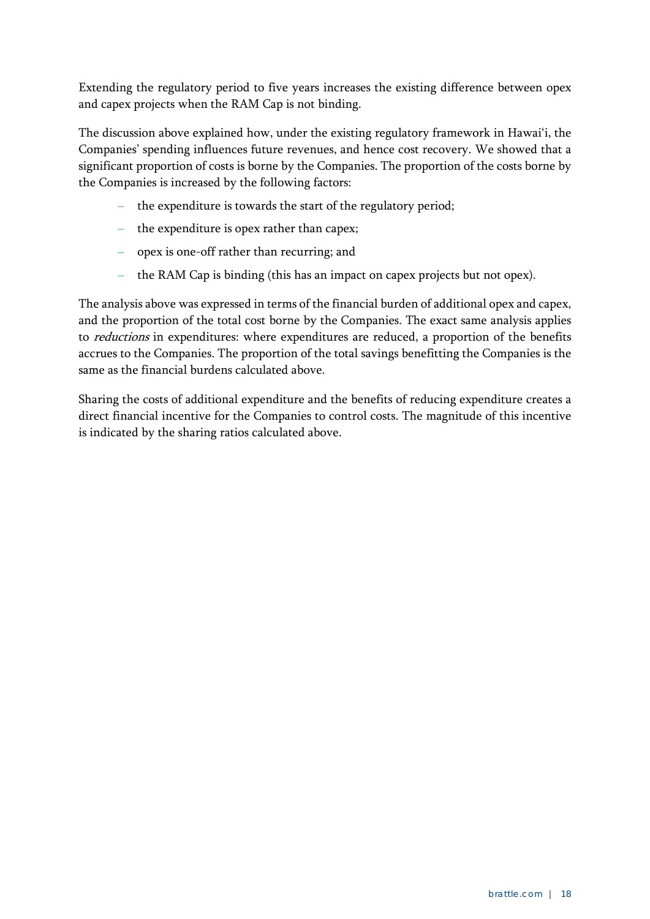Extending the regulatory period to five years increases the existing difference between opex and capex projects when the RAM Cap is not binding.

The discussion above explained how, under the existing regulatory framework in Hawai'i, the Companies' spending influences future revenues, and hence cost recovery. We showed that a significant proportion of costs is borne by the Companies. The proportion of the costs borne by the Companies is increased by the following factors:

- the expenditure is towards the start of the regulatory period;
- the expenditure is opex rather than capex;
- opex is one-off rather than recurring; and
- the RAM Cap is binding (this has an impact on capex projects but not opex).

The analysis above was expressed in terms of the financial burden of additional opex and capex, and the proportion of the total cost borne by the Companies. The exact same analysis applies to *reductions* in expenditures: where expenditures are reduced, a proportion of the benefits accrues to the Companies. The proportion of the total savings benefitting the Companies is the same as the financial burdens calculated above.

Sharing the costs of additional expenditure and the benefits of reducing expenditure creates a direct financial incentive for the Companies to control costs. The magnitude of this incentive is indicated by the sharing ratios calculated above.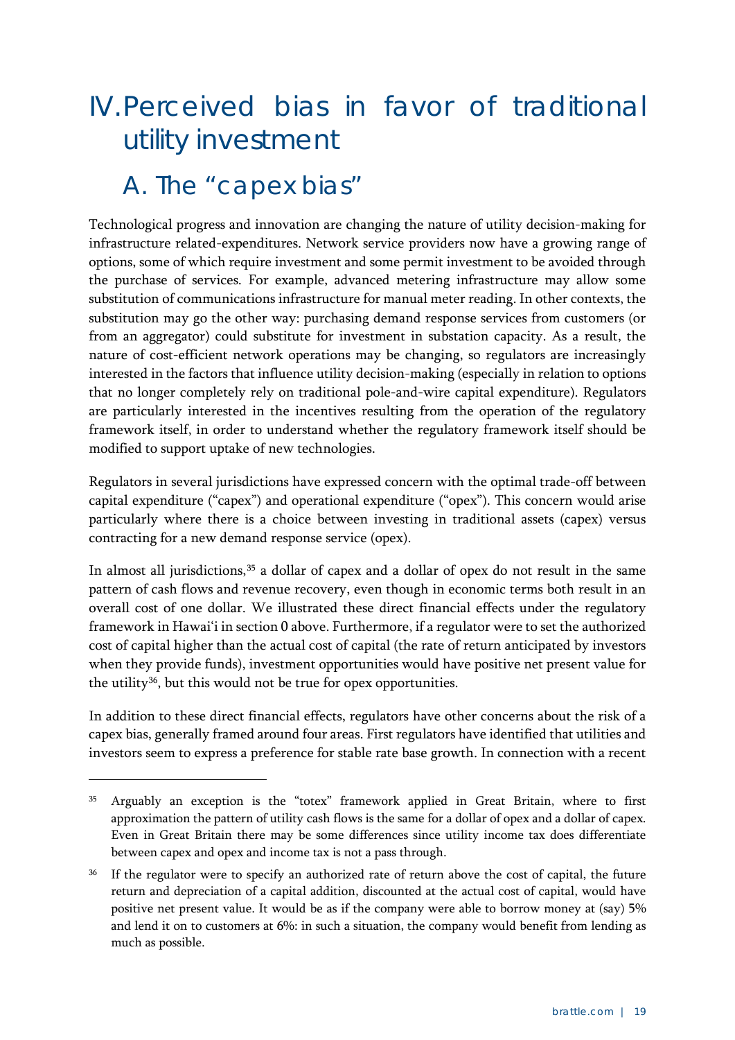# IV. Perceived bias in favor of traditional utility investment

## A. The "capex bias"

Technological progress and innovation are changing the nature of utility decision-making for infrastructure related-expenditures. Network service providers now have a growing range of options, some of which require investment and some permit investment to be avoided through the purchase of services. For example, advanced metering infrastructure may allow some substitution of communications infrastructure for manual meter reading. In other contexts, the substitution may go the other way: purchasing demand response services from customers (or from an aggregator) could substitute for investment in substation capacity. As a result, the nature of cost-efficient network operations may be changing, so regulators are increasingly interested in the factors that influence utility decision-making (especially in relation to options that no longer completely rely on traditional pole-and-wire capital expenditure). Regulators are particularly interested in the incentives resulting from the operation of the regulatory framework itself, in order to understand whether the regulatory framework itself should be modified to support uptake of new technologies.

Regulators in several jurisdictions have expressed concern with the optimal trade-off between capital expenditure ("capex") and operational expenditure ("opex"). This concern would arise particularly where there is a choice between investing in traditional assets (capex) versus contracting for a new demand response service (opex).

In almost all jurisdictions,[35] a dollar of capex and a dollar of opex do not result in the same pattern of cash flows and revenue recovery, even though in economic terms both result in an overall cost of one dollar. We illustrated these direct financial effects under the regulatory framework in Hawai'i in section 0 above. Furthermore, if a regulator were to set the authorized cost of capital higher than the actual cost of capital (the rate of return anticipated by investors when they provide funds), investment opportunities would have positive net present value for the utility[36], but this would not be true for opex opportunities.

In addition to these direct financial effects, regulators have other concerns about the risk of a capex bias, generally framed around four areas. First regulators have identified that utilities and investors seem to express a preference for stable rate base growth. In connection with a recent

---

[35] Arguably an exception is the "totex" framework applied in Great Britain, where to first approximation the pattern of utility cash flows is the same for a dollar of opex and a dollar of capex. Even in Great Britain there may be some differences since utility income tax does differentiate between capex and opex and income tax is not a pass through.

[36] If the regulator were to specify an authorized rate of return above the cost of capital, the future return and depreciation of a capital addition, discounted at the actual cost of capital, would have positive net present value. It would be as if the company were able to borrow money at (say) 5% and lend it on to customers at 6%: in such a situation, the company would benefit from lending as much as possible.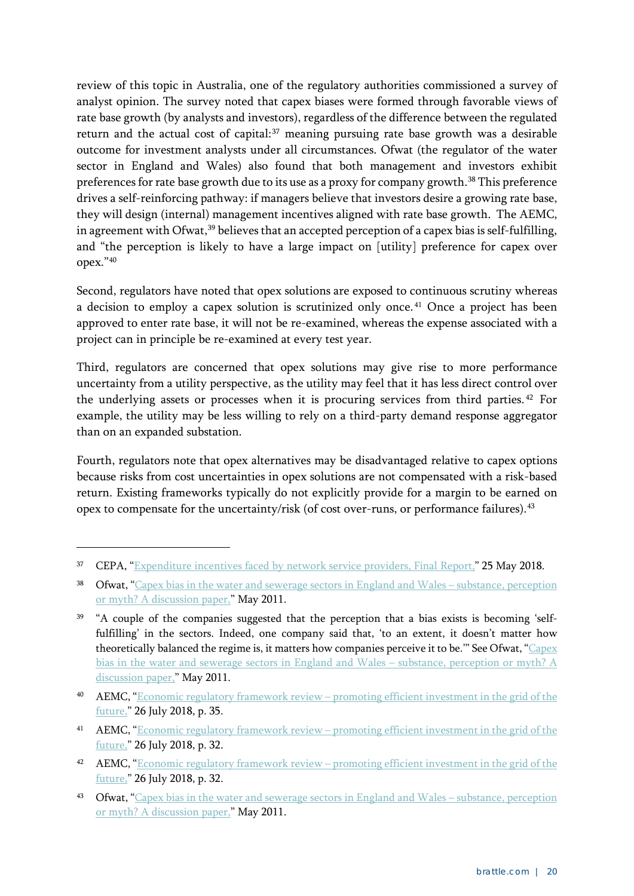review of this topic in Australia, one of the regulatory authorities commissioned a survey of analyst opinion. The survey noted that capex biases were formed through favorable views of rate base growth (by analysts and investors), regardless of the difference between the regulated return and the actual cost of capital:[37] meaning pursuing rate base growth was a desirable outcome for investment analysts under all circumstances. Ofwat (the regulator of the water sector in England and Wales) also found that both management and investors exhibit preferences for rate base growth due to its use as a proxy for company growth.[38] This preference drives a self-reinforcing pathway: if managers believe that investors desire a growing rate base, they will design (internal) management incentives aligned with rate base growth. The AEMC, in agreement with Ofwat,[39] believes that an accepted perception of a capex bias is self-fulfilling, and "the perception is likely to have a large impact on [utility] preference for capex over opex."[40]

Second, regulators have noted that opex solutions are exposed to continuous scrutiny whereas a decision to employ a capex solution is scrutinized only once.[41] Once a project has been approved to enter rate base, it will not be re-examined, whereas the expense associated with a project can in principle be re-examined at every test year.

Third, regulators are concerned that opex solutions may give rise to more performance uncertainty from a utility perspective, as the utility may feel that it has less direct control over the underlying assets or processes when it is procuring services from third parties.[42] For example, the utility may be less willing to rely on a third-party demand response aggregator than on an expanded substation.

Fourth, regulators note that opex alternatives may be disadvantaged relative to capex options because risks from cost uncertainties in opex solutions are not compensated with a risk-based return. Existing frameworks typically do not explicitly provide for a margin to be earned on opex to compensate for the uncertainty/risk (of cost over-runs, or performance failures).[43]

---

[37] CEPA, "Expenditure incentives faced by network service providers, Final Report," 25 May 2018.

[38] Ofwat, "Capex bias in the water and sewerage sectors in England and Wales – substance, perception or myth? A discussion paper," May 2011.

[39] "A couple of the companies suggested that the perception that a bias exists is becoming 'self-fulfilling' in the sectors. Indeed, one company said that, 'to an extent, it doesn't matter how theoretically balanced the regime is, it matters how companies perceive it to be.'" See Ofwat, "Capex bias in the water and sewerage sectors in England and Wales – substance, perception or myth? A discussion paper," May 2011.

[40] AEMC, "Economic regulatory framework review – promoting efficient investment in the grid of the future," 26 July 2018, p. 35.

[41] AEMC, "Economic regulatory framework review – promoting efficient investment in the grid of the future," 26 July 2018, p. 32.

[42] AEMC, "Economic regulatory framework review – promoting efficient investment in the grid of the future," 26 July 2018, p. 32.

[43] Ofwat, "Capex bias in the water and sewerage sectors in England and Wales – substance, perception or myth? A discussion paper," May 2011.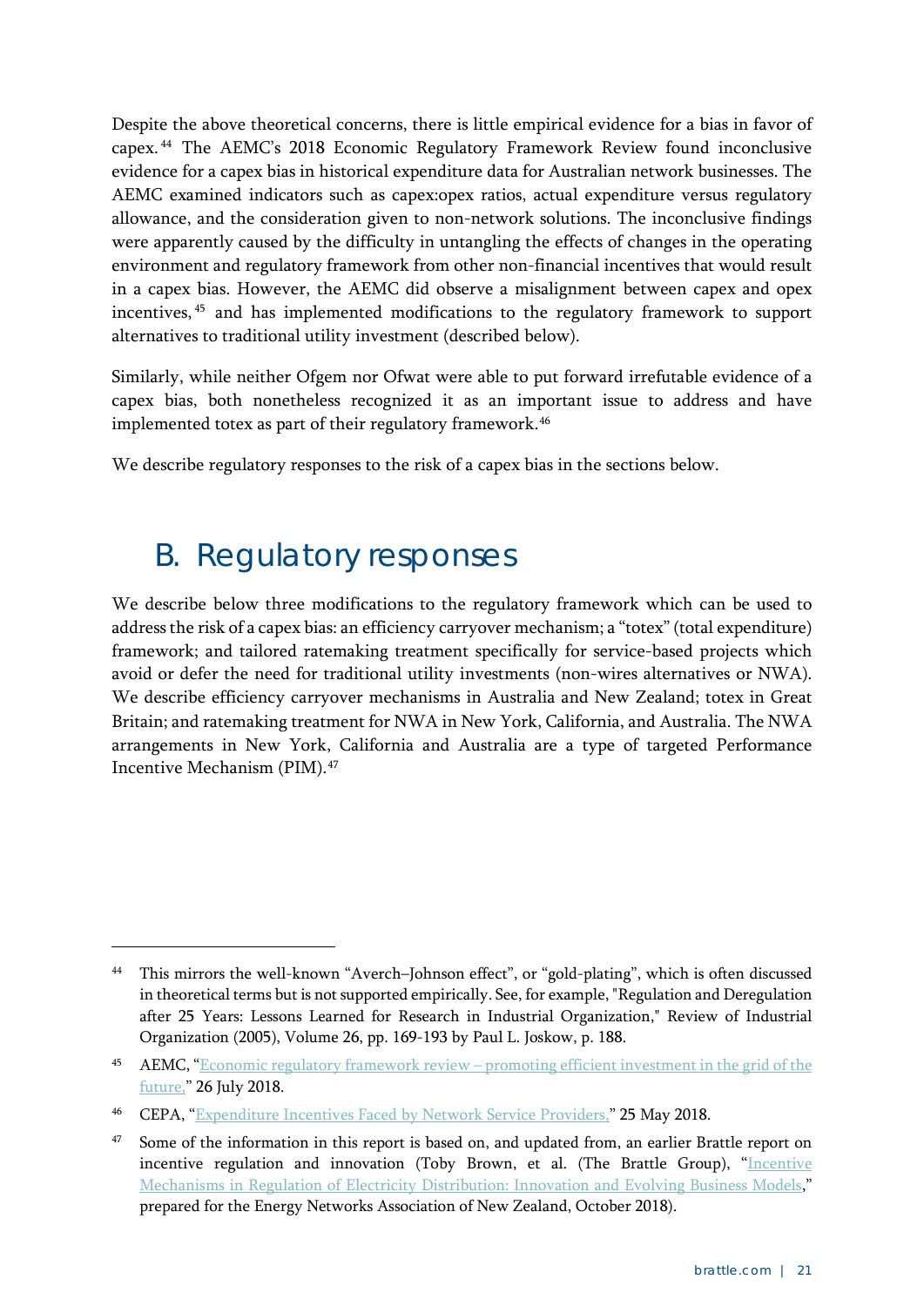Despite the above theoretical concerns, there is little empirical evidence for a bias in favor of capex.[44] The AEMC's 2018 Economic Regulatory Framework Review found inconclusive evidence for a capex bias in historical expenditure data for Australian network businesses. The AEMC examined indicators such as capex:opex ratios, actual expenditure versus regulatory allowance, and the consideration given to non-network solutions. The inconclusive findings were apparently caused by the difficulty in untangling the effects of changes in the operating environment and regulatory framework from other non-financial incentives that would result in a capex bias. However, the AEMC did observe a misalignment between capex and opex incentives,[45] and has implemented modifications to the regulatory framework to support alternatives to traditional utility investment (described below).

Similarly, while neither Ofgem nor Ofwat were able to put forward irrefutable evidence of a capex bias, both nonetheless recognized it as an important issue to address and have implemented totex as part of their regulatory framework.[46]

We describe regulatory responses to the risk of a capex bias in the sections below.

## B. Regulatory responses

We describe below three modifications to the regulatory framework which can be used to address the risk of a capex bias: an efficiency carryover mechanism; a "totex" (total expenditure) framework; and tailored ratemaking treatment specifically for service-based projects which avoid or defer the need for traditional utility investments (non-wires alternatives or NWA). We describe efficiency carryover mechanisms in Australia and New Zealand; totex in Great Britain; and ratemaking treatment for NWA in New York, California, and Australia. The NWA arrangements in New York, California and Australia are a type of targeted Performance Incentive Mechanism (PIM).[47]

---

[44] This mirrors the well-known "Averch–Johnson effect", or "gold-plating", which is often discussed in theoretical terms but is not supported empirically. See, for example, "Regulation and Deregulation after 25 Years: Lessons Learned for Research in Industrial Organization," Review of Industrial Organization (2005), Volume 26, pp. 169-193 by Paul L. Joskow, p. 188.

[45] AEMC, "Economic regulatory framework review – promoting efficient investment in the grid of the future," 26 July 2018.

[46] CEPA, "Expenditure Incentives Faced by Network Service Providers," 25 May 2018.

[47] Some of the information in this report is based on, and updated from, an earlier Brattle report on incentive regulation and innovation (Toby Brown, et al. (The Brattle Group), "Incentive Mechanisms in Regulation of Electricity Distribution: Innovation and Evolving Business Models," prepared for the Energy Networks Association of New Zealand, October 2018).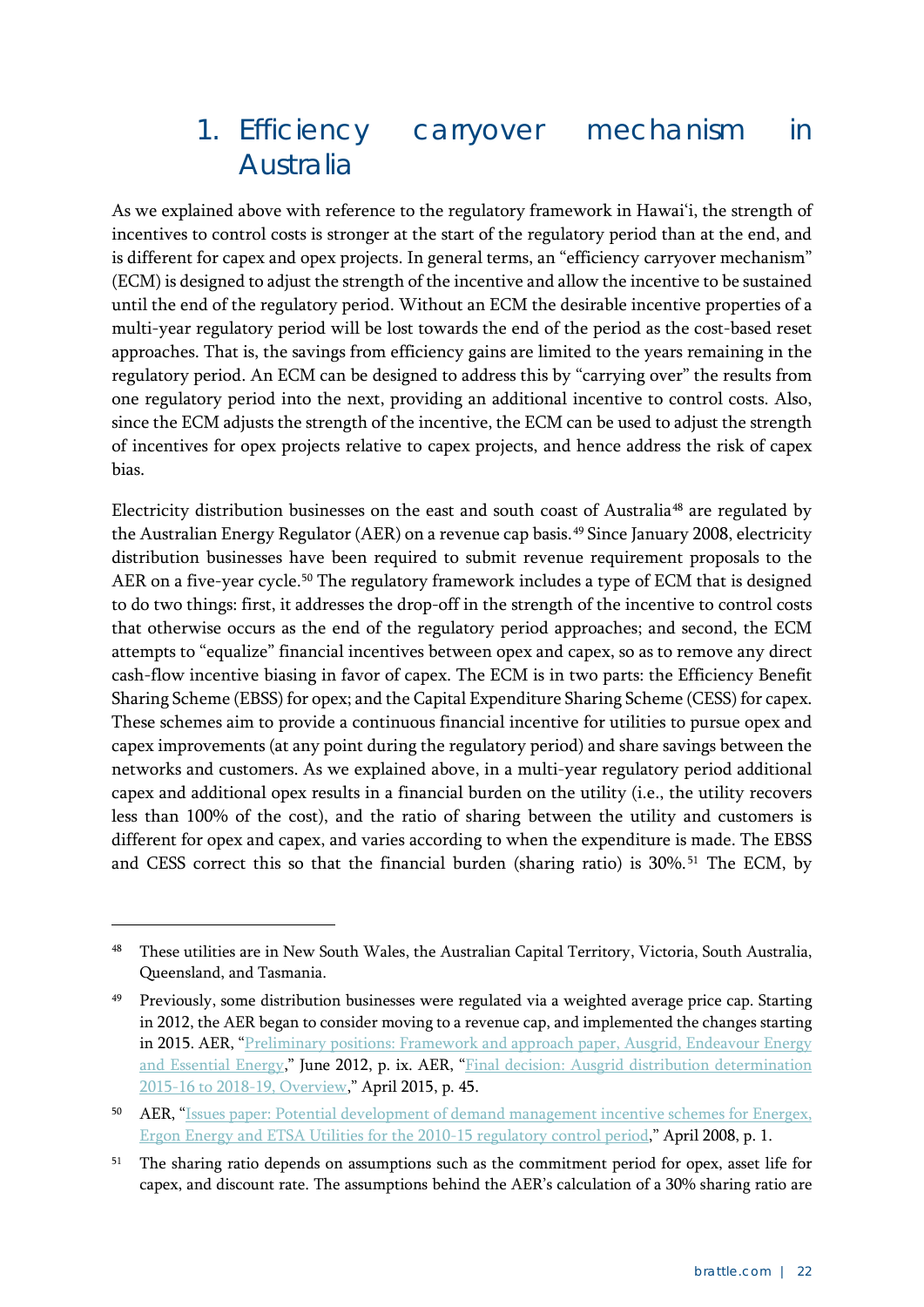# 1. Efficiency carryover mechanism in Australia

As we explained above with reference to the regulatory framework in Hawai'i, the strength of incentives to control costs is stronger at the start of the regulatory period than at the end, and is different for capex and opex projects. In general terms, an "efficiency carryover mechanism" (ECM) is designed to adjust the strength of the incentive and allow the incentive to be sustained until the end of the regulatory period. Without an ECM the desirable incentive properties of a multi-year regulatory period will be lost towards the end of the period as the cost-based reset approaches. That is, the savings from efficiency gains are limited to the years remaining in the regulatory period. An ECM can be designed to address this by "carrying over" the results from one regulatory period into the next, providing an additional incentive to control costs. Also, since the ECM adjusts the strength of the incentive, the ECM can be used to adjust the strength of incentives for opex projects relative to capex projects, and hence address the risk of capex bias.

Electricity distribution businesses on the east and south coast of Australia[48] are regulated by the Australian Energy Regulator (AER) on a revenue cap basis.[49] Since January 2008, electricity distribution businesses have been required to submit revenue requirement proposals to the AER on a five-year cycle.[50] The regulatory framework includes a type of ECM that is designed to do two things: first, it addresses the drop-off in the strength of the incentive to control costs that otherwise occurs as the end of the regulatory period approaches; and second, the ECM attempts to "equalize" financial incentives between opex and capex, so as to remove any direct cash-flow incentive biasing in favor of capex. The ECM is in two parts: the Efficiency Benefit Sharing Scheme (EBSS) for opex; and the Capital Expenditure Sharing Scheme (CESS) for capex. These schemes aim to provide a continuous financial incentive for utilities to pursue opex and capex improvements (at any point during the regulatory period) and share savings between the networks and customers. As we explained above, in a multi-year regulatory period additional capex and additional opex results in a financial burden on the utility (i.e., the utility recovers less than 100% of the cost), and the ratio of sharing between the utility and customers is different for opex and capex, and varies according to when the expenditure is made. The EBSS and CESS correct this so that the financial burden (sharing ratio) is 30%.[51] The ECM, by

---

[48] These utilities are in New South Wales, the Australian Capital Territory, Victoria, South Australia, Queensland, and Tasmania.

[49] Previously, some distribution businesses were regulated via a weighted average price cap. Starting in 2012, the AER began to consider moving to a revenue cap, and implemented the changes starting in 2015. AER, "Preliminary positions: Framework and approach paper, Ausgrid, Endeavour Energy and Essential Energy," June 2012, p. ix. AER, "Final decision: Ausgrid distribution determination 2015-16 to 2018-19, Overview," April 2015, p. 45.

[50] AER, "Issues paper: Potential development of demand management incentive schemes for Energex, Ergon Energy and ETSA Utilities for the 2010-15 regulatory control period," April 2008, p. 1.

[51] The sharing ratio depends on assumptions such as the commitment period for opex, asset life for capex, and discount rate. The assumptions behind the AER's calculation of a 30% sharing ratio are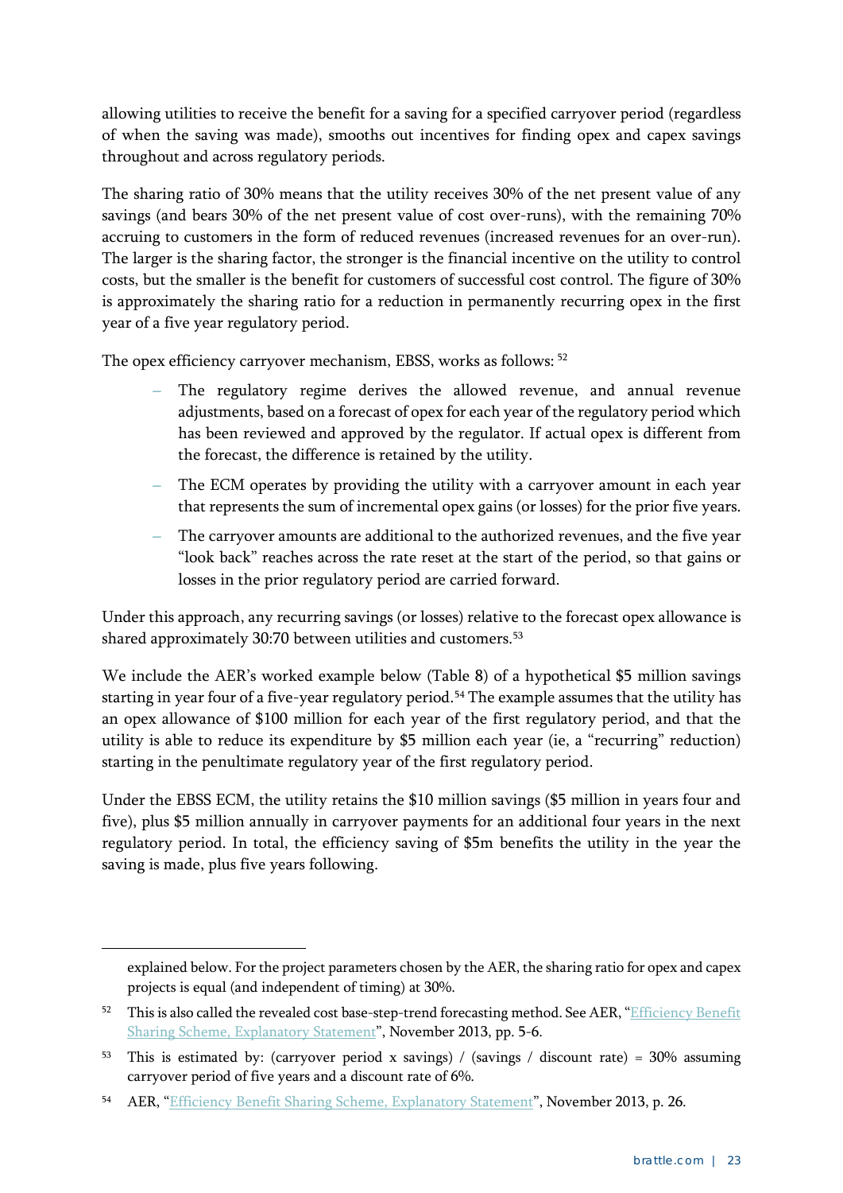allowing utilities to receive the benefit for a saving for a specified carryover period (regardless of when the saving was made), smooths out incentives for finding opex and capex savings throughout and across regulatory periods.

The sharing ratio of 30% means that the utility receives 30% of the net present value of any savings (and bears 30% of the net present value of cost over-runs), with the remaining 70% accruing to customers in the form of reduced revenues (increased revenues for an over-run). The larger is the sharing factor, the stronger is the financial incentive on the utility to control costs, but the smaller is the benefit for customers of successful cost control. The figure of 30% is approximately the sharing ratio for a reduction in permanently recurring opex in the first year of a five year regulatory period.

The opex efficiency carryover mechanism, EBSS, works as follows: [52]

- The regulatory regime derives the allowed revenue, and annual revenue adjustments, based on a forecast of opex for each year of the regulatory period which has been reviewed and approved by the regulator. If actual opex is different from the forecast, the difference is retained by the utility.
- The ECM operates by providing the utility with a carryover amount in each year that represents the sum of incremental opex gains (or losses) for the prior five years.
- The carryover amounts are additional to the authorized revenues, and the five year "look back" reaches across the rate reset at the start of the period, so that gains or losses in the prior regulatory period are carried forward.

Under this approach, any recurring savings (or losses) relative to the forecast opex allowance is shared approximately 30:70 between utilities and customers.[53]

We include the AER's worked example below (Table 8) of a hypothetical $5 million savings starting in year four of a five-year regulatory period.[54] The example assumes that the utility has an opex allowance of $100 million for each year of the first regulatory period, and that the utility is able to reduce its expenditure by $5 million each year (ie, a "recurring" reduction) starting in the penultimate regulatory year of the first regulatory period.

Under the EBSS ECM, the utility retains the $10 million savings ($5 million in years four and five), plus $5 million annually in carryover payments for an additional four years in the next regulatory period. In total, the efficiency saving of $5m benefits the utility in the year the saving is made, plus five years following.

---

explained below. For the project parameters chosen by the AER, the sharing ratio for opex and capex projects is equal (and independent of timing) at 30%.

[52] This is also called the revealed cost base-step-trend forecasting method. See AER, "Efficiency Benefit Sharing Scheme, Explanatory Statement", November 2013, pp. 5-6.

[53] This is estimated by: (carryover period x savings) / (savings / discount rate) = 30% assuming carryover period of five years and a discount rate of 6%.

[54] AER, "Efficiency Benefit Sharing Scheme, Explanatory Statement", November 2013, p. 26.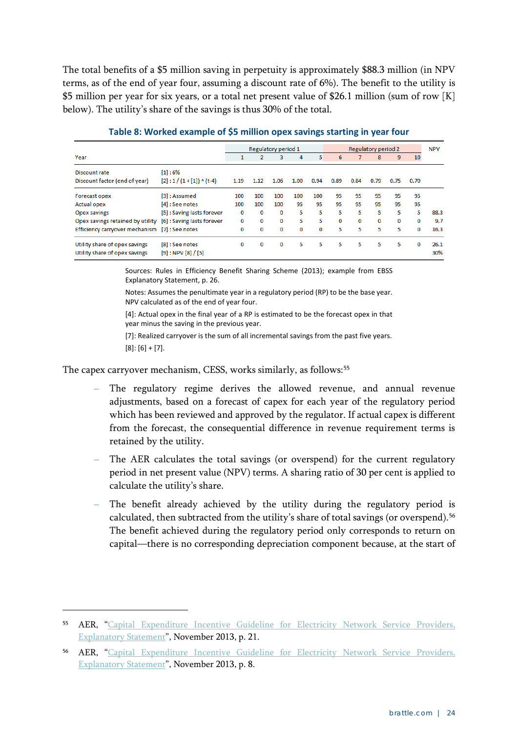The total benefits of a $5 million saving in perpetuity is approximately $88.3 million (in NPV terms, as of the end of year four, assuming a discount rate of 6%). The benefit to the utility is $5 million per year for six years, or a total net present value of $26.1 million (sum of row [K] below). The utility's share of the savings is thus 30% of the total.

**Table 8: Worked example of $5 million opex savings starting in year four**

| | | Regulatory period 1 | | | | | Regulatory period 2 | | | | | NPV |
|---|---|---|---|---|---|---|---|---|---|---|---|---|
| Year | | 1 | 2 | 3 | 4 | 5 | 6 | 7 | 8 | 9 | 10 | |
| Discount rate | [1] : 6% | | | | | | | | | | | |
| Discount factor (end of year) | [2] : 1 / (1 + [1]) ^ (t-4) | 1.19 | 1.12 | 1.06 | 1.00 | 0.94 | 0.89 | 0.84 | 0.79 | 0.75 | 0.70 | |
| Forecast opex | [3] : Assumed | 100 | 100 | 100 | 100 | 100 | 95 | 95 | 95 | 95 | 95 | |
| Actual opex | [4] : See notes | 100 | 100 | 100 | 95 | 95 | 95 | 95 | 95 | 95 | 95 | |
| Opex savings | [5] : Saving lasts forever | 0 | 0 | 0 | 5 | 5 | 5 | 5 | 5 | 5 | 5 | 88.3 |
| Opex savings retained by utility | [6] : Saving lasts forever | 0 | 0 | 0 | 5 | 5 | 0 | 0 | 0 | 0 | 0 | 9.7 |
| Efficiency carryover mechanism | [7] : See notes | 0 | 0 | 0 | 0 | 0 | 5 | 5 | 5 | 5 | 0 | 16.3 |
| Utility share of opex savings | [8] : See notes | 0 | 0 | 0 | 5 | 5 | 5 | 5 | 5 | 5 | 0 | 26.1 |
| Utility share of opex savings | [9] : NPV [8] / [5] | | | | | | | | | | | 30% |

Sources: Rules in Efficiency Benefit Sharing Scheme (2013); example from EBSS Explanatory Statement, p. 26.

Notes: Assumes the penultimate year in a regulatory period (RP) to be the base year. NPV calculated as of the end of year four.

[4]: Actual opex in the final year of a RP is estimated to be the forecast opex in that year minus the saving in the previous year.

[7]: Realized carryover is the sum of all incremental savings from the past five years.

[8]: [6] + [7].

The capex carryover mechanism, CESS, works similarly, as follows:[55]

- The regulatory regime derives the allowed revenue, and annual revenue adjustments, based on a forecast of capex for each year of the regulatory period which has been reviewed and approved by the regulator. If actual capex is different from the forecast, the consequential difference in revenue requirement terms is retained by the utility.
- The AER calculates the total savings (or overspend) for the current regulatory period in net present value (NPV) terms. A sharing ratio of 30 per cent is applied to calculate the utility's share.
- The benefit already achieved by the utility during the regulatory period is calculated, then subtracted from the utility's share of total savings (or overspend).[56] The benefit achieved during the regulatory period only corresponds to return on capital—there is no corresponding depreciation component because, at the start of

---

[55] AER, "Capital Expenditure Incentive Guideline for Electricity Network Service Providers, Explanatory Statement", November 2013, p. 21.

[56] AER, "Capital Expenditure Incentive Guideline for Electricity Network Service Providers, Explanatory Statement", November 2013, p. 8.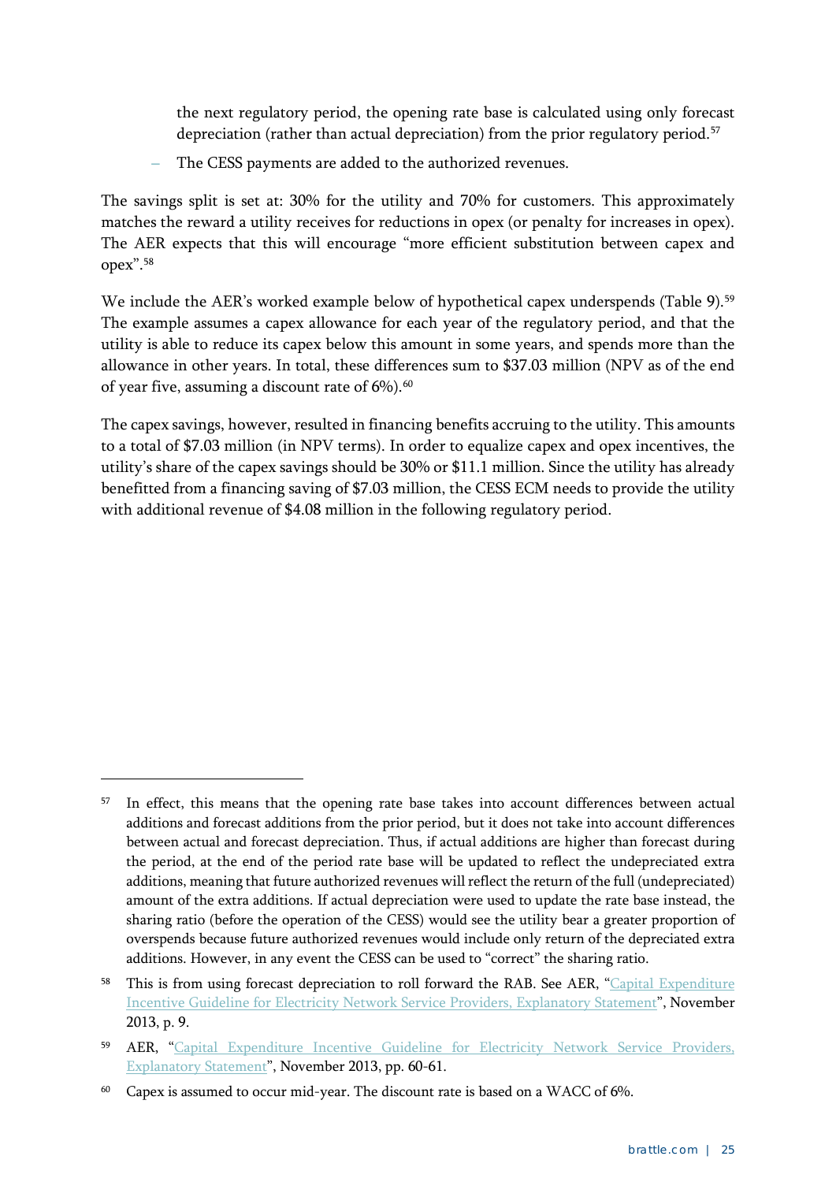the next regulatory period, the opening rate base is calculated using only forecast depreciation (rather than actual depreciation) from the prior regulatory period.[57]

– The CESS payments are added to the authorized revenues.

The savings split is set at: 30% for the utility and 70% for customers. This approximately matches the reward a utility receives for reductions in opex (or penalty for increases in opex). The AER expects that this will encourage "more efficient substitution between capex and opex".[58]

We include the AER's worked example below of hypothetical capex underspends (Table 9).[59] The example assumes a capex allowance for each year of the regulatory period, and that the utility is able to reduce its capex below this amount in some years, and spends more than the allowance in other years. In total, these differences sum to $37.03 million (NPV as of the end of year five, assuming a discount rate of 6%).[60]

The capex savings, however, resulted in financing benefits accruing to the utility. This amounts to a total of $7.03 million (in NPV terms). In order to equalize capex and opex incentives, the utility's share of the capex savings should be 30% or $11.1 million. Since the utility has already benefitted from a financing saving of $7.03 million, the CESS ECM needs to provide the utility with additional revenue of $4.08 million in the following regulatory period.

---

[57] In effect, this means that the opening rate base takes into account differences between actual additions and forecast additions from the prior period, but it does not take into account differences between actual and forecast depreciation. Thus, if actual additions are higher than forecast during the period, at the end of the period rate base will be updated to reflect the undepreciated extra additions, meaning that future authorized revenues will reflect the return of the full (undepreciated) amount of the extra additions. If actual depreciation were used to update the rate base instead, the sharing ratio (before the operation of the CESS) would see the utility bear a greater proportion of overspends because future authorized revenues would include only return of the depreciated extra additions. However, in any event the CESS can be used to "correct" the sharing ratio.

[58] This is from using forecast depreciation to roll forward the RAB. See AER, "Capital Expenditure Incentive Guideline for Electricity Network Service Providers, Explanatory Statement", November 2013, p. 9.

[59] AER, "Capital Expenditure Incentive Guideline for Electricity Network Service Providers, Explanatory Statement", November 2013, pp. 60-61.

[60] Capex is assumed to occur mid-year. The discount rate is based on a WACC of 6%.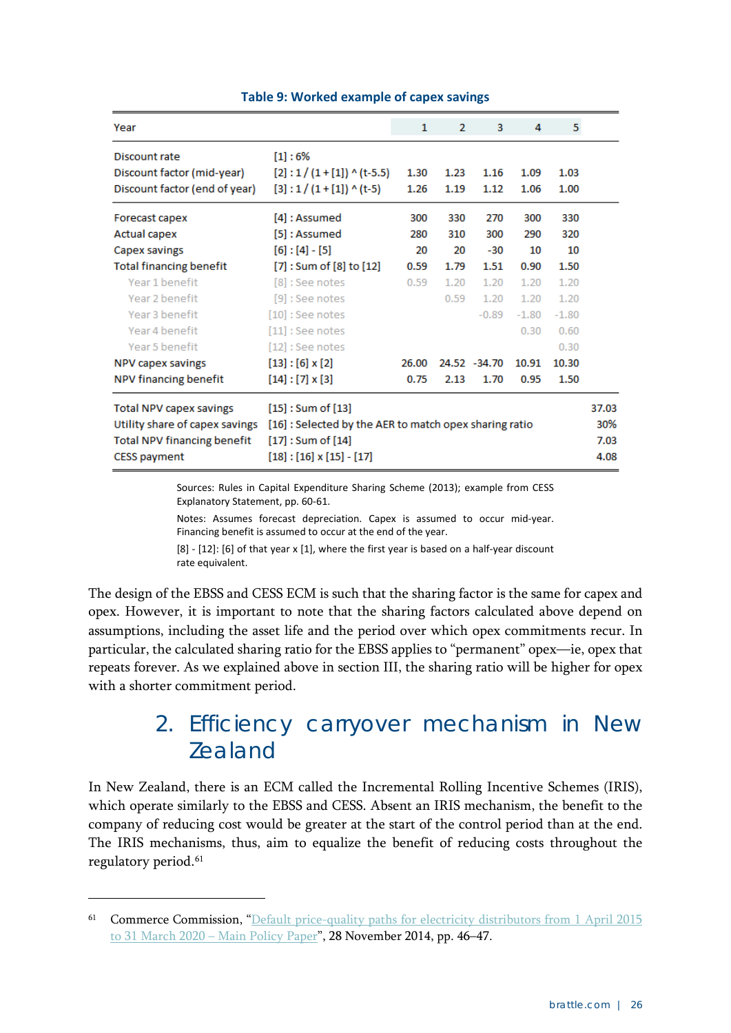**Table 9: Worked example of capex savings**

| Year | | 1 | 2 | 3 | 4 | 5 | |
|---|---|---|---|---|---|---|---|
| Discount rate | [1] : 6% | | | | | | |
| Discount factor (mid-year) | [2] : 1 / (1 + [1]) ^ (t-5.5) | 1.30 | 1.23 | 1.16 | 1.09 | 1.03 | |
| Discount factor (end of year) | [3] : 1 / (1 + [1]) ^ (t-5) | 1.26 | 1.19 | 1.12 | 1.06 | 1.00 | |
| Forecast capex | [4] : Assumed | 300 | 330 | 270 | 300 | 330 | |
| Actual capex | [5] : Assumed | 280 | 310 | 300 | 290 | 320 | |
| Capex savings | [6] : [4] - [5] | 20 | 20 | -30 | 10 | 10 | |
| Total financing benefit | [7] : Sum of [8] to [12] | 0.59 | 1.79 | 1.51 | 0.90 | 1.50 | |
| Year 1 benefit | [8] : See notes | 0.59 | 1.20 | 1.20 | 1.20 | 1.20 | |
| Year 2 benefit | [9] : See notes | | 0.59 | 1.20 | 1.20 | 1.20 | |
| Year 3 benefit | [10] : See notes | | | -0.89 | -1.80 | -1.80 | |
| Year 4 benefit | [11] : See notes | | | | 0.30 | 0.60 | |
| Year 5 benefit | [12] : See notes | | | | | 0.30 | |
| NPV capex savings | [13] : [6] x [2] | 26.00 | 24.52 | -34.70 | 10.91 | 10.30 | |
| NPV financing benefit | [14] : [7] x [3] | 0.75 | 2.13 | 1.70 | 0.95 | 1.50 | |
| Total NPV capex savings | [15] : Sum of [13] | | | | | | 37.03 |
| Utility share of capex savings | [16] : Selected by the AER to match opex sharing ratio | | | | | | 30% |
| Total NPV financing benefit | [17] : Sum of [14] | | | | | | 7.03 |
| CESS payment | [18] : [16] x [15] - [17] | | | | | | 4.08 |

Sources: Rules in Capital Expenditure Sharing Scheme (2013); example from CESS Explanatory Statement, pp. 60-61.

Notes: Assumes forecast depreciation. Capex is assumed to occur mid-year. Financing benefit is assumed to occur at the end of the year.

[8] - [12]: [6] of that year x [1], where the first year is based on a half-year discount rate equivalent.

The design of the EBSS and CESS ECM is such that the sharing factor is the same for capex and opex. However, it is important to note that the sharing factors calculated above depend on assumptions, including the asset life and the period over which opex commitments recur. In particular, the calculated sharing ratio for the EBSS applies to "permanent" opex—ie, opex that repeats forever. As we explained above in section III, the sharing ratio will be higher for opex with a shorter commitment period.

## 2. Efficiency carryover mechanism in New Zealand

In New Zealand, there is an ECM called the Incremental Rolling Incentive Schemes (IRIS), which operate similarly to the EBSS and CESS. Absent an IRIS mechanism, the benefit to the company of reducing cost would be greater at the start of the control period than at the end. The IRIS mechanisms, thus, aim to equalize the benefit of reducing costs throughout the regulatory period.[61]

---

[61] Commerce Commission, "Default price-quality paths for electricity distributors from 1 April 2015 to 31 March 2020 – Main Policy Paper", 28 November 2014, pp. 46–47.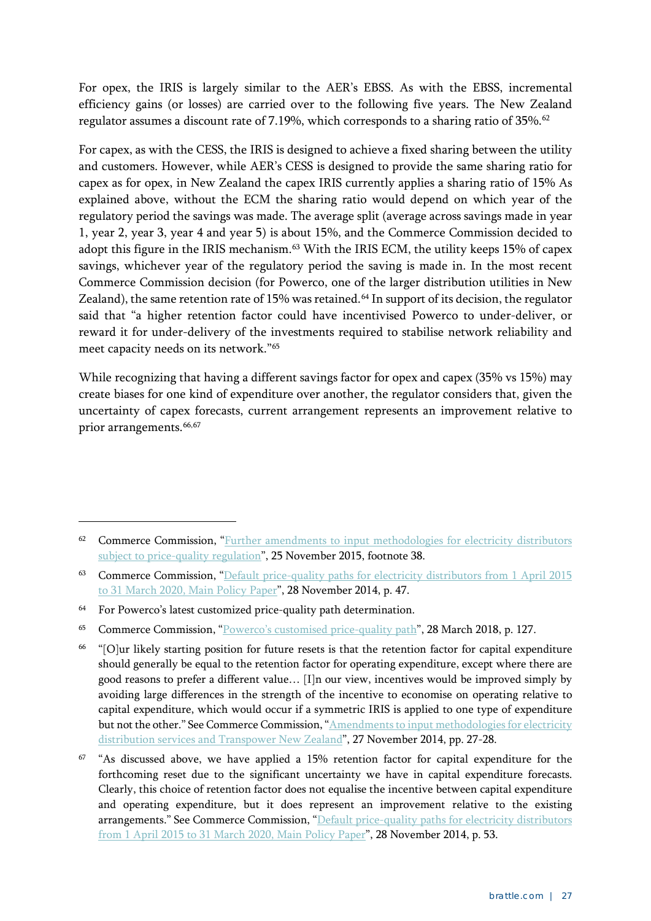For opex, the IRIS is largely similar to the AER's EBSS. As with the EBSS, incremental efficiency gains (or losses) are carried over to the following five years. The New Zealand regulator assumes a discount rate of 7.19%, which corresponds to a sharing ratio of 35%.[62]

For capex, as with the CESS, the IRIS is designed to achieve a fixed sharing between the utility and customers. However, while AER's CESS is designed to provide the same sharing ratio for capex as for opex, in New Zealand the capex IRIS currently applies a sharing ratio of 15% As explained above, without the ECM the sharing ratio would depend on which year of the regulatory period the savings was made. The average split (average across savings made in year 1, year 2, year 3, year 4 and year 5) is about 15%, and the Commerce Commission decided to adopt this figure in the IRIS mechanism.[63] With the IRIS ECM, the utility keeps 15% of capex savings, whichever year of the regulatory period the saving is made in. In the most recent Commerce Commission decision (for Powerco, one of the larger distribution utilities in New Zealand), the same retention rate of 15% was retained.[64] In support of its decision, the regulator said that "a higher retention factor could have incentivised Powerco to under-deliver, or reward it for under-delivery of the investments required to stabilise network reliability and meet capacity needs on its network."[65]

While recognizing that having a different savings factor for opex and capex (35% vs 15%) may create biases for one kind of expenditure over another, the regulator considers that, given the uncertainty of capex forecasts, current arrangement represents an improvement relative to prior arrangements.[66,67]

---

[62] Commerce Commission, "Further amendments to input methodologies for electricity distributors subject to price-quality regulation", 25 November 2015, footnote 38.

[63] Commerce Commission, "Default price-quality paths for electricity distributors from 1 April 2015 to 31 March 2020, Main Policy Paper", 28 November 2014, p. 47.

[64] For Powerco's latest customized price-quality path determination.

[65] Commerce Commission, "Powerco's customised price-quality path", 28 March 2018, p. 127.

[66] "[O]ur likely starting position for future resets is that the retention factor for capital expenditure should generally be equal to the retention factor for operating expenditure, except where there are good reasons to prefer a different value… [I]n our view, incentives would be improved simply by avoiding large differences in the strength of the incentive to economise on operating relative to capital expenditure, which would occur if a symmetric IRIS is applied to one type of expenditure but not the other." See Commerce Commission, "Amendments to input methodologies for electricity distribution services and Transpower New Zealand", 27 November 2014, pp. 27-28.

[67] "As discussed above, we have applied a 15% retention factor for capital expenditure for the forthcoming reset due to the significant uncertainty we have in capital expenditure forecasts. Clearly, this choice of retention factor does not equalise the incentive between capital expenditure and operating expenditure, but it does represent an improvement relative to the existing arrangements." See Commerce Commission, "Default price-quality paths for electricity distributors from 1 April 2015 to 31 March 2020, Main Policy Paper", 28 November 2014, p. 53.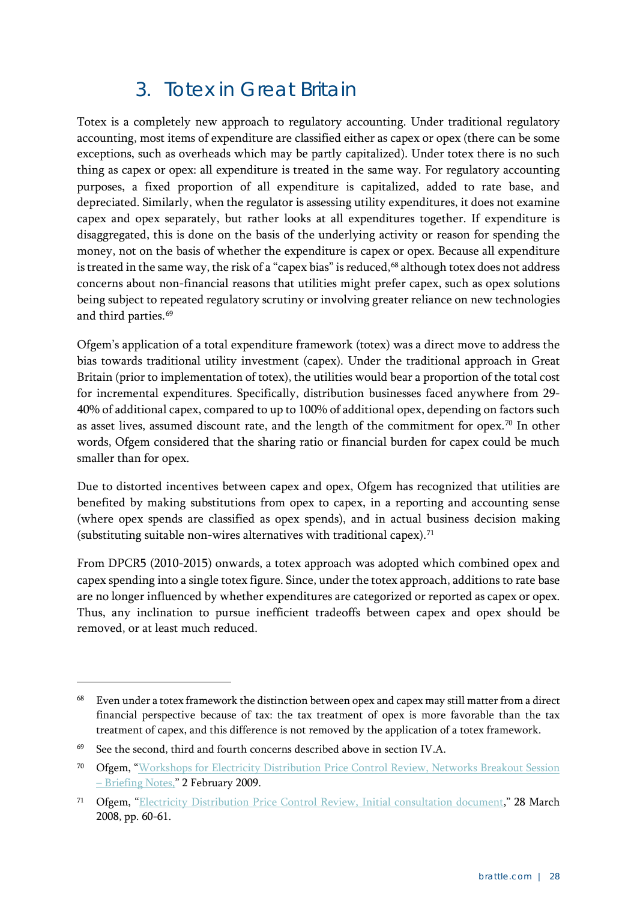## 3. Totex in Great Britain

Totex is a completely new approach to regulatory accounting. Under traditional regulatory accounting, most items of expenditure are classified either as capex or opex (there can be some exceptions, such as overheads which may be partly capitalized). Under totex there is no such thing as capex or opex: all expenditure is treated in the same way. For regulatory accounting purposes, a fixed proportion of all expenditure is capitalized, added to rate base, and depreciated. Similarly, when the regulator is assessing utility expenditures, it does not examine capex and opex separately, but rather looks at all expenditures together. If expenditure is disaggregated, this is done on the basis of the underlying activity or reason for spending the money, not on the basis of whether the expenditure is capex or opex. Because all expenditure is treated in the same way, the risk of a "capex bias" is reduced,[68] although totex does not address concerns about non-financial reasons that utilities might prefer capex, such as opex solutions being subject to repeated regulatory scrutiny or involving greater reliance on new technologies and third parties.[69]

Ofgem's application of a total expenditure framework (totex) was a direct move to address the bias towards traditional utility investment (capex). Under the traditional approach in Great Britain (prior to implementation of totex), the utilities would bear a proportion of the total cost for incremental expenditures. Specifically, distribution businesses faced anywhere from 29-40% of additional capex, compared to up to 100% of additional opex, depending on factors such as asset lives, assumed discount rate, and the length of the commitment for opex.[70] In other words, Ofgem considered that the sharing ratio or financial burden for capex could be much smaller than for opex.

Due to distorted incentives between capex and opex, Ofgem has recognized that utilities are benefited by making substitutions from opex to capex, in a reporting and accounting sense (where opex spends are classified as opex spends), and in actual business decision making (substituting suitable non-wires alternatives with traditional capex).[71]

From DPCR5 (2010-2015) onwards, a totex approach was adopted which combined opex and capex spending into a single totex figure. Since, under the totex approach, additions to rate base are no longer influenced by whether expenditures are categorized or reported as capex or opex. Thus, any inclination to pursue inefficient tradeoffs between capex and opex should be removed, or at least much reduced.

---

[68] Even under a totex framework the distinction between opex and capex may still matter from a direct financial perspective because of tax: the tax treatment of opex is more favorable than the tax treatment of capex, and this difference is not removed by the application of a totex framework.

[69] See the second, third and fourth concerns described above in section IV.A.

[70] Ofgem, "Workshops for Electricity Distribution Price Control Review, Networks Breakout Session – Briefing Notes," 2 February 2009.

[71] Ofgem, "Electricity Distribution Price Control Review, Initial consultation document," 28 March 2008, pp. 60-61.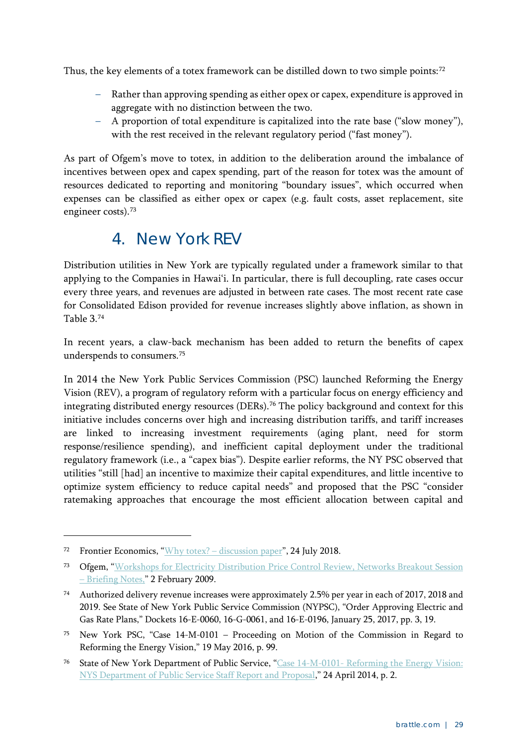Thus, the key elements of a totex framework can be distilled down to two simple points:[72]

- Rather than approving spending as either opex or capex, expenditure is approved in aggregate with no distinction between the two.
- A proportion of total expenditure is capitalized into the rate base ("slow money"), with the rest received in the relevant regulatory period ("fast money").

As part of Ofgem's move to totex, in addition to the deliberation around the imbalance of incentives between opex and capex spending, part of the reason for totex was the amount of resources dedicated to reporting and monitoring "boundary issues", which occurred when expenses can be classified as either opex or capex (e.g. fault costs, asset replacement, site engineer costs).[73]

# 4. New York REV

Distribution utilities in New York are typically regulated under a framework similar to that applying to the Companies in Hawai'i. In particular, there is full decoupling, rate cases occur every three years, and revenues are adjusted in between rate cases. The most recent rate case for Consolidated Edison provided for revenue increases slightly above inflation, as shown in Table 3.[74]

In recent years, a claw-back mechanism has been added to return the benefits of capex underspends to consumers.[75]

In 2014 the New York Public Services Commission (PSC) launched Reforming the Energy Vision (REV), a program of regulatory reform with a particular focus on energy efficiency and integrating distributed energy resources (DERs).[76] The policy background and context for this initiative includes concerns over high and increasing distribution tariffs, and tariff increases are linked to increasing investment requirements (aging plant, need for storm response/resilience spending), and inefficient capital deployment under the traditional regulatory framework (i.e., a "capex bias"). Despite earlier reforms, the NY PSC observed that utilities "still [had] an incentive to maximize their capital expenditures, and little incentive to optimize system efficiency to reduce capital needs" and proposed that the PSC "consider ratemaking approaches that encourage the most efficient allocation between capital and

---

[72] Frontier Economics, "Why totex? – discussion paper", 24 July 2018.

[73] Ofgem, "Workshops for Electricity Distribution Price Control Review, Networks Breakout Session – Briefing Notes," 2 February 2009.

[74] Authorized delivery revenue increases were approximately 2.5% per year in each of 2017, 2018 and 2019. See State of New York Public Service Commission (NYPSC), "Order Approving Electric and Gas Rate Plans," Dockets 16-E-0060, 16-G-0061, and 16-E-0196, January 25, 2017, pp. 3, 19.

[75] New York PSC, "Case 14-M-0101 – Proceeding on Motion of the Commission in Regard to Reforming the Energy Vision," 19 May 2016, p. 99.

[76] State of New York Department of Public Service, "Case 14-M-0101- Reforming the Energy Vision: NYS Department of Public Service Staff Report and Proposal," 24 April 2014, p. 2.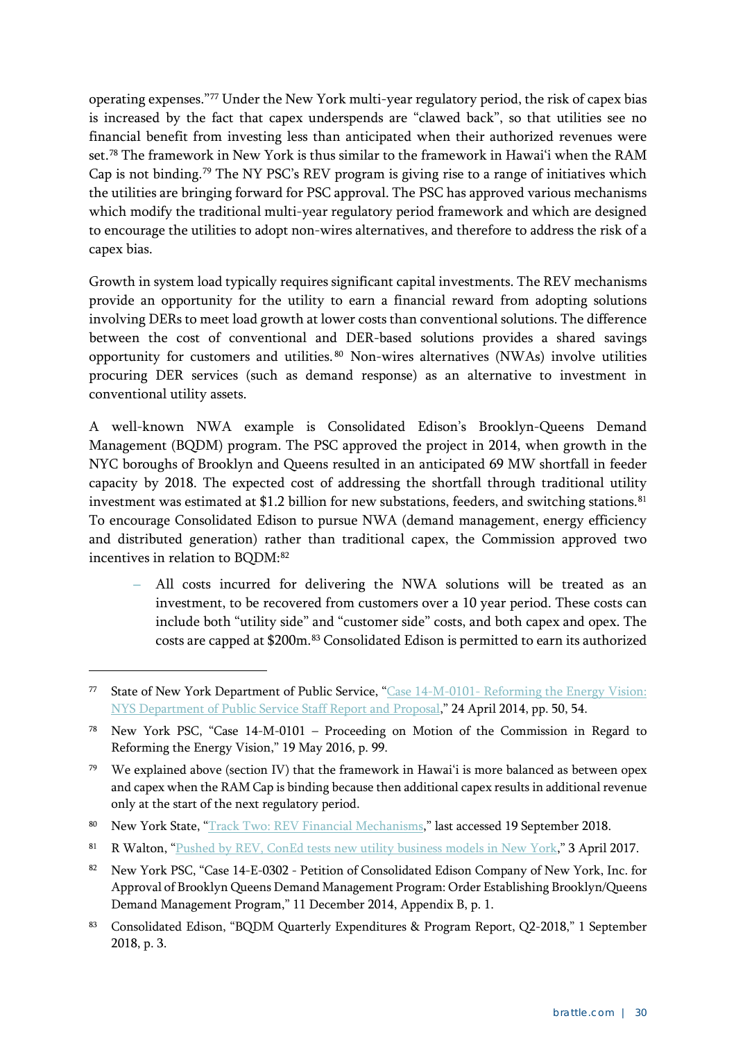operating expenses."[77] Under the New York multi-year regulatory period, the risk of capex bias is increased by the fact that capex underspends are "clawed back", so that utilities see no financial benefit from investing less than anticipated when their authorized revenues were set.[78] The framework in New York is thus similar to the framework in Hawai'i when the RAM Cap is not binding.[79] The NY PSC's REV program is giving rise to a range of initiatives which the utilities are bringing forward for PSC approval. The PSC has approved various mechanisms which modify the traditional multi-year regulatory period framework and which are designed to encourage the utilities to adopt non-wires alternatives, and therefore to address the risk of a capex bias.

Growth in system load typically requires significant capital investments. The REV mechanisms provide an opportunity for the utility to earn a financial reward from adopting solutions involving DERs to meet load growth at lower costs than conventional solutions. The difference between the cost of conventional and DER-based solutions provides a shared savings opportunity for customers and utilities.[80] Non-wires alternatives (NWAs) involve utilities procuring DER services (such as demand response) as an alternative to investment in conventional utility assets.

A well-known NWA example is Consolidated Edison's Brooklyn-Queens Demand Management (BQDM) program. The PSC approved the project in 2014, when growth in the NYC boroughs of Brooklyn and Queens resulted in an anticipated 69 MW shortfall in feeder capacity by 2018. The expected cost of addressing the shortfall through traditional utility investment was estimated at $1.2 billion for new substations, feeders, and switching stations.[81] To encourage Consolidated Edison to pursue NWA (demand management, energy efficiency and distributed generation) rather than traditional capex, the Commission approved two incentives in relation to BQDM:[82]

- All costs incurred for delivering the NWA solutions will be treated as an investment, to be recovered from customers over a 10 year period. These costs can include both "utility side" and "customer side" costs, and both capex and opex. The costs are capped at $200m.[83] Consolidated Edison is permitted to earn its authorized

---

[77] State of New York Department of Public Service, "Case 14-M-0101- Reforming the Energy Vision: NYS Department of Public Service Staff Report and Proposal," 24 April 2014, pp. 50, 54.

[78] New York PSC, "Case 14-M-0101 – Proceeding on Motion of the Commission in Regard to Reforming the Energy Vision," 19 May 2016, p. 99.

[79] We explained above (section IV) that the framework in Hawai'i is more balanced as between opex and capex when the RAM Cap is binding because then additional capex results in additional revenue only at the start of the next regulatory period.

[80] New York State, "Track Two: REV Financial Mechanisms," last accessed 19 September 2018.

[81] R Walton, "Pushed by REV, ConEd tests new utility business models in New York," 3 April 2017.

[82] New York PSC, "Case 14-E-0302 - Petition of Consolidated Edison Company of New York, Inc. for Approval of Brooklyn Queens Demand Management Program: Order Establishing Brooklyn/Queens Demand Management Program," 11 December 2014, Appendix B, p. 1.

[83] Consolidated Edison, "BQDM Quarterly Expenditures & Program Report, Q2-2018," 1 September 2018, p. 3.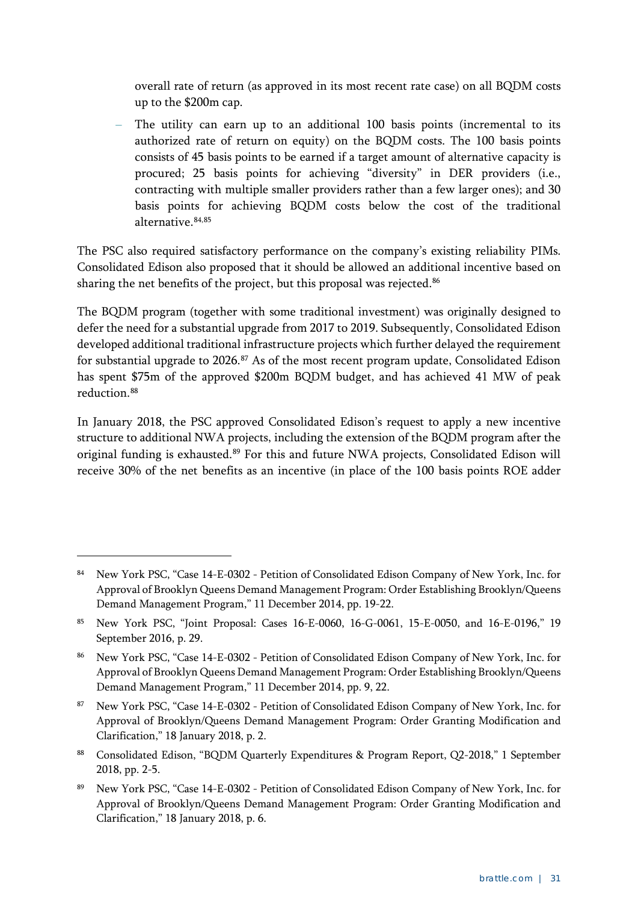overall rate of return (as approved in its most recent rate case) on all BQDM costs up to the $200m cap.

- The utility can earn up to an additional 100 basis points (incremental to its authorized rate of return on equity) on the BQDM costs. The 100 basis points consists of 45 basis points to be earned if a target amount of alternative capacity is procured; 25 basis points for achieving "diversity" in DER providers (i.e., contracting with multiple smaller providers rather than a few larger ones); and 30 basis points for achieving BQDM costs below the cost of the traditional alternative.[84,85]

The PSC also required satisfactory performance on the company's existing reliability PIMs. Consolidated Edison also proposed that it should be allowed an additional incentive based on sharing the net benefits of the project, but this proposal was rejected.[86]

The BQDM program (together with some traditional investment) was originally designed to defer the need for a substantial upgrade from 2017 to 2019. Subsequently, Consolidated Edison developed additional traditional infrastructure projects which further delayed the requirement for substantial upgrade to 2026.[87] As of the most recent program update, Consolidated Edison has spent $75m of the approved $200m BQDM budget, and has achieved 41 MW of peak reduction.[88]

In January 2018, the PSC approved Consolidated Edison's request to apply a new incentive structure to additional NWA projects, including the extension of the BQDM program after the original funding is exhausted.[89] For this and future NWA projects, Consolidated Edison will receive 30% of the net benefits as an incentive (in place of the 100 basis points ROE adder

---

[84] New York PSC, "Case 14-E-0302 - Petition of Consolidated Edison Company of New York, Inc. for Approval of Brooklyn Queens Demand Management Program: Order Establishing Brooklyn/Queens Demand Management Program," 11 December 2014, pp. 19-22.

[85] New York PSC, "Joint Proposal: Cases 16-E-0060, 16-G-0061, 15-E-0050, and 16-E-0196," 19 September 2016, p. 29.

[86] New York PSC, "Case 14-E-0302 - Petition of Consolidated Edison Company of New York, Inc. for Approval of Brooklyn Queens Demand Management Program: Order Establishing Brooklyn/Queens Demand Management Program," 11 December 2014, pp. 9, 22.

[87] New York PSC, "Case 14-E-0302 - Petition of Consolidated Edison Company of New York, Inc. for Approval of Brooklyn/Queens Demand Management Program: Order Granting Modification and Clarification," 18 January 2018, p. 2.

[88] Consolidated Edison, "BQDM Quarterly Expenditures & Program Report, Q2-2018," 1 September 2018, pp. 2-5.

[89] New York PSC, "Case 14-E-0302 - Petition of Consolidated Edison Company of New York, Inc. for Approval of Brooklyn/Queens Demand Management Program: Order Granting Modification and Clarification," 18 January 2018, p. 6.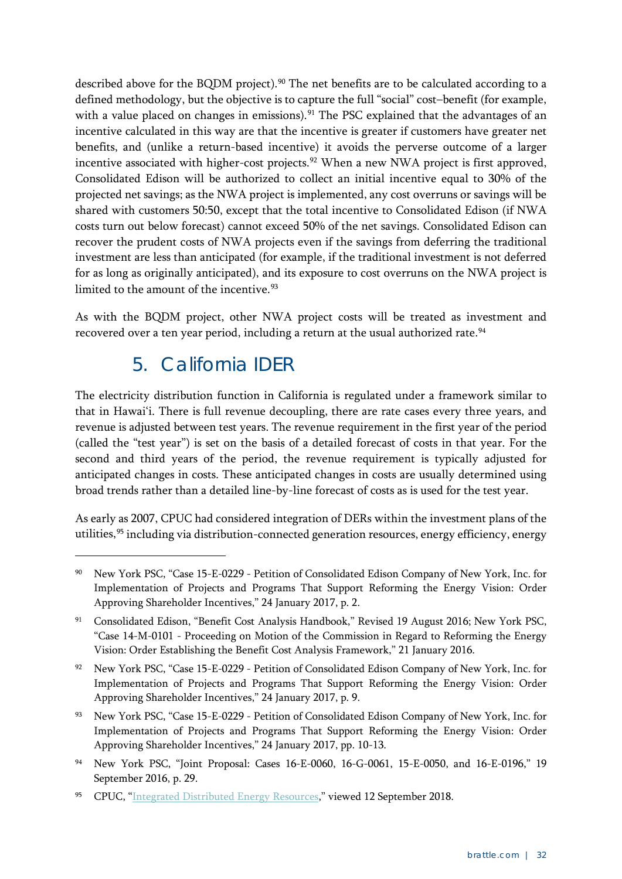described above for the BQDM project).[90] The net benefits are to be calculated according to a defined methodology, but the objective is to capture the full "social" cost–benefit (for example, with a value placed on changes in emissions).[91] The PSC explained that the advantages of an incentive calculated in this way are that the incentive is greater if customers have greater net benefits, and (unlike a return-based incentive) it avoids the perverse outcome of a larger incentive associated with higher-cost projects.[92] When a new NWA project is first approved, Consolidated Edison will be authorized to collect an initial incentive equal to 30% of the projected net savings; as the NWA project is implemented, any cost overruns or savings will be shared with customers 50:50, except that the total incentive to Consolidated Edison (if NWA costs turn out below forecast) cannot exceed 50% of the net savings. Consolidated Edison can recover the prudent costs of NWA projects even if the savings from deferring the traditional investment are less than anticipated (for example, if the traditional investment is not deferred for as long as originally anticipated), and its exposure to cost overruns on the NWA project is limited to the amount of the incentive.[93]

As with the BQDM project, other NWA project costs will be treated as investment and recovered over a ten year period, including a return at the usual authorized rate.[94]

## 5. California IDER

The electricity distribution function in California is regulated under a framework similar to that in Hawai'i. There is full revenue decoupling, there are rate cases every three years, and revenue is adjusted between test years. The revenue requirement in the first year of the period (called the "test year") is set on the basis of a detailed forecast of costs in that year. For the second and third years of the period, the revenue requirement is typically adjusted for anticipated changes in costs. These anticipated changes in costs are usually determined using broad trends rather than a detailed line-by-line forecast of costs as is used for the test year.

As early as 2007, CPUC had considered integration of DERs within the investment plans of the utilities,[95] including via distribution-connected generation resources, energy efficiency, energy

---

[90] New York PSC, "Case 15-E-0229 - Petition of Consolidated Edison Company of New York, Inc. for Implementation of Projects and Programs That Support Reforming the Energy Vision: Order Approving Shareholder Incentives," 24 January 2017, p. 2.

[91] Consolidated Edison, "Benefit Cost Analysis Handbook," Revised 19 August 2016; New York PSC, "Case 14-M-0101 - Proceeding on Motion of the Commission in Regard to Reforming the Energy Vision: Order Establishing the Benefit Cost Analysis Framework," 21 January 2016.

[92] New York PSC, "Case 15-E-0229 - Petition of Consolidated Edison Company of New York, Inc. for Implementation of Projects and Programs That Support Reforming the Energy Vision: Order Approving Shareholder Incentives," 24 January 2017, p. 9.

[93] New York PSC, "Case 15-E-0229 - Petition of Consolidated Edison Company of New York, Inc. for Implementation of Projects and Programs That Support Reforming the Energy Vision: Order Approving Shareholder Incentives," 24 January 2017, pp. 10-13.

[94] New York PSC, "Joint Proposal: Cases 16-E-0060, 16-G-0061, 15-E-0050, and 16-E-0196," 19 September 2016, p. 29.

[95] CPUC, "Integrated Distributed Energy Resources," viewed 12 September 2018.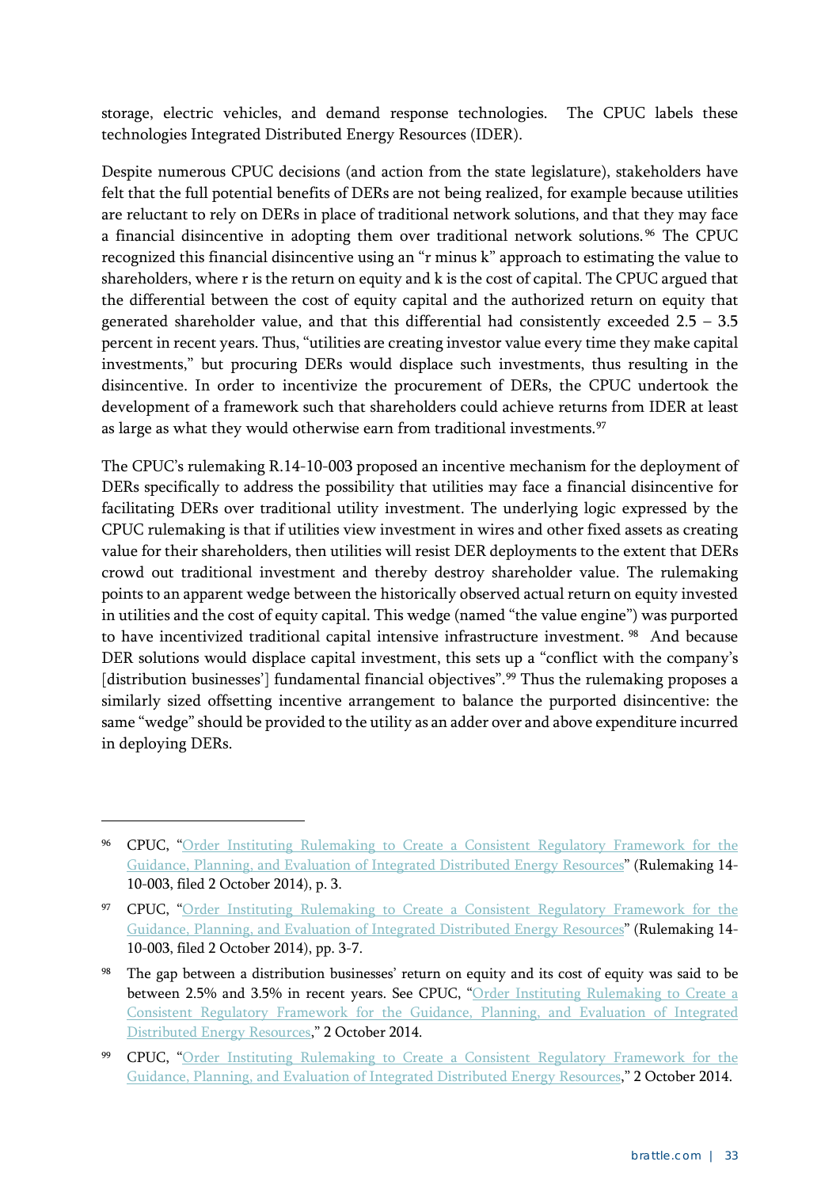storage, electric vehicles, and demand response technologies. The CPUC labels these technologies Integrated Distributed Energy Resources (IDER).

Despite numerous CPUC decisions (and action from the state legislature), stakeholders have felt that the full potential benefits of DERs are not being realized, for example because utilities are reluctant to rely on DERs in place of traditional network solutions, and that they may face a financial disincentive in adopting them over traditional network solutions.[96] The CPUC recognized this financial disincentive using an "r minus k" approach to estimating the value to shareholders, where r is the return on equity and k is the cost of capital. The CPUC argued that the differential between the cost of equity capital and the authorized return on equity that generated shareholder value, and that this differential had consistently exceeded 2.5 – 3.5 percent in recent years. Thus, "utilities are creating investor value every time they make capital investments," but procuring DERs would displace such investments, thus resulting in the disincentive. In order to incentivize the procurement of DERs, the CPUC undertook the development of a framework such that shareholders could achieve returns from IDER at least as large as what they would otherwise earn from traditional investments.[97]

The CPUC's rulemaking R.14-10-003 proposed an incentive mechanism for the deployment of DERs specifically to address the possibility that utilities may face a financial disincentive for facilitating DERs over traditional utility investment. The underlying logic expressed by the CPUC rulemaking is that if utilities view investment in wires and other fixed assets as creating value for their shareholders, then utilities will resist DER deployments to the extent that DERs crowd out traditional investment and thereby destroy shareholder value. The rulemaking points to an apparent wedge between the historically observed actual return on equity invested in utilities and the cost of equity capital. This wedge (named "the value engine") was purported to have incentivized traditional capital intensive infrastructure investment.[98] And because DER solutions would displace capital investment, this sets up a "conflict with the company's [distribution businesses'] fundamental financial objectives".[99] Thus the rulemaking proposes a similarly sized offsetting incentive arrangement to balance the purported disincentive: the same "wedge" should be provided to the utility as an adder over and above expenditure incurred in deploying DERs.

---

[96] CPUC, "Order Instituting Rulemaking to Create a Consistent Regulatory Framework for the Guidance, Planning, and Evaluation of Integrated Distributed Energy Resources" (Rulemaking 14-10-003, filed 2 October 2014), p. 3.

[97] CPUC, "Order Instituting Rulemaking to Create a Consistent Regulatory Framework for the Guidance, Planning, and Evaluation of Integrated Distributed Energy Resources" (Rulemaking 14-10-003, filed 2 October 2014), pp. 3-7.

[98] The gap between a distribution businesses' return on equity and its cost of equity was said to be between 2.5% and 3.5% in recent years. See CPUC, "Order Instituting Rulemaking to Create a Consistent Regulatory Framework for the Guidance, Planning, and Evaluation of Integrated Distributed Energy Resources," 2 October 2014.

[99] CPUC, "Order Instituting Rulemaking to Create a Consistent Regulatory Framework for the Guidance, Planning, and Evaluation of Integrated Distributed Energy Resources," 2 October 2014.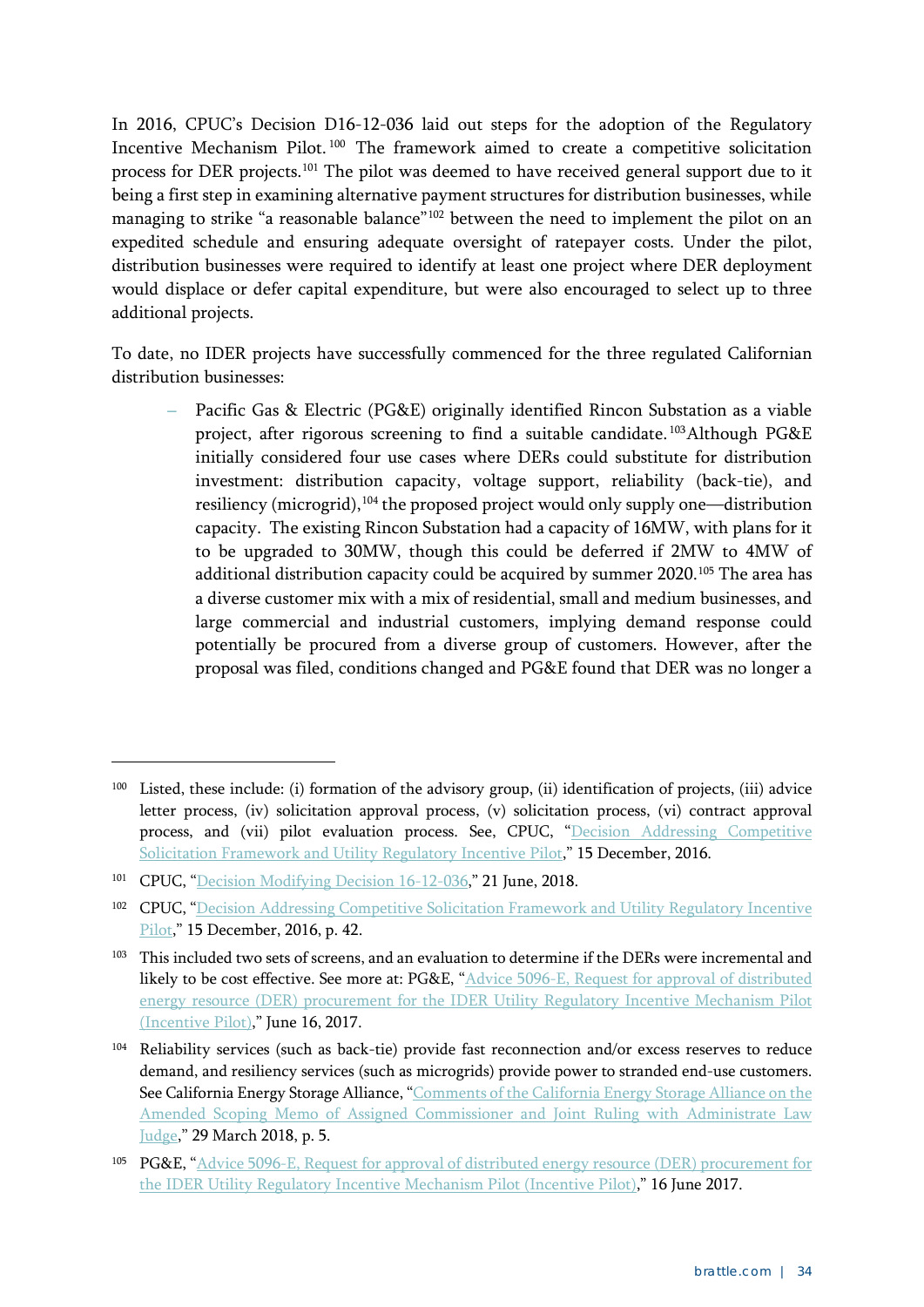In 2016, CPUC's Decision D16-12-036 laid out steps for the adoption of the Regulatory Incentive Mechanism Pilot.[100] The framework aimed to create a competitive solicitation process for DER projects.[101] The pilot was deemed to have received general support due to it being a first step in examining alternative payment structures for distribution businesses, while managing to strike "a reasonable balance"[102] between the need to implement the pilot on an expedited schedule and ensuring adequate oversight of ratepayer costs. Under the pilot, distribution businesses were required to identify at least one project where DER deployment would displace or defer capital expenditure, but were also encouraged to select up to three additional projects.

To date, no IDER projects have successfully commenced for the three regulated Californian distribution businesses:

- Pacific Gas & Electric (PG&E) originally identified Rincon Substation as a viable project, after rigorous screening to find a suitable candidate.[103] Although PG&E initially considered four use cases where DERs could substitute for distribution investment: distribution capacity, voltage support, reliability (back-tie), and resiliency (microgrid),[104] the proposed project would only supply one—distribution capacity. The existing Rincon Substation had a capacity of 16MW, with plans for it to be upgraded to 30MW, though this could be deferred if 2MW to 4MW of additional distribution capacity could be acquired by summer 2020.[105] The area has a diverse customer mix with a mix of residential, small and medium businesses, and large commercial and industrial customers, implying demand response could potentially be procured from a diverse group of customers. However, after the proposal was filed, conditions changed and PG&E found that DER was no longer a

---

[100] Listed, these include: (i) formation of the advisory group, (ii) identification of projects, (iii) advice letter process, (iv) solicitation approval process, (v) solicitation process, (vi) contract approval process, and (vii) pilot evaluation process. See, CPUC, "Decision Addressing Competitive Solicitation Framework and Utility Regulatory Incentive Pilot," 15 December, 2016.

[101] CPUC, "Decision Modifying Decision 16-12-036," 21 June, 2018.

[102] CPUC, "Decision Addressing Competitive Solicitation Framework and Utility Regulatory Incentive Pilot," 15 December, 2016, p. 42.

[103] This included two sets of screens, and an evaluation to determine if the DERs were incremental and likely to be cost effective. See more at: PG&E, "Advice 5096-E, Request for approval of distributed energy resource (DER) procurement for the IDER Utility Regulatory Incentive Mechanism Pilot (Incentive Pilot)," June 16, 2017.

[104] Reliability services (such as back-tie) provide fast reconnection and/or excess reserves to reduce demand, and resiliency services (such as microgrids) provide power to stranded end-use customers. See California Energy Storage Alliance, "Comments of the California Energy Storage Alliance on the Amended Scoping Memo of Assigned Commissioner and Joint Ruling with Administrate Law Judge," 29 March 2018, p. 5.

[105] PG&E, "Advice 5096-E, Request for approval of distributed energy resource (DER) procurement for the IDER Utility Regulatory Incentive Mechanism Pilot (Incentive Pilot)," 16 June 2017.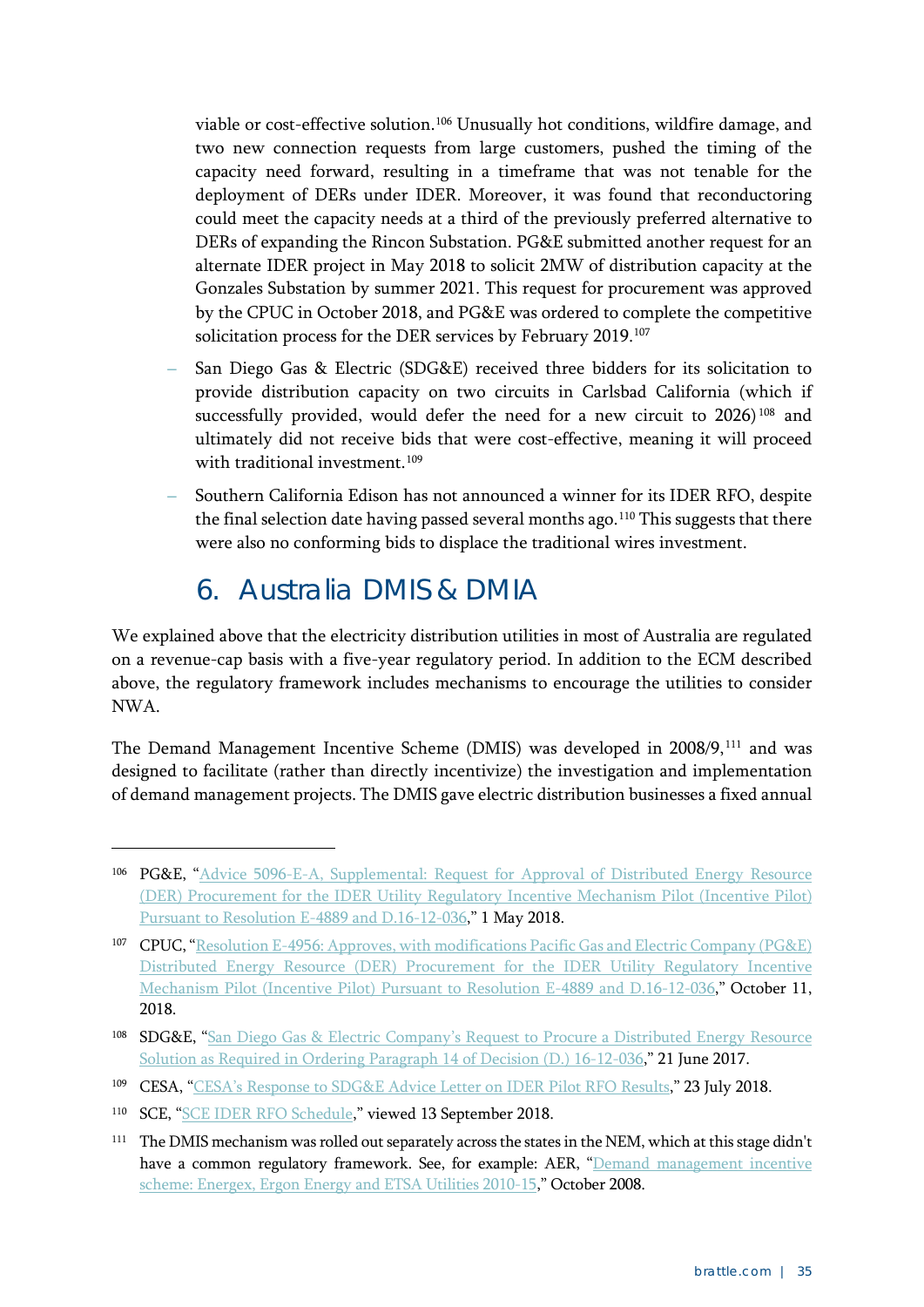viable or cost-effective solution.[106] Unusually hot conditions, wildfire damage, and two new connection requests from large customers, pushed the timing of the capacity need forward, resulting in a timeframe that was not tenable for the deployment of DERs under IDER. Moreover, it was found that reconductoring could meet the capacity needs at a third of the previously preferred alternative to DERs of expanding the Rincon Substation. PG&E submitted another request for an alternate IDER project in May 2018 to solicit 2MW of distribution capacity at the Gonzales Substation by summer 2021. This request for procurement was approved by the CPUC in October 2018, and PG&E was ordered to complete the competitive solicitation process for the DER services by February 2019.[107]

- San Diego Gas & Electric (SDG&E) received three bidders for its solicitation to provide distribution capacity on two circuits in Carlsbad California (which if successfully provided, would defer the need for a new circuit to 2026)[108] and ultimately did not receive bids that were cost-effective, meaning it will proceed with traditional investment.[109]
- Southern California Edison has not announced a winner for its IDER RFO, despite the final selection date having passed several months ago.[110] This suggests that there were also no conforming bids to displace the traditional wires investment.

## 6. Australia DMIS & DMIA

We explained above that the electricity distribution utilities in most of Australia are regulated on a revenue-cap basis with a five-year regulatory period. In addition to the ECM described above, the regulatory framework includes mechanisms to encourage the utilities to consider NWA.

The Demand Management Incentive Scheme (DMIS) was developed in 2008/9,[111] and was designed to facilitate (rather than directly incentivize) the investigation and implementation of demand management projects. The DMIS gave electric distribution businesses a fixed annual

---

[106] PG&E, "Advice 5096-E-A, Supplemental: Request for Approval of Distributed Energy Resource (DER) Procurement for the IDER Utility Regulatory Incentive Mechanism Pilot (Incentive Pilot) Pursuant to Resolution E-4889 and D.16-12-036," 1 May 2018.

[107] CPUC, "Resolution E-4956: Approves, with modifications Pacific Gas and Electric Company (PG&E) Distributed Energy Resource (DER) Procurement for the IDER Utility Regulatory Incentive Mechanism Pilot (Incentive Pilot) Pursuant to Resolution E-4889 and D.16-12-036," October 11, 2018.

[108] SDG&E, "San Diego Gas & Electric Company's Request to Procure a Distributed Energy Resource Solution as Required in Ordering Paragraph 14 of Decision (D.) 16-12-036," 21 June 2017.

[109] CESA, "CESA's Response to SDG&E Advice Letter on IDER Pilot RFO Results," 23 July 2018.

[110] SCE, "SCE IDER RFO Schedule," viewed 13 September 2018.

[111] The DMIS mechanism was rolled out separately across the states in the NEM, which at this stage didn't have a common regulatory framework. See, for example: AER, "Demand management incentive scheme: Energex, Ergon Energy and ETSA Utilities 2010-15," October 2008.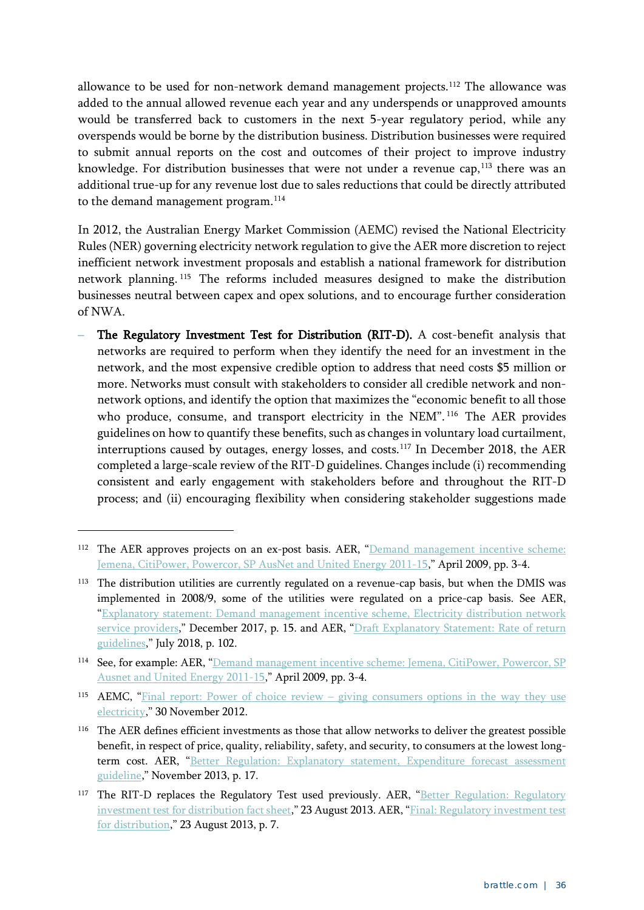allowance to be used for non-network demand management projects.[112] The allowance was added to the annual allowed revenue each year and any underspends or unapproved amounts would be transferred back to customers in the next 5-year regulatory period, while any overspends would be borne by the distribution business. Distribution businesses were required to submit annual reports on the cost and outcomes of their project to improve industry knowledge. For distribution businesses that were not under a revenue cap,[113] there was an additional true-up for any revenue lost due to sales reductions that could be directly attributed to the demand management program.[114]

In 2012, the Australian Energy Market Commission (AEMC) revised the National Electricity Rules (NER) governing electricity network regulation to give the AER more discretion to reject inefficient network investment proposals and establish a national framework for distribution network planning.[115] The reforms included measures designed to make the distribution businesses neutral between capex and opex solutions, and to encourage further consideration of NWA.

- **The Regulatory Investment Test for Distribution (RIT-D).** A cost-benefit analysis that networks are required to perform when they identify the need for an investment in the network, and the most expensive credible option to address that need costs $5 million or more. Networks must consult with stakeholders to consider all credible network and non-network options, and identify the option that maximizes the "economic benefit to all those who produce, consume, and transport electricity in the NEM".[116] The AER provides guidelines on how to quantify these benefits, such as changes in voluntary load curtailment, interruptions caused by outages, energy losses, and costs.[117] In December 2018, the AER completed a large-scale review of the RIT-D guidelines. Changes include (i) recommending consistent and early engagement with stakeholders before and throughout the RIT-D process; and (ii) encouraging flexibility when considering stakeholder suggestions made

---

[112] The AER approves projects on an ex-post basis. AER, "Demand management incentive scheme: Jemena, CitiPower, Powercor, SP AusNet and United Energy 2011-15," April 2009, pp. 3-4.

[113] The distribution utilities are currently regulated on a revenue-cap basis, but when the DMIS was implemented in 2008/9, some of the utilities were regulated on a price-cap basis. See AER, "Explanatory statement: Demand management incentive scheme, Electricity distribution network service providers," December 2017, p. 15. and AER, "Draft Explanatory Statement: Rate of return guidelines," July 2018, p. 102.

[114] See, for example: AER, "Demand management incentive scheme: Jemena, CitiPower, Powercor, SP Ausnet and United Energy 2011-15," April 2009, pp. 3-4.

[115] AEMC, "Final report: Power of choice review – giving consumers options in the way they use electricity," 30 November 2012.

[116] The AER defines efficient investments as those that allow networks to deliver the greatest possible benefit, in respect of price, quality, reliability, safety, and security, to consumers at the lowest long-term cost. AER, "Better Regulation: Explanatory statement, Expenditure forecast assessment guideline," November 2013, p. 17.

[117] The RIT-D replaces the Regulatory Test used previously. AER, "Better Regulation: Regulatory investment test for distribution fact sheet," 23 August 2013. AER, "Final: Regulatory investment test for distribution," 23 August 2013, p. 7.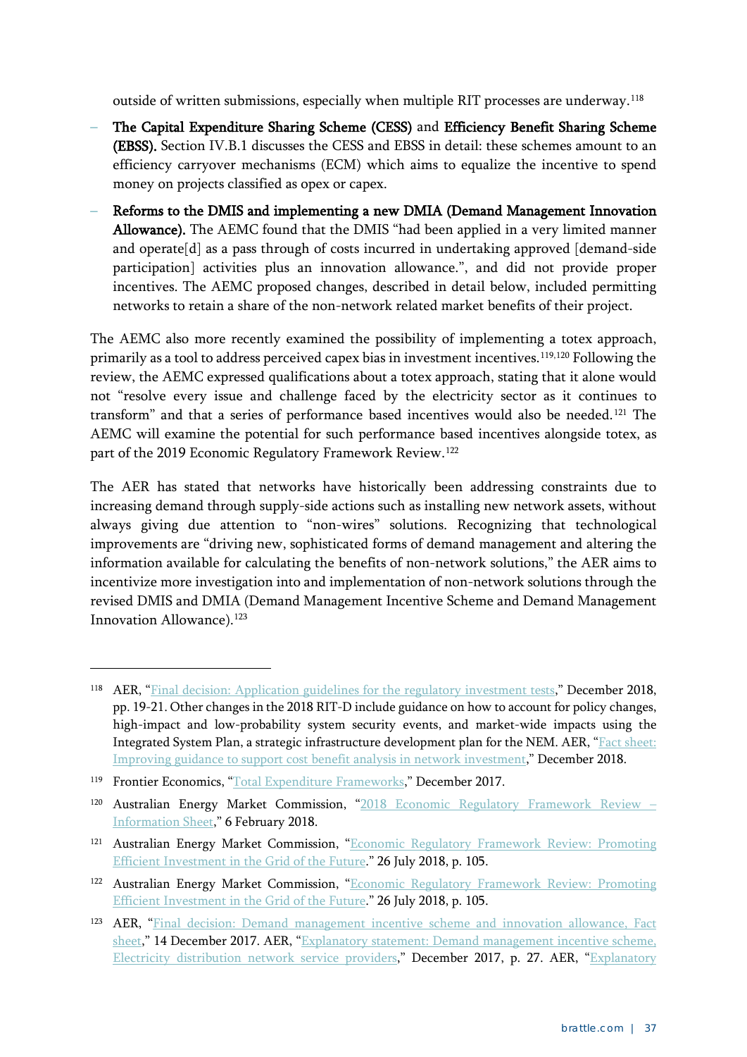outside of written submissions, especially when multiple RIT processes are underway.[118]

- **The Capital Expenditure Sharing Scheme (CESS)** and **Efficiency Benefit Sharing Scheme (EBSS).** Section IV.B.1 discusses the CESS and EBSS in detail: these schemes amount to an efficiency carryover mechanisms (ECM) which aims to equalize the incentive to spend money on projects classified as opex or capex.
- **Reforms to the DMIS and implementing a new DMIA (Demand Management Innovation Allowance).** The AEMC found that the DMIS "had been applied in a very limited manner and operate[d] as a pass through of costs incurred in undertaking approved [demand-side participation] activities plus an innovation allowance.", and did not provide proper incentives. The AEMC proposed changes, described in detail below, included permitting networks to retain a share of the non-network related market benefits of their project.

The AEMC also more recently examined the possibility of implementing a totex approach, primarily as a tool to address perceived capex bias in investment incentives.[119,120] Following the review, the AEMC expressed qualifications about a totex approach, stating that it alone would not "resolve every issue and challenge faced by the electricity sector as it continues to transform" and that a series of performance based incentives would also be needed.[121] The AEMC will examine the potential for such performance based incentives alongside totex, as part of the 2019 Economic Regulatory Framework Review.[122]

The AER has stated that networks have historically been addressing constraints due to increasing demand through supply-side actions such as installing new network assets, without always giving due attention to "non-wires" solutions. Recognizing that technological improvements are "driving new, sophisticated forms of demand management and altering the information available for calculating the benefits of non-network solutions," the AER aims to incentivize more investigation into and implementation of non-network solutions through the revised DMIS and DMIA (Demand Management Incentive Scheme and Demand Management Innovation Allowance).[123]

---

[118] AER, "Final decision: Application guidelines for the regulatory investment tests," December 2018, pp. 19-21. Other changes in the 2018 RIT-D include guidance on how to account for policy changes, high-impact and low-probability system security events, and market-wide impacts using the Integrated System Plan, a strategic infrastructure development plan for the NEM. AER, "Fact sheet: Improving guidance to support cost benefit analysis in network investment," December 2018.

[119] Frontier Economics, "Total Expenditure Frameworks," December 2017.

[120] Australian Energy Market Commission, "2018 Economic Regulatory Framework Review – Information Sheet," 6 February 2018.

[121] Australian Energy Market Commission, "Economic Regulatory Framework Review: Promoting Efficient Investment in the Grid of the Future." 26 July 2018, p. 105.

[122] Australian Energy Market Commission, "Economic Regulatory Framework Review: Promoting Efficient Investment in the Grid of the Future." 26 July 2018, p. 105.

[123] AER, "Final decision: Demand management incentive scheme and innovation allowance, Fact sheet," 14 December 2017. AER, "Explanatory statement: Demand management incentive scheme, Electricity distribution network service providers," December 2017, p. 27. AER, "Explanatory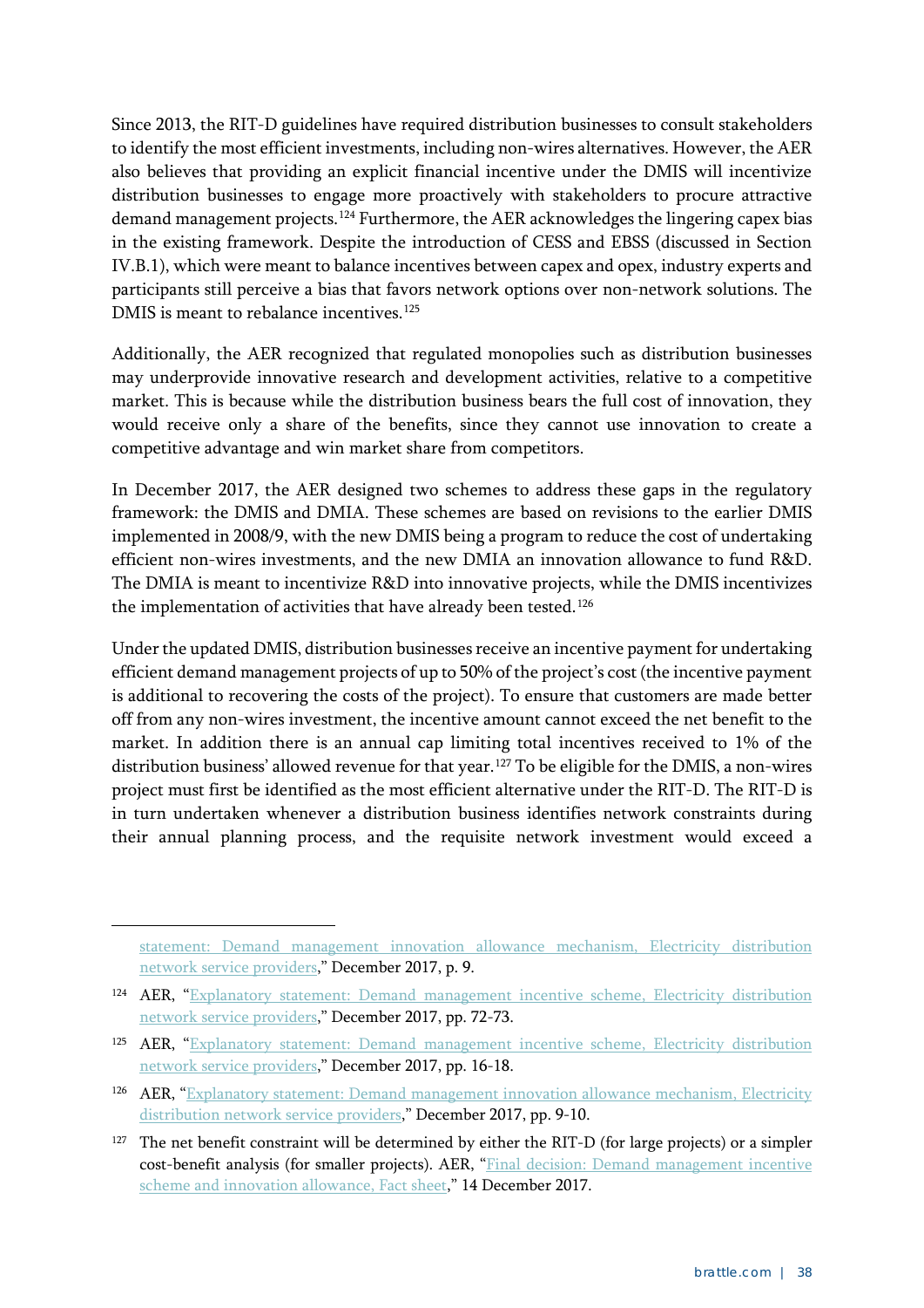Since 2013, the RIT-D guidelines have required distribution businesses to consult stakeholders to identify the most efficient investments, including non-wires alternatives. However, the AER also believes that providing an explicit financial incentive under the DMIS will incentivize distribution businesses to engage more proactively with stakeholders to procure attractive demand management projects.[124] Furthermore, the AER acknowledges the lingering capex bias in the existing framework. Despite the introduction of CESS and EBSS (discussed in Section IV.B.1), which were meant to balance incentives between capex and opex, industry experts and participants still perceive a bias that favors network options over non-network solutions. The DMIS is meant to rebalance incentives.[125]

Additionally, the AER recognized that regulated monopolies such as distribution businesses may underprovide innovative research and development activities, relative to a competitive market. This is because while the distribution business bears the full cost of innovation, they would receive only a share of the benefits, since they cannot use innovation to create a competitive advantage and win market share from competitors.

In December 2017, the AER designed two schemes to address these gaps in the regulatory framework: the DMIS and DMIA. These schemes are based on revisions to the earlier DMIS implemented in 2008/9, with the new DMIS being a program to reduce the cost of undertaking efficient non-wires investments, and the new DMIA an innovation allowance to fund R&D. The DMIA is meant to incentivize R&D into innovative projects, while the DMIS incentivizes the implementation of activities that have already been tested.[126]

Under the updated DMIS, distribution businesses receive an incentive payment for undertaking efficient demand management projects of up to 50% of the project's cost (the incentive payment is additional to recovering the costs of the project). To ensure that customers are made better off from any non-wires investment, the incentive amount cannot exceed the net benefit to the market. In addition there is an annual cap limiting total incentives received to 1% of the distribution business' allowed revenue for that year.[127] To be eligible for the DMIS, a non-wires project must first be identified as the most efficient alternative under the RIT-D. The RIT-D is in turn undertaken whenever a distribution business identifies network constraints during their annual planning process, and the requisite network investment would exceed a

---

statement: Demand management innovation allowance mechanism, Electricity distribution network service providers," December 2017, p. 9.

[124] AER, "Explanatory statement: Demand management incentive scheme, Electricity distribution network service providers," December 2017, pp. 72-73.

[125] AER, "Explanatory statement: Demand management incentive scheme, Electricity distribution network service providers," December 2017, pp. 16-18.

[126] AER, "Explanatory statement: Demand management innovation allowance mechanism, Electricity distribution network service providers," December 2017, pp. 9-10.

[127] The net benefit constraint will be determined by either the RIT-D (for large projects) or a simpler cost-benefit analysis (for smaller projects). AER, "Final decision: Demand management incentive scheme and innovation allowance, Fact sheet," 14 December 2017.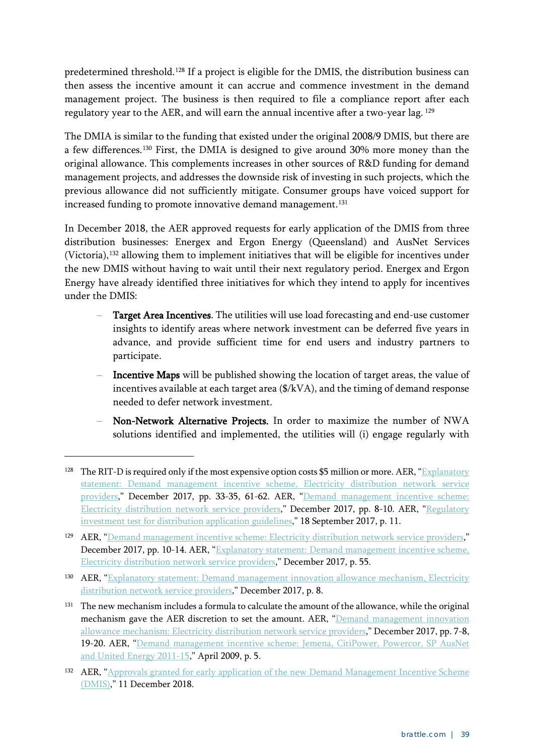predetermined threshold.[128] If a project is eligible for the DMIS, the distribution business can then assess the incentive amount it can accrue and commence investment in the demand management project. The business is then required to file a compliance report after each regulatory year to the AER, and will earn the annual incentive after a two-year lag.[129]

The DMIA is similar to the funding that existed under the original 2008/9 DMIS, but there are a few differences.[130] First, the DMIA is designed to give around 30% more money than the original allowance. This complements increases in other sources of R&D funding for demand management projects, and addresses the downside risk of investing in such projects, which the previous allowance did not sufficiently mitigate. Consumer groups have voiced support for increased funding to promote innovative demand management.[131]

In December 2018, the AER approved requests for early application of the DMIS from three distribution businesses: Energex and Ergon Energy (Queensland) and AusNet Services (Victoria),[132] allowing them to implement initiatives that will be eligible for incentives under the new DMIS without having to wait until their next regulatory period. Energex and Ergon Energy have already identified three initiatives for which they intend to apply for incentives under the DMIS:

- **Target Area Incentives**. The utilities will use load forecasting and end-use customer insights to identify areas where network investment can be deferred five years in advance, and provide sufficient time for end users and industry partners to participate.
- **Incentive Maps** will be published showing the location of target areas, the value of incentives available at each target area ($/kVA), and the timing of demand response needed to defer network investment.
- **Non-Network Alternative Projects.** In order to maximize the number of NWA solutions identified and implemented, the utilities will (i) engage regularly with

---

[128] The RIT-D is required only if the most expensive option costs $5 million or more. AER, "Explanatory statement: Demand management incentive scheme, Electricity distribution network service providers," December 2017, pp. 33-35, 61-62. AER, "Demand management incentive scheme: Electricity distribution network service providers," December 2017, pp. 8-10. AER, "Regulatory investment test for distribution application guidelines," 18 September 2017, p. 11.

[129] AER, "Demand management incentive scheme: Electricity distribution network service providers," December 2017, pp. 10-14. AER, "Explanatory statement: Demand management incentive scheme, Electricity distribution network service providers," December 2017, p. 55.

[130] AER, "Explanatory statement: Demand management innovation allowance mechanism, Electricity distribution network service providers," December 2017, p. 8.

[131] The new mechanism includes a formula to calculate the amount of the allowance, while the original mechanism gave the AER discretion to set the amount. AER, "Demand management innovation allowance mechanism: Electricity distribution network service providers," December 2017, pp. 7-8, 19-20. AER, "Demand management incentive scheme: Jemena, CitiPower, Powercor, SP AusNet and United Energy 2011-15," April 2009, p. 5.

[132] AER, "Approvals granted for early application of the new Demand Management Incentive Scheme (DMIS)," 11 December 2018.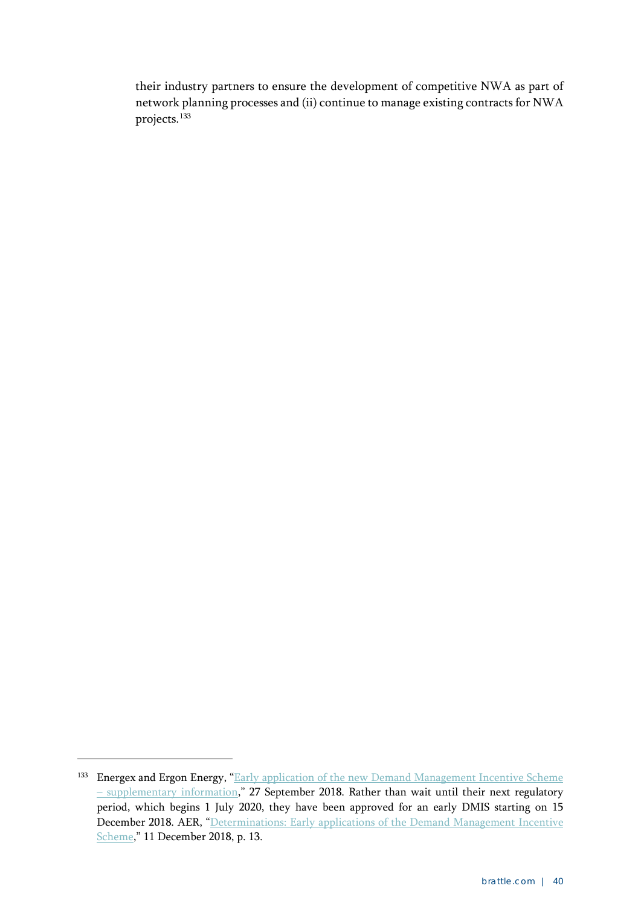their industry partners to ensure the development of competitive NWA as part of network planning processes and (ii) continue to manage existing contracts for NWA projects.[133]

---

[133] Energex and Ergon Energy, "Early application of the new Demand Management Incentive Scheme – supplementary information," 27 September 2018. Rather than wait until their next regulatory period, which begins 1 July 2020, they have been approved for an early DMIS starting on 15 December 2018. AER, "Determinations: Early applications of the Demand Management Incentive Scheme," 11 December 2018, p. 13.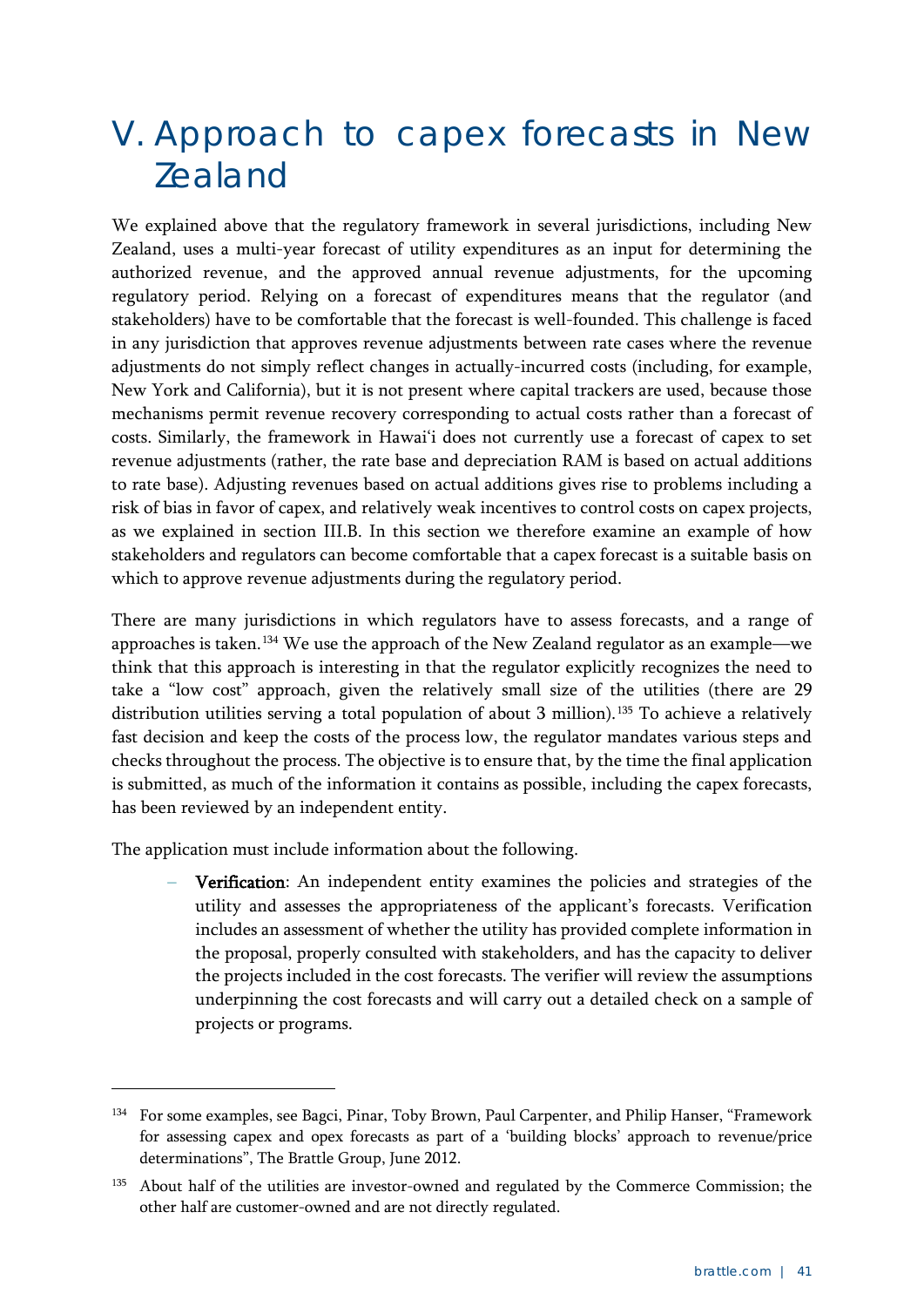# V. Approach to capex forecasts in New Zealand

We explained above that the regulatory framework in several jurisdictions, including New Zealand, uses a multi-year forecast of utility expenditures as an input for determining the authorized revenue, and the approved annual revenue adjustments, for the upcoming regulatory period. Relying on a forecast of expenditures means that the regulator (and stakeholders) have to be comfortable that the forecast is well-founded. This challenge is faced in any jurisdiction that approves revenue adjustments between rate cases where the revenue adjustments do not simply reflect changes in actually-incurred costs (including, for example, New York and California), but it is not present where capital trackers are used, because those mechanisms permit revenue recovery corresponding to actual costs rather than a forecast of costs. Similarly, the framework in Hawai'i does not currently use a forecast of capex to set revenue adjustments (rather, the rate base and depreciation RAM is based on actual additions to rate base). Adjusting revenues based on actual additions gives rise to problems including a risk of bias in favor of capex, and relatively weak incentives to control costs on capex projects, as we explained in section III.B. In this section we therefore examine an example of how stakeholders and regulators can become comfortable that a capex forecast is a suitable basis on which to approve revenue adjustments during the regulatory period.

There are many jurisdictions in which regulators have to assess forecasts, and a range of approaches is taken.[134] We use the approach of the New Zealand regulator as an example—we think that this approach is interesting in that the regulator explicitly recognizes the need to take a "low cost" approach, given the relatively small size of the utilities (there are 29 distribution utilities serving a total population of about 3 million).[135] To achieve a relatively fast decision and keep the costs of the process low, the regulator mandates various steps and checks throughout the process. The objective is to ensure that, by the time the final application is submitted, as much of the information it contains as possible, including the capex forecasts, has been reviewed by an independent entity.

The application must include information about the following.

- **Verification**: An independent entity examines the policies and strategies of the utility and assesses the appropriateness of the applicant's forecasts. Verification includes an assessment of whether the utility has provided complete information in the proposal, properly consulted with stakeholders, and has the capacity to deliver the projects included in the cost forecasts. The verifier will review the assumptions underpinning the cost forecasts and will carry out a detailed check on a sample of projects or programs.

---

[134] For some examples, see Bagci, Pinar, Toby Brown, Paul Carpenter, and Philip Hanser, "Framework for assessing capex and opex forecasts as part of a 'building blocks' approach to revenue/price determinations", The Brattle Group, June 2012.

[135] About half of the utilities are investor-owned and regulated by the Commerce Commission; the other half are customer-owned and are not directly regulated.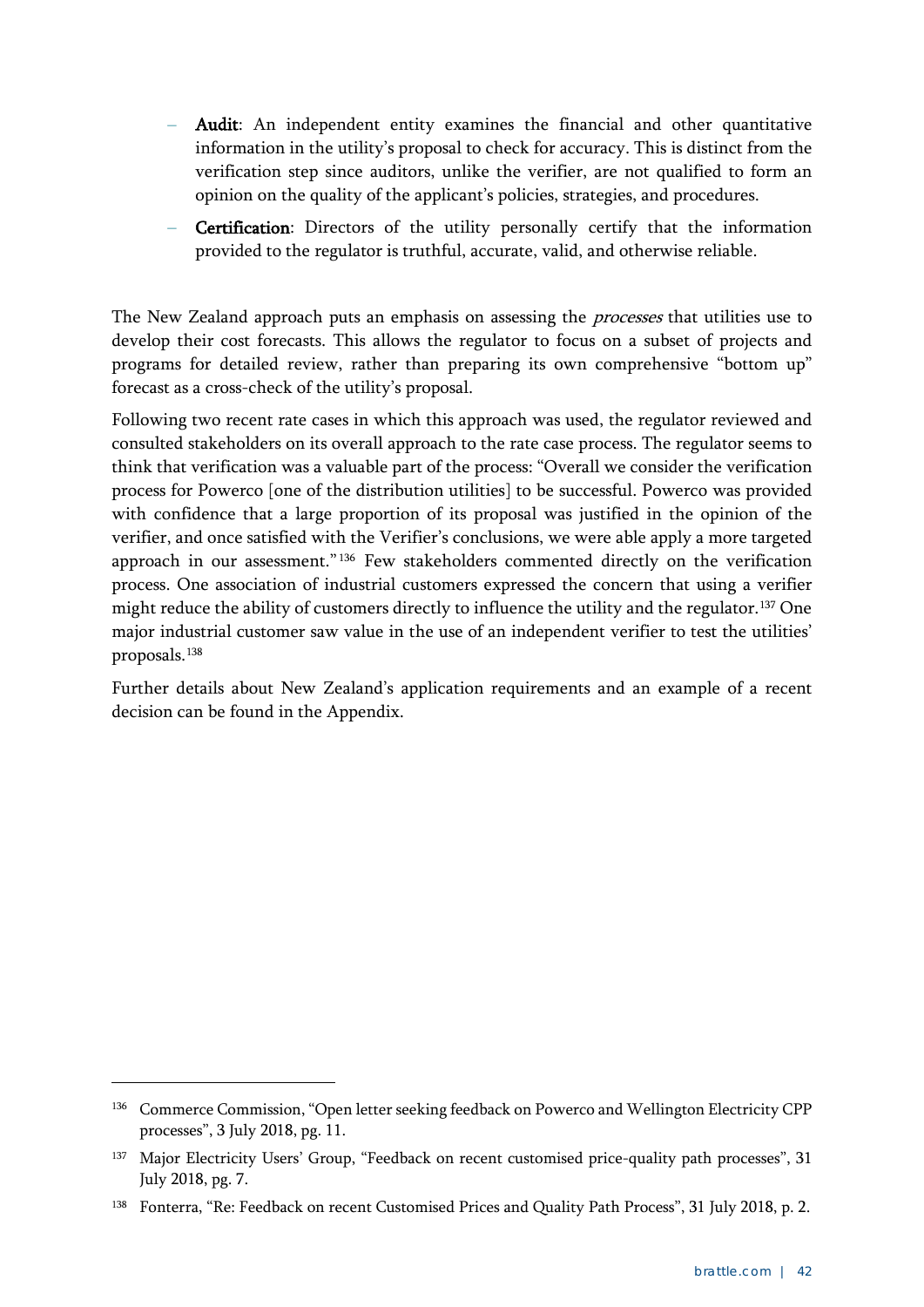- **Audit**: An independent entity examines the financial and other quantitative information in the utility's proposal to check for accuracy. This is distinct from the verification step since auditors, unlike the verifier, are not qualified to form an opinion on the quality of the applicant's policies, strategies, and procedures.
- **Certification**: Directors of the utility personally certify that the information provided to the regulator is truthful, accurate, valid, and otherwise reliable.

The New Zealand approach puts an emphasis on assessing the *processes* that utilities use to develop their cost forecasts. This allows the regulator to focus on a subset of projects and programs for detailed review, rather than preparing its own comprehensive "bottom up" forecast as a cross-check of the utility's proposal.

Following two recent rate cases in which this approach was used, the regulator reviewed and consulted stakeholders on its overall approach to the rate case process. The regulator seems to think that verification was a valuable part of the process: "Overall we consider the verification process for Powerco [one of the distribution utilities] to be successful. Powerco was provided with confidence that a large proportion of its proposal was justified in the opinion of the verifier, and once satisfied with the Verifier's conclusions, we were able apply a more targeted approach in our assessment."[136] Few stakeholders commented directly on the verification process. One association of industrial customers expressed the concern that using a verifier might reduce the ability of customers directly to influence the utility and the regulator.[137] One major industrial customer saw value in the use of an independent verifier to test the utilities' proposals.[138]

Further details about New Zealand's application requirements and an example of a recent decision can be found in the Appendix.

---

[136] Commerce Commission, "Open letter seeking feedback on Powerco and Wellington Electricity CPP processes", 3 July 2018, pg. 11.

[137] Major Electricity Users' Group, "Feedback on recent customised price-quality path processes", 31 July 2018, pg. 7.

[138] Fonterra, "Re: Feedback on recent Customised Prices and Quality Path Process", 31 July 2018, p. 2.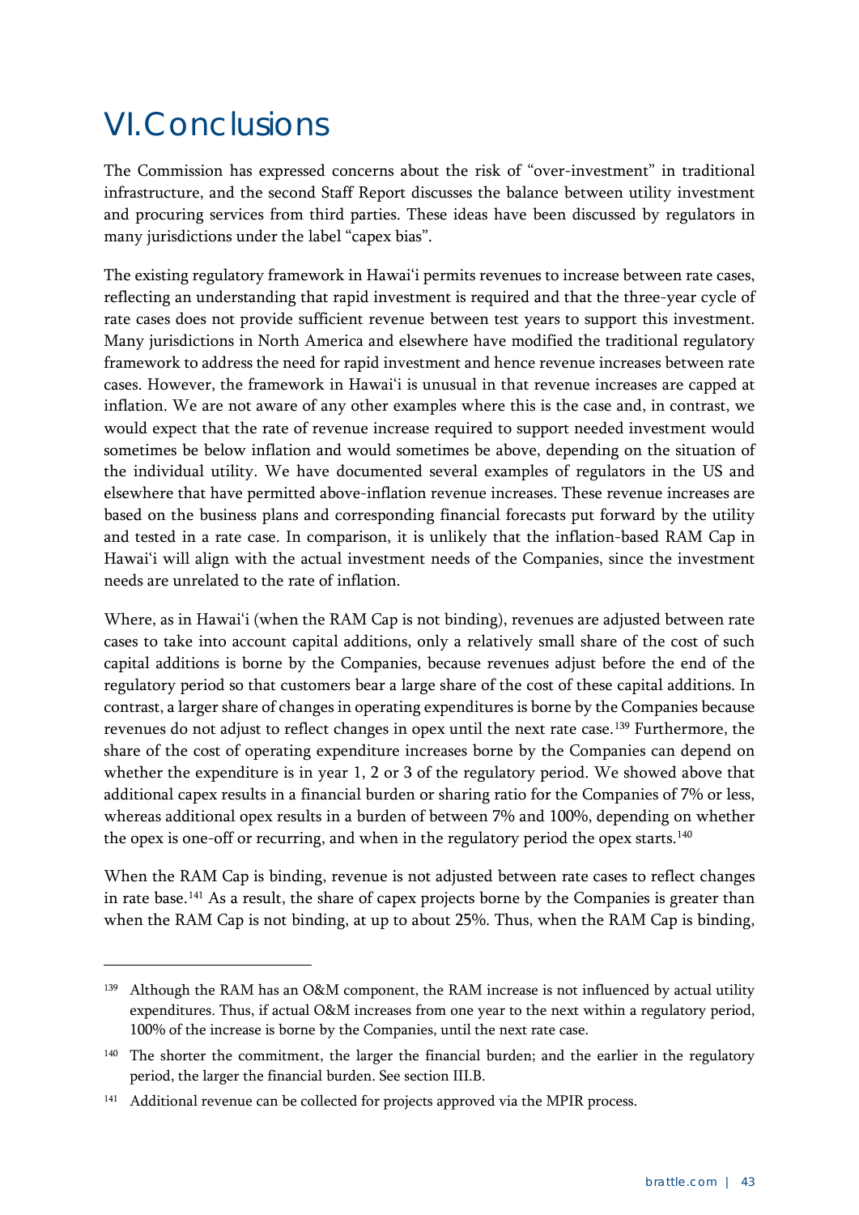# VI. Conclusions

The Commission has expressed concerns about the risk of "over-investment" in traditional infrastructure, and the second Staff Report discusses the balance between utility investment and procuring services from third parties. These ideas have been discussed by regulators in many jurisdictions under the label "capex bias".

The existing regulatory framework in Hawai'i permits revenues to increase between rate cases, reflecting an understanding that rapid investment is required and that the three-year cycle of rate cases does not provide sufficient revenue between test years to support this investment. Many jurisdictions in North America and elsewhere have modified the traditional regulatory framework to address the need for rapid investment and hence revenue increases between rate cases. However, the framework in Hawai'i is unusual in that revenue increases are capped at inflation. We are not aware of any other examples where this is the case and, in contrast, we would expect that the rate of revenue increase required to support needed investment would sometimes be below inflation and would sometimes be above, depending on the situation of the individual utility. We have documented several examples of regulators in the US and elsewhere that have permitted above-inflation revenue increases. These revenue increases are based on the business plans and corresponding financial forecasts put forward by the utility and tested in a rate case. In comparison, it is unlikely that the inflation-based RAM Cap in Hawai'i will align with the actual investment needs of the Companies, since the investment needs are unrelated to the rate of inflation.

Where, as in Hawai'i (when the RAM Cap is not binding), revenues are adjusted between rate cases to take into account capital additions, only a relatively small share of the cost of such capital additions is borne by the Companies, because revenues adjust before the end of the regulatory period so that customers bear a large share of the cost of these capital additions. In contrast, a larger share of changes in operating expenditures is borne by the Companies because revenues do not adjust to reflect changes in opex until the next rate case.[139] Furthermore, the share of the cost of operating expenditure increases borne by the Companies can depend on whether the expenditure is in year 1, 2 or 3 of the regulatory period. We showed above that additional capex results in a financial burden or sharing ratio for the Companies of 7% or less, whereas additional opex results in a burden of between 7% and 100%, depending on whether the opex is one-off or recurring, and when in the regulatory period the opex starts.[140]

When the RAM Cap is binding, revenue is not adjusted between rate cases to reflect changes in rate base.[141] As a result, the share of capex projects borne by the Companies is greater than when the RAM Cap is not binding, at up to about 25%. Thus, when the RAM Cap is binding,

---

[139] Although the RAM has an O&M component, the RAM increase is not influenced by actual utility expenditures. Thus, if actual O&M increases from one year to the next within a regulatory period, 100% of the increase is borne by the Companies, until the next rate case.

[140] The shorter the commitment, the larger the financial burden; and the earlier in the regulatory period, the larger the financial burden. See section III.B.

[141] Additional revenue can be collected for projects approved via the MPIR process.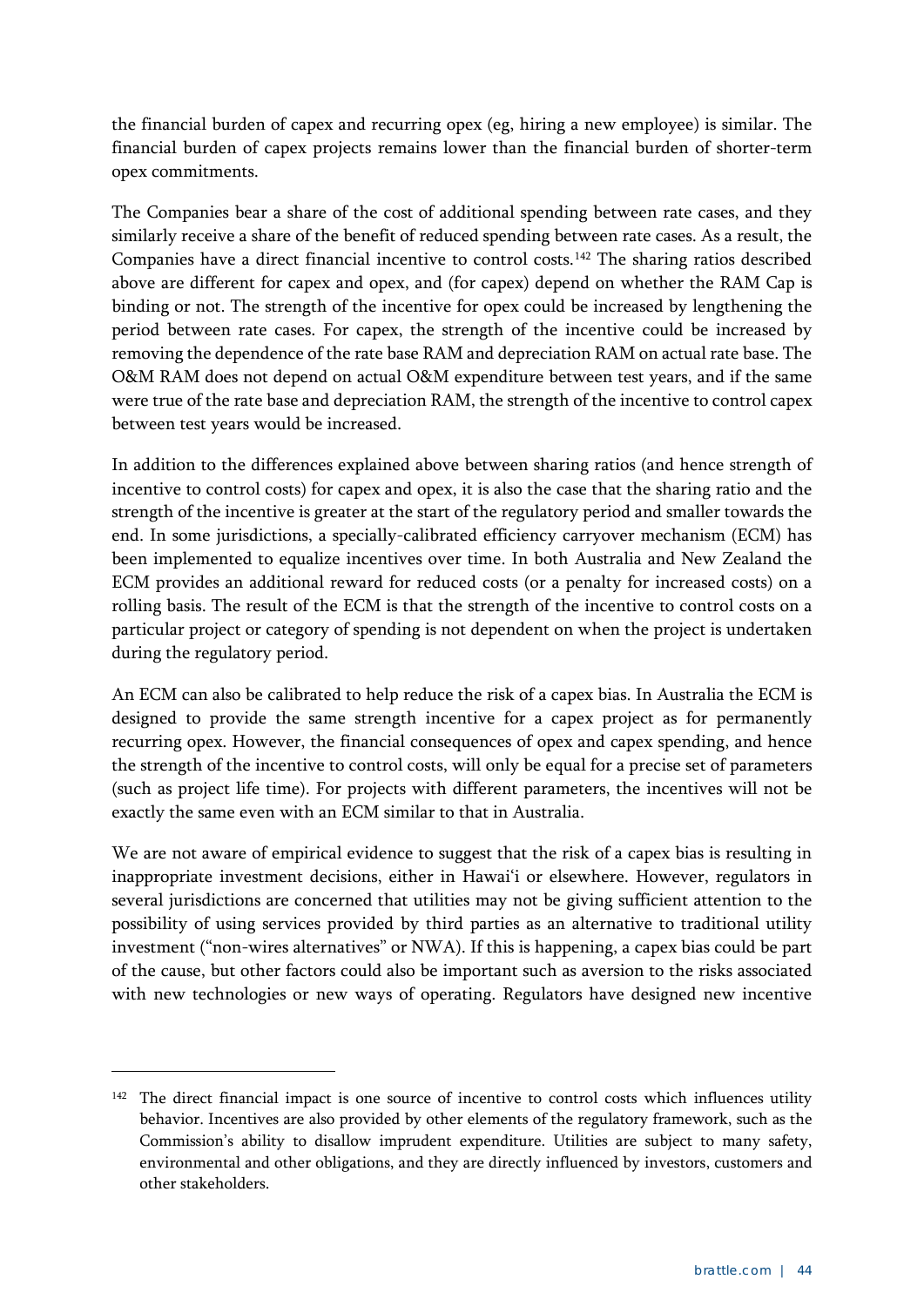the financial burden of capex and recurring opex (eg, hiring a new employee) is similar. The financial burden of capex projects remains lower than the financial burden of shorter-term opex commitments.

The Companies bear a share of the cost of additional spending between rate cases, and they similarly receive a share of the benefit of reduced spending between rate cases. As a result, the Companies have a direct financial incentive to control costs.[142] The sharing ratios described above are different for capex and opex, and (for capex) depend on whether the RAM Cap is binding or not. The strength of the incentive for opex could be increased by lengthening the period between rate cases. For capex, the strength of the incentive could be increased by removing the dependence of the rate base RAM and depreciation RAM on actual rate base. The O&M RAM does not depend on actual O&M expenditure between test years, and if the same were true of the rate base and depreciation RAM, the strength of the incentive to control capex between test years would be increased.

In addition to the differences explained above between sharing ratios (and hence strength of incentive to control costs) for capex and opex, it is also the case that the sharing ratio and the strength of the incentive is greater at the start of the regulatory period and smaller towards the end. In some jurisdictions, a specially-calibrated efficiency carryover mechanism (ECM) has been implemented to equalize incentives over time. In both Australia and New Zealand the ECM provides an additional reward for reduced costs (or a penalty for increased costs) on a rolling basis. The result of the ECM is that the strength of the incentive to control costs on a particular project or category of spending is not dependent on when the project is undertaken during the regulatory period.

An ECM can also be calibrated to help reduce the risk of a capex bias. In Australia the ECM is designed to provide the same strength incentive for a capex project as for permanently recurring opex. However, the financial consequences of opex and capex spending, and hence the strength of the incentive to control costs, will only be equal for a precise set of parameters (such as project life time). For projects with different parameters, the incentives will not be exactly the same even with an ECM similar to that in Australia.

We are not aware of empirical evidence to suggest that the risk of a capex bias is resulting in inappropriate investment decisions, either in Hawai'i or elsewhere. However, regulators in several jurisdictions are concerned that utilities may not be giving sufficient attention to the possibility of using services provided by third parties as an alternative to traditional utility investment ("non-wires alternatives" or NWA). If this is happening, a capex bias could be part of the cause, but other factors could also be important such as aversion to the risks associated with new technologies or new ways of operating. Regulators have designed new incentive

[142] The direct financial impact is one source of incentive to control costs which influences utility behavior. Incentives are also provided by other elements of the regulatory framework, such as the Commission's ability to disallow imprudent expenditure. Utilities are subject to many safety, environmental and other obligations, and they are directly influenced by investors, customers and other stakeholders.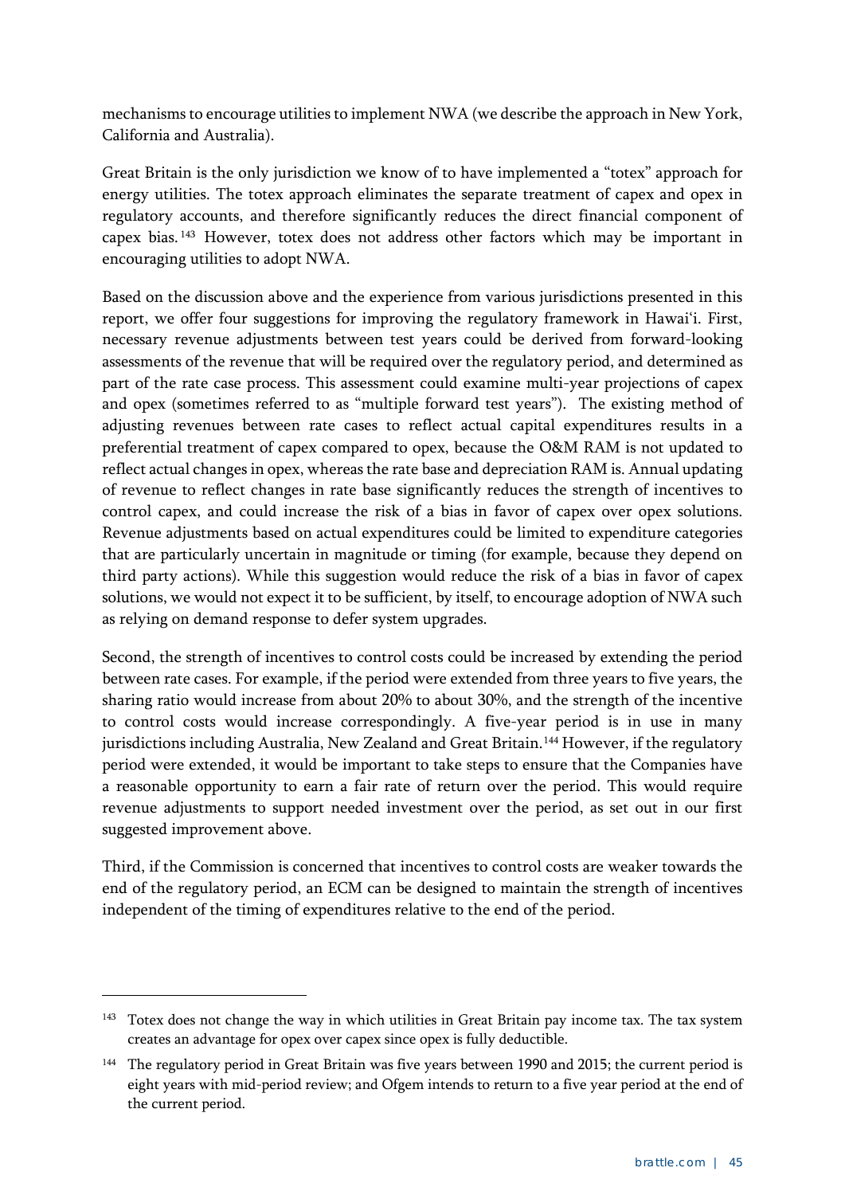mechanisms to encourage utilities to implement NWA (we describe the approach in New York, California and Australia).

Great Britain is the only jurisdiction we know of to have implemented a "totex" approach for energy utilities. The totex approach eliminates the separate treatment of capex and opex in regulatory accounts, and therefore significantly reduces the direct financial component of capex bias.[143] However, totex does not address other factors which may be important in encouraging utilities to adopt NWA.

Based on the discussion above and the experience from various jurisdictions presented in this report, we offer four suggestions for improving the regulatory framework in Hawai'i. First, necessary revenue adjustments between test years could be derived from forward-looking assessments of the revenue that will be required over the regulatory period, and determined as part of the rate case process. This assessment could examine multi-year projections of capex and opex (sometimes referred to as "multiple forward test years"). The existing method of adjusting revenues between rate cases to reflect actual capital expenditures results in a preferential treatment of capex compared to opex, because the O&M RAM is not updated to reflect actual changes in opex, whereas the rate base and depreciation RAM is. Annual updating of revenue to reflect changes in rate base significantly reduces the strength of incentives to control capex, and could increase the risk of a bias in favor of capex over opex solutions. Revenue adjustments based on actual expenditures could be limited to expenditure categories that are particularly uncertain in magnitude or timing (for example, because they depend on third party actions). While this suggestion would reduce the risk of a bias in favor of capex solutions, we would not expect it to be sufficient, by itself, to encourage adoption of NWA such as relying on demand response to defer system upgrades.

Second, the strength of incentives to control costs could be increased by extending the period between rate cases. For example, if the period were extended from three years to five years, the sharing ratio would increase from about 20% to about 30%, and the strength of the incentive to control costs would increase correspondingly. A five-year period is in use in many jurisdictions including Australia, New Zealand and Great Britain.[144] However, if the regulatory period were extended, it would be important to take steps to ensure that the Companies have a reasonable opportunity to earn a fair rate of return over the period. This would require revenue adjustments to support needed investment over the period, as set out in our first suggested improvement above.

Third, if the Commission is concerned that incentives to control costs are weaker towards the end of the regulatory period, an ECM can be designed to maintain the strength of incentives independent of the timing of expenditures relative to the end of the period.

---

[143] Totex does not change the way in which utilities in Great Britain pay income tax. The tax system creates an advantage for opex over capex since opex is fully deductible.

[144] The regulatory period in Great Britain was five years between 1990 and 2015; the current period is eight years with mid-period review; and Ofgem intends to return to a five year period at the end of the current period.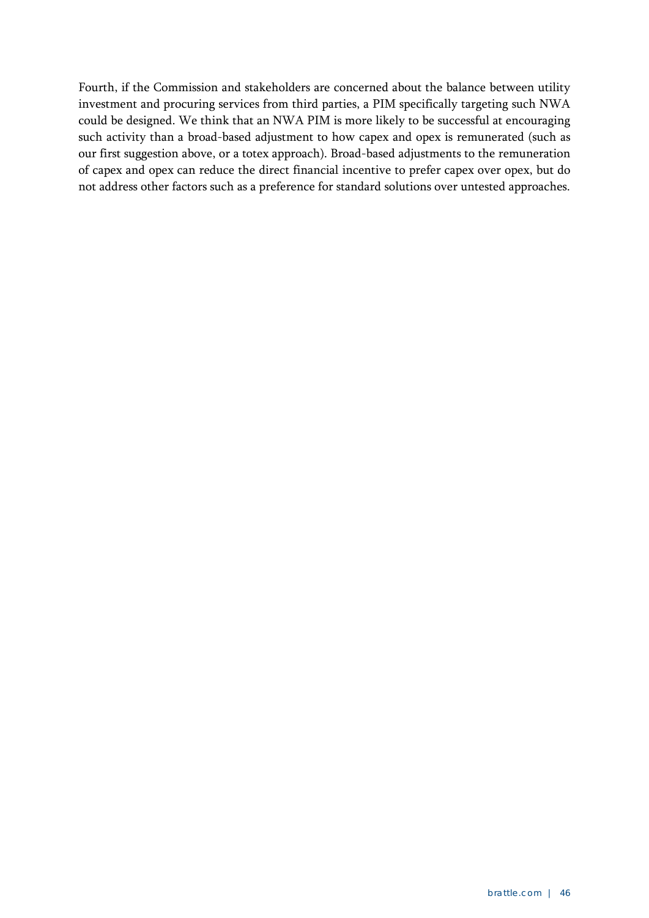Fourth, if the Commission and stakeholders are concerned about the balance between utility investment and procuring services from third parties, a PIM specifically targeting such NWA could be designed. We think that an NWA PIM is more likely to be successful at encouraging such activity than a broad-based adjustment to how capex and opex is remunerated (such as our first suggestion above, or a totex approach). Broad-based adjustments to the remuneration of capex and opex can reduce the direct financial incentive to prefer capex over opex, but do not address other factors such as a preference for standard solutions over untested approaches.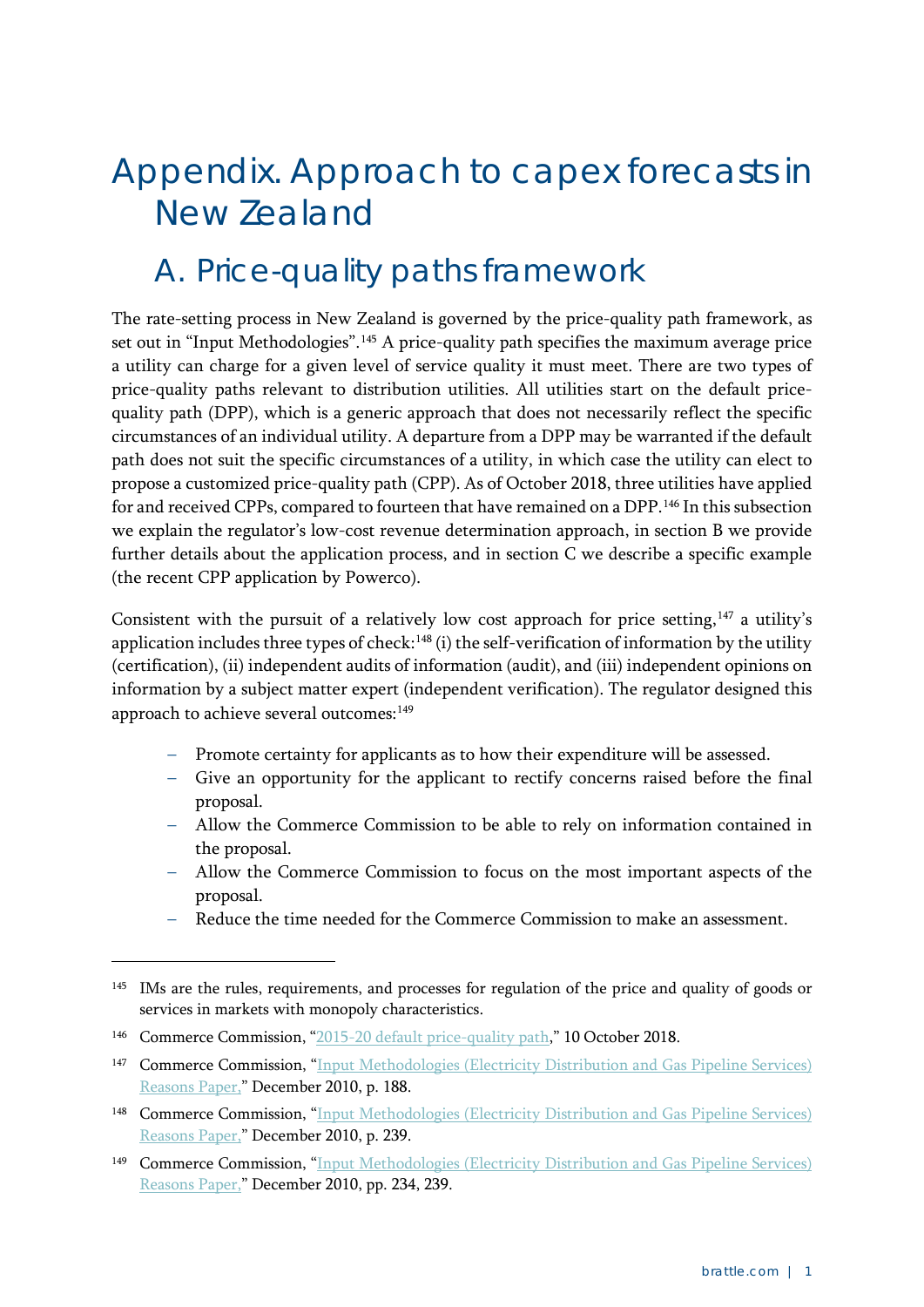# Appendix. Approach to capex forecasts in New Zealand

## A. Price-quality paths framework

The rate-setting process in New Zealand is governed by the price-quality path framework, as set out in "Input Methodologies".[145] A price-quality path specifies the maximum average price a utility can charge for a given level of service quality it must meet. There are two types of price-quality paths relevant to distribution utilities. All utilities start on the default price-quality path (DPP), which is a generic approach that does not necessarily reflect the specific circumstances of an individual utility. A departure from a DPP may be warranted if the default path does not suit the specific circumstances of a utility, in which case the utility can elect to propose a customized price-quality path (CPP). As of October 2018, three utilities have applied for and received CPPs, compared to fourteen that have remained on a DPP.[146] In this subsection we explain the regulator's low-cost revenue determination approach, in section B we provide further details about the application process, and in section C we describe a specific example (the recent CPP application by Powerco).

Consistent with the pursuit of a relatively low cost approach for price setting,[147] a utility's application includes three types of check:[148] (i) the self-verification of information by the utility (certification), (ii) independent audits of information (audit), and (iii) independent opinions on information by a subject matter expert (independent verification). The regulator designed this approach to achieve several outcomes:[149]

- Promote certainty for applicants as to how their expenditure will be assessed.
- Give an opportunity for the applicant to rectify concerns raised before the final proposal.
- Allow the Commerce Commission to be able to rely on information contained in the proposal.
- Allow the Commerce Commission to focus on the most important aspects of the proposal.
- Reduce the time needed for the Commerce Commission to make an assessment.

---

[145] IMs are the rules, requirements, and processes for regulation of the price and quality of goods or services in markets with monopoly characteristics.

[146] Commerce Commission, "2015-20 default price-quality path," 10 October 2018.

[147] Commerce Commission, "Input Methodologies (Electricity Distribution and Gas Pipeline Services) Reasons Paper," December 2010, p. 188.

[148] Commerce Commission, "Input Methodologies (Electricity Distribution and Gas Pipeline Services) Reasons Paper," December 2010, p. 239.

[149] Commerce Commission, "Input Methodologies (Electricity Distribution and Gas Pipeline Services) Reasons Paper," December 2010, pp. 234, 239.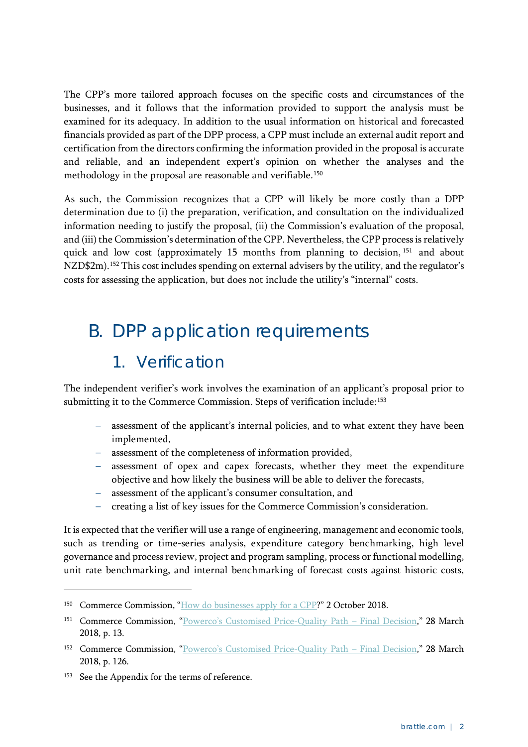The CPP's more tailored approach focuses on the specific costs and circumstances of the businesses, and it follows that the information provided to support the analysis must be examined for its adequacy. In addition to the usual information on historical and forecasted financials provided as part of the DPP process, a CPP must include an external audit report and certification from the directors confirming the information provided in the proposal is accurate and reliable, and an independent expert's opinion on whether the analyses and the methodology in the proposal are reasonable and verifiable.[150]

As such, the Commission recognizes that a CPP will likely be more costly than a DPP determination due to (i) the preparation, verification, and consultation on the individualized information needing to justify the proposal, (ii) the Commission's evaluation of the proposal, and (iii) the Commission's determination of the CPP. Nevertheless, the CPP process is relatively quick and low cost (approximately 15 months from planning to decision,[151] and about NZD$2m).[152] This cost includes spending on external advisers by the utility, and the regulator's costs for assessing the application, but does not include the utility's "internal" costs.

## B. DPP application requirements

### 1. Verification

The independent verifier's work involves the examination of an applicant's proposal prior to submitting it to the Commerce Commission. Steps of verification include:[153]

- assessment of the applicant's internal policies, and to what extent they have been implemented,
- assessment of the completeness of information provided,
- assessment of opex and capex forecasts, whether they meet the expenditure objective and how likely the business will be able to deliver the forecasts,
- assessment of the applicant's consumer consultation, and
- creating a list of key issues for the Commerce Commission's consideration.

It is expected that the verifier will use a range of engineering, management and economic tools, such as trending or time-series analysis, expenditure category benchmarking, high level governance and process review, project and program sampling, process or functional modelling, unit rate benchmarking, and internal benchmarking of forecast costs against historic costs,

---

[150] Commerce Commission, "How do businesses apply for a CPP?" 2 October 2018.

[151] Commerce Commission, "Powerco's Customised Price-Quality Path – Final Decision," 28 March 2018, p. 13.

[152] Commerce Commission, "Powerco's Customised Price-Quality Path – Final Decision," 28 March 2018, p. 126.

[153] See the Appendix for the terms of reference.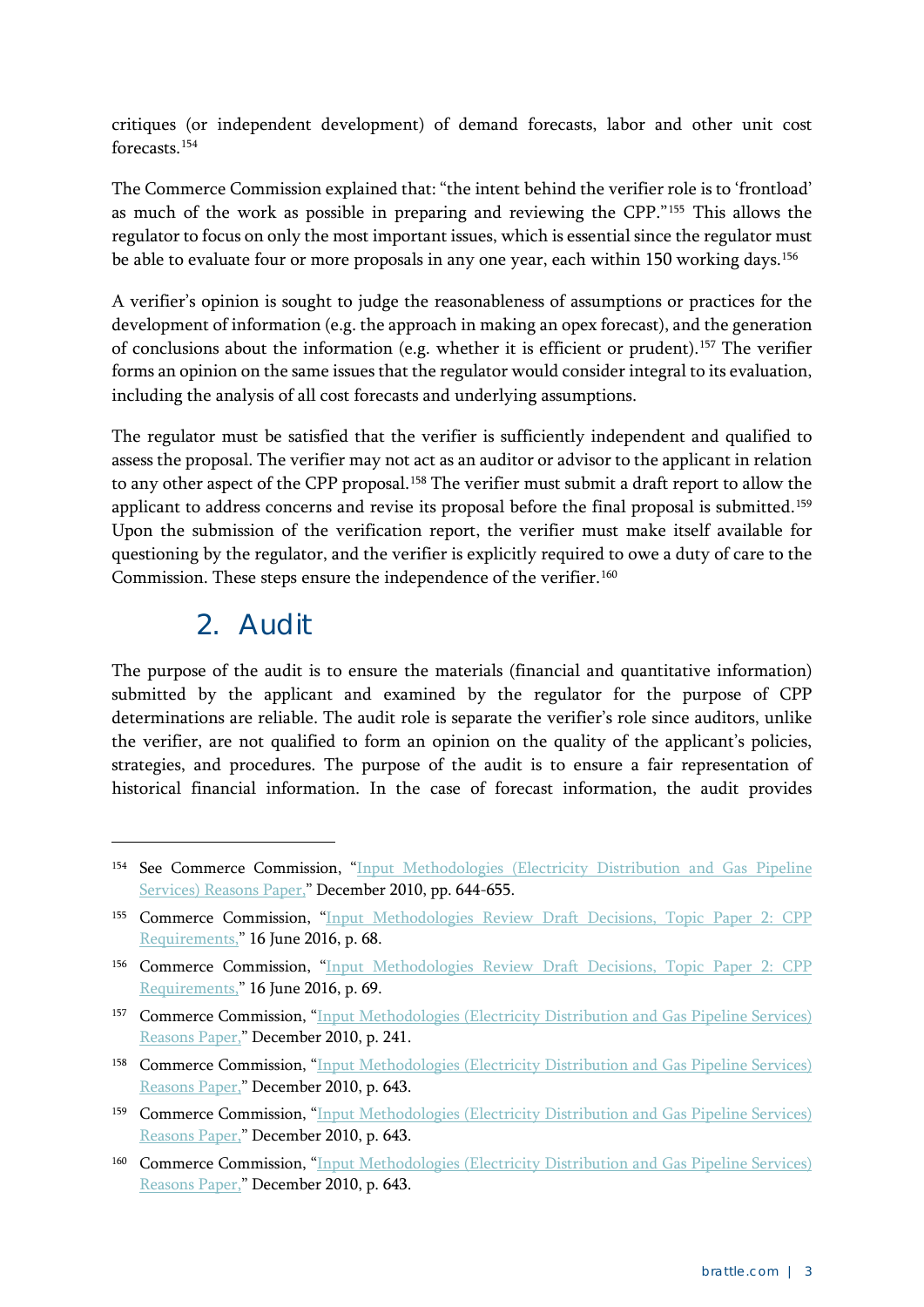critiques (or independent development) of demand forecasts, labor and other unit cost forecasts.[154]

The Commerce Commission explained that: "the intent behind the verifier role is to 'frontload' as much of the work as possible in preparing and reviewing the CPP."[155] This allows the regulator to focus on only the most important issues, which is essential since the regulator must be able to evaluate four or more proposals in any one year, each within 150 working days.[156]

A verifier's opinion is sought to judge the reasonableness of assumptions or practices for the development of information (e.g. the approach in making an opex forecast), and the generation of conclusions about the information (e.g. whether it is efficient or prudent).[157] The verifier forms an opinion on the same issues that the regulator would consider integral to its evaluation, including the analysis of all cost forecasts and underlying assumptions.

The regulator must be satisfied that the verifier is sufficiently independent and qualified to assess the proposal. The verifier may not act as an auditor or advisor to the applicant in relation to any other aspect of the CPP proposal.[158] The verifier must submit a draft report to allow the applicant to address concerns and revise its proposal before the final proposal is submitted.[159] Upon the submission of the verification report, the verifier must make itself available for questioning by the regulator, and the verifier is explicitly required to owe a duty of care to the Commission. These steps ensure the independence of the verifier.[160]

## 2. Audit

The purpose of the audit is to ensure the materials (financial and quantitative information) submitted by the applicant and examined by the regulator for the purpose of CPP determinations are reliable. The audit role is separate the verifier's role since auditors, unlike the verifier, are not qualified to form an opinion on the quality of the applicant's policies, strategies, and procedures. The purpose of the audit is to ensure a fair representation of historical financial information. In the case of forecast information, the audit provides

---

[154] See Commerce Commission, "Input Methodologies (Electricity Distribution and Gas Pipeline Services) Reasons Paper," December 2010, pp. 644-655.

[155] Commerce Commission, "Input Methodologies Review Draft Decisions, Topic Paper 2: CPP Requirements," 16 June 2016, p. 68.

[156] Commerce Commission, "Input Methodologies Review Draft Decisions, Topic Paper 2: CPP Requirements," 16 June 2016, p. 69.

[157] Commerce Commission, "Input Methodologies (Electricity Distribution and Gas Pipeline Services) Reasons Paper," December 2010, p. 241.

[158] Commerce Commission, "Input Methodologies (Electricity Distribution and Gas Pipeline Services) Reasons Paper," December 2010, p. 643.

[159] Commerce Commission, "Input Methodologies (Electricity Distribution and Gas Pipeline Services) Reasons Paper," December 2010, p. 643.

[160] Commerce Commission, "Input Methodologies (Electricity Distribution and Gas Pipeline Services) Reasons Paper," December 2010, p. 643.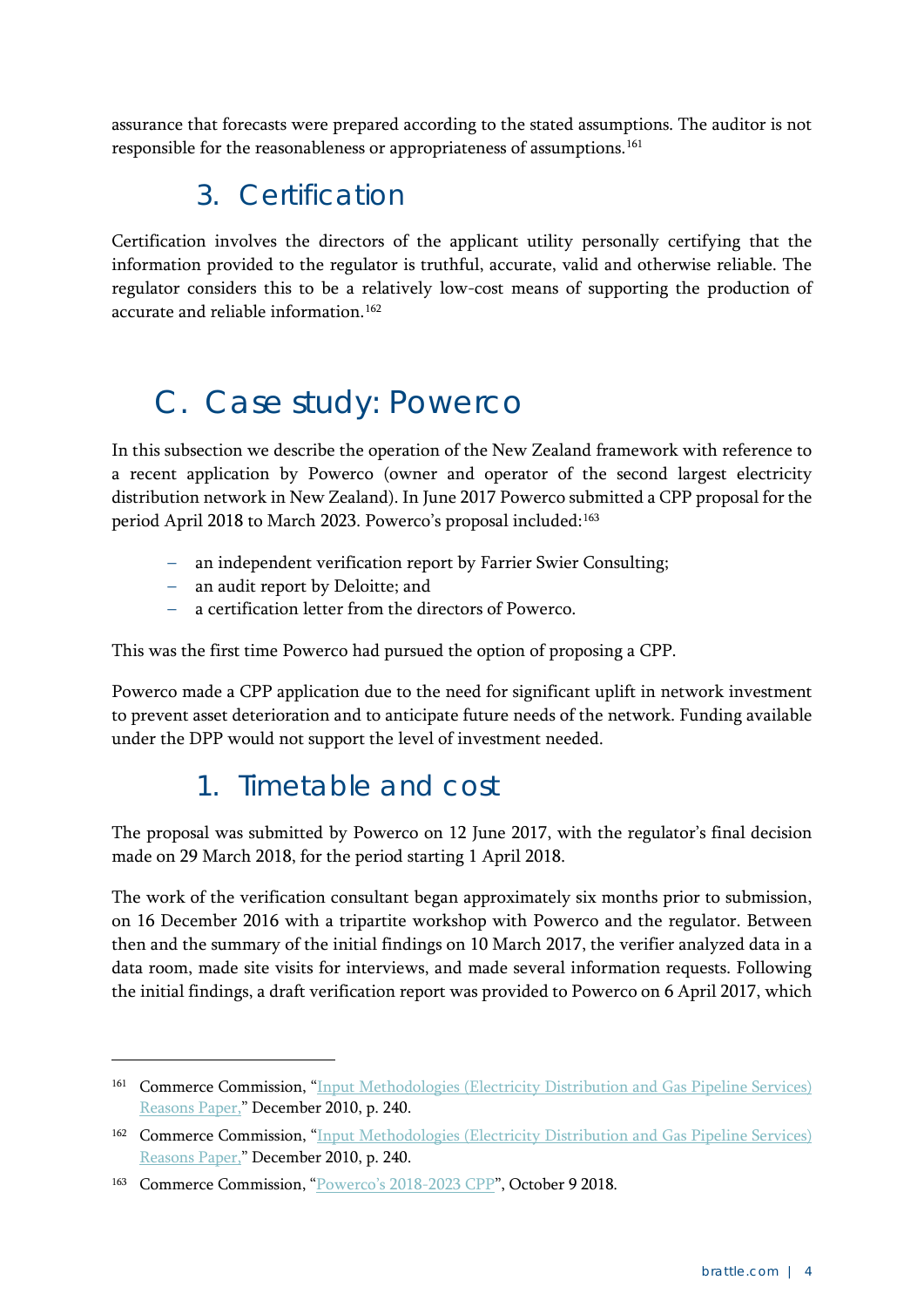assurance that forecasts were prepared according to the stated assumptions. The auditor is not responsible for the reasonableness or appropriateness of assumptions.[161]

### 3. Certification

Certification involves the directors of the applicant utility personally certifying that the information provided to the regulator is truthful, accurate, valid and otherwise reliable. The regulator considers this to be a relatively low-cost means of supporting the production of accurate and reliable information.[162]

## C. Case study: Powerco

In this subsection we describe the operation of the New Zealand framework with reference to a recent application by Powerco (owner and operator of the second largest electricity distribution network in New Zealand). In June 2017 Powerco submitted a CPP proposal for the period April 2018 to March 2023. Powerco's proposal included:[163]

- an independent verification report by Farrier Swier Consulting;
- an audit report by Deloitte; and
- a certification letter from the directors of Powerco.

This was the first time Powerco had pursued the option of proposing a CPP.

Powerco made a CPP application due to the need for significant uplift in network investment to prevent asset deterioration and to anticipate future needs of the network. Funding available under the DPP would not support the level of investment needed.

### 1. Timetable and cost

The proposal was submitted by Powerco on 12 June 2017, with the regulator's final decision made on 29 March 2018, for the period starting 1 April 2018.

The work of the verification consultant began approximately six months prior to submission, on 16 December 2016 with a tripartite workshop with Powerco and the regulator. Between then and the summary of the initial findings on 10 March 2017, the verifier analyzed data in a data room, made site visits for interviews, and made several information requests. Following the initial findings, a draft verification report was provided to Powerco on 6 April 2017, which

---

[161] Commerce Commission, "Input Methodologies (Electricity Distribution and Gas Pipeline Services) Reasons Paper," December 2010, p. 240.

[162] Commerce Commission, "Input Methodologies (Electricity Distribution and Gas Pipeline Services) Reasons Paper," December 2010, p. 240.

[163] Commerce Commission, "Powerco's 2018-2023 CPP", October 9 2018.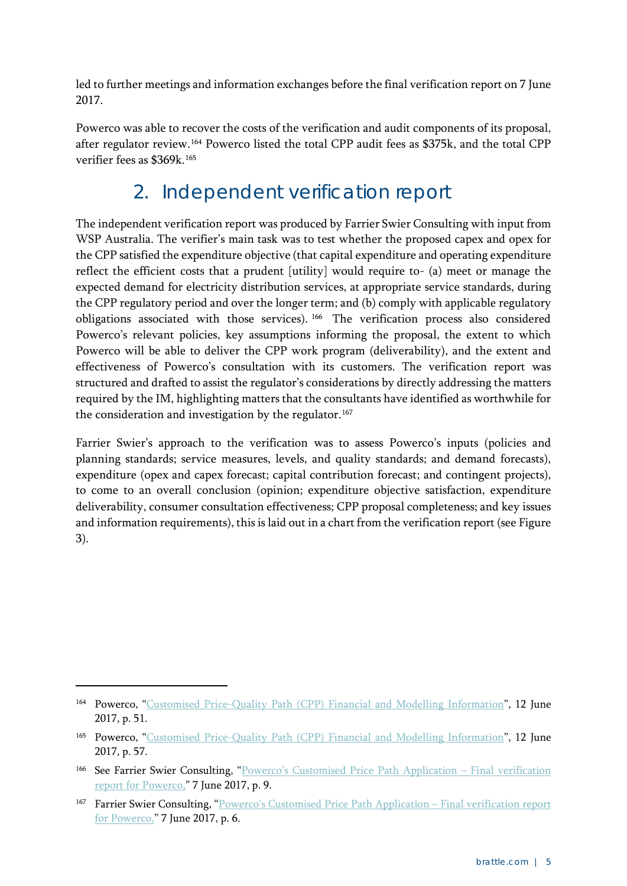led to further meetings and information exchanges before the final verification report on 7 June 2017.

Powerco was able to recover the costs of the verification and audit components of its proposal, after regulator review.[164] Powerco listed the total CPP audit fees as $375k, and the total CPP verifier fees as $369k.[165]

## 2. Independent verification report

The independent verification report was produced by Farrier Swier Consulting with input from WSP Australia. The verifier's main task was to test whether the proposed capex and opex for the CPP satisfied the expenditure objective (that capital expenditure and operating expenditure reflect the efficient costs that a prudent [utility] would require to- (a) meet or manage the expected demand for electricity distribution services, at appropriate service standards, during the CPP regulatory period and over the longer term; and (b) comply with applicable regulatory obligations associated with those services).[166] The verification process also considered Powerco's relevant policies, key assumptions informing the proposal, the extent to which Powerco will be able to deliver the CPP work program (deliverability), and the extent and effectiveness of Powerco's consultation with its customers. The verification report was structured and drafted to assist the regulator's considerations by directly addressing the matters required by the IM, highlighting matters that the consultants have identified as worthwhile for the consideration and investigation by the regulator.[167]

Farrier Swier's approach to the verification was to assess Powerco's inputs (policies and planning standards; service measures, levels, and quality standards; and demand forecasts), expenditure (opex and capex forecast; capital contribution forecast; and contingent projects), to come to an overall conclusion (opinion; expenditure objective satisfaction, expenditure deliverability, consumer consultation effectiveness; CPP proposal completeness; and key issues and information requirements), this is laid out in a chart from the verification report (see Figure 3).

---

[164] Powerco, "Customised Price-Quality Path (CPP) Financial and Modelling Information", 12 June 2017, p. 51.

[165] Powerco, "Customised Price-Quality Path (CPP) Financial and Modelling Information", 12 June 2017, p. 57.

[166] See Farrier Swier Consulting, "Powerco's Customised Price Path Application – Final verification report for Powerco," 7 June 2017, p. 9.

[167] Farrier Swier Consulting, "Powerco's Customised Price Path Application – Final verification report for Powerco," 7 June 2017, p. 6.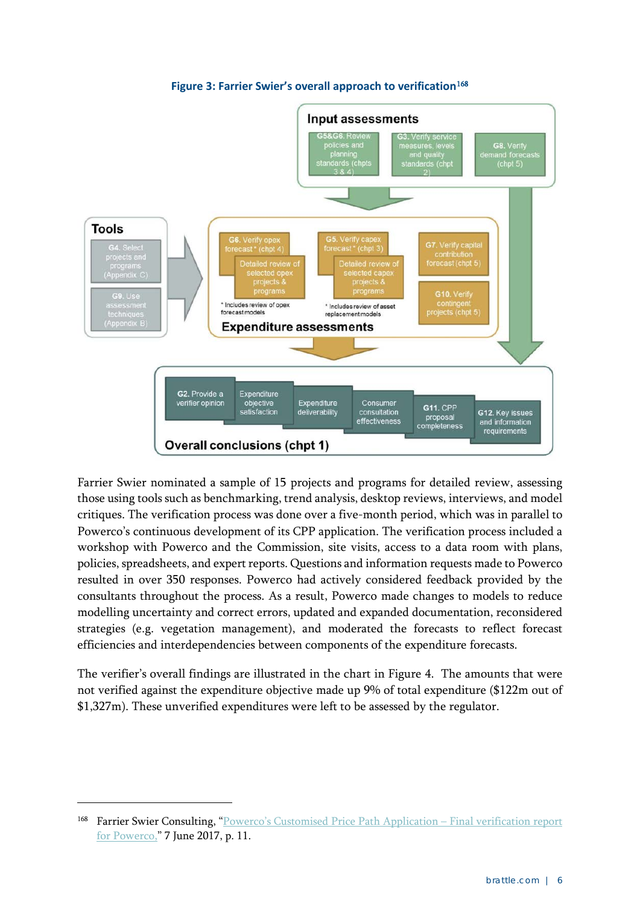**Figure 3: Farrier Swier's overall approach to verification**[168]

**Input assessments**

- G5&G6. Review policies and planning standards (chpts 3 & 4)
- G3. Verify service measures, levels and quality standards (chpt 2)
- G8. Verify demand forecasts (chpt 5)

**Tools**

- G4. Select projects and programs (Appendix C)
- G9. Use assessment techniques (Appendix B)

**Expenditure assessments**

- G6. Verify opex forecast* (chpt 4)
  - Detailed review of selected opex projects & programs
  - \* Includes review of opex forecast models
- G5. Verify capex forecast* (chpt 3)
  - Detailed review of selected capex projects & programs
  - \* Includes review of asset replacement models
- G7. Verify capital contribution forecast (chpt 5)
- G10. Verify contingent projects (chpt 5)

**Overall conclusions (chpt 1)**

- G2. Provide a verifier opinion
- Expenditure objective satisfaction
- Expenditure deliverability
- Consumer consultation effectiveness
- G11. CPP proposal completeness
- G12. Key issues and information requirements

Farrier Swier nominated a sample of 15 projects and programs for detailed review, assessing those using tools such as benchmarking, trend analysis, desktop reviews, interviews, and model critiques. The verification process was done over a five-month period, which was in parallel to Powerco's continuous development of its CPP application. The verification process included a workshop with Powerco and the Commission, site visits, access to a data room with plans, policies, spreadsheets, and expert reports. Questions and information requests made to Powerco resulted in over 350 responses. Powerco had actively considered feedback provided by the consultants throughout the process. As a result, Powerco made changes to models to reduce modelling uncertainty and correct errors, updated and expanded documentation, reconsidered strategies (e.g. vegetation management), and moderated the forecasts to reflect forecast efficiencies and interdependencies between components of the expenditure forecasts.

The verifier's overall findings are illustrated in the chart in Figure 4. The amounts that were not verified against the expenditure objective made up 9% of total expenditure ($122m out of $1,327m). These unverified expenditures were left to be assessed by the regulator.

---

[168] Farrier Swier Consulting, "Powerco's Customised Price Path Application – Final verification report for Powerco," 7 June 2017, p. 11.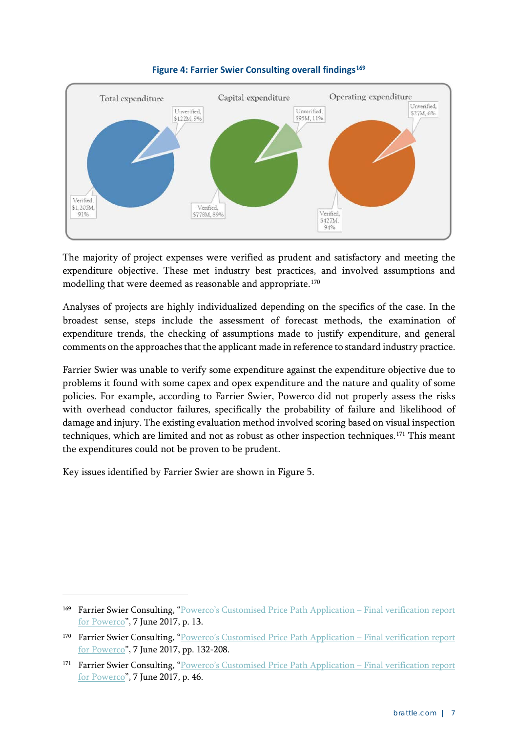**Figure 4: Farrier Swier Consulting overall findings**[169]

Total expenditure: Unverified, $122M, 9%; Verified, $1,205M, 91%

Capital expenditure: Unverified, $95M, 11%; Verified, $778M, 89%

Operating expenditure: Unverified, $27M, 6%; Verified, $427M, 94%

The majority of project expenses were verified as prudent and satisfactory and meeting the expenditure objective. These met industry best practices, and involved assumptions and modelling that were deemed as reasonable and appropriate.[170]

Analyses of projects are highly individualized depending on the specifics of the case. In the broadest sense, steps include the assessment of forecast methods, the examination of expenditure trends, the checking of assumptions made to justify expenditure, and general comments on the approaches that the applicant made in reference to standard industry practice.

Farrier Swier was unable to verify some expenditure against the expenditure objective due to problems it found with some capex and opex expenditure and the nature and quality of some policies. For example, according to Farrier Swier, Powerco did not properly assess the risks with overhead conductor failures, specifically the probability of failure and likelihood of damage and injury. The existing evaluation method involved scoring based on visual inspection techniques, which are limited and not as robust as other inspection techniques.[171] This meant the expenditures could not be proven to be prudent.

Key issues identified by Farrier Swier are shown in Figure 5.

---

[169] Farrier Swier Consulting, "Powerco's Customised Price Path Application – Final verification report for Powerco", 7 June 2017, p. 13.

[170] Farrier Swier Consulting, "Powerco's Customised Price Path Application – Final verification report for Powerco", 7 June 2017, pp. 132-208.

[171] Farrier Swier Consulting, "Powerco's Customised Price Path Application – Final verification report for Powerco", 7 June 2017, p. 46.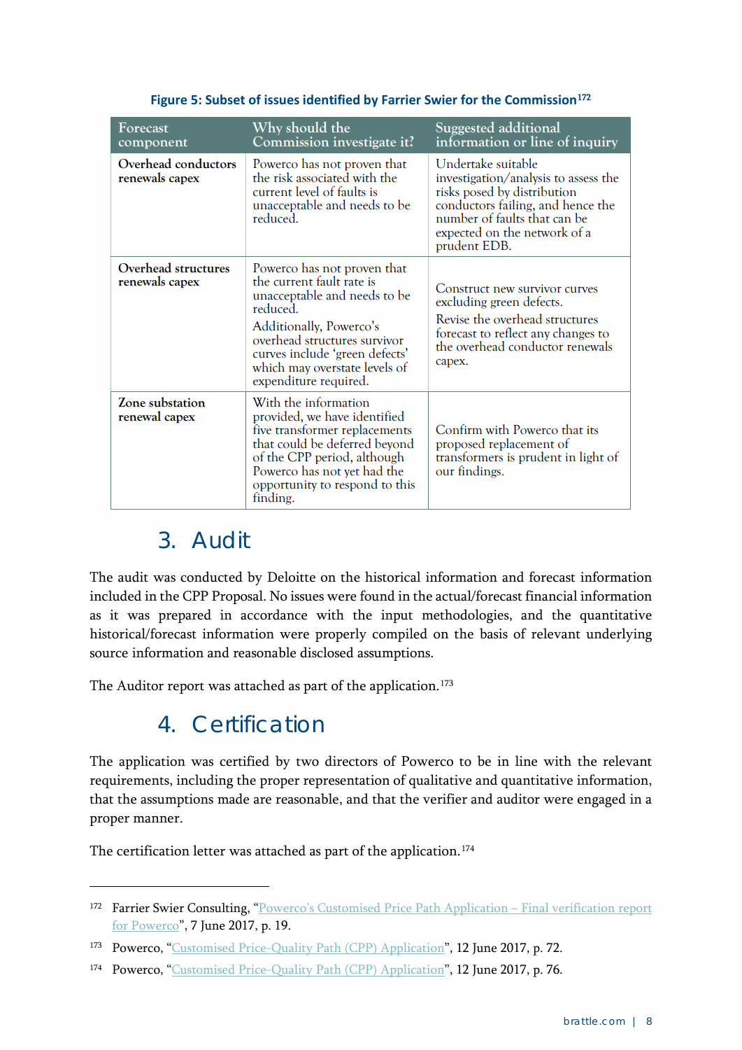**Figure 5: Subset of issues identified by Farrier Swier for the Commission**[172]

| Forecast component | Why should the Commission investigate it? | Suggested additional information or line of inquiry |
|---|---|---|
| **Overhead conductors renewals capex** | Powerco has not proven that the risk associated with the current level of faults is unacceptable and needs to be reduced. | Undertake suitable investigation/analysis to assess the risks posed by distribution conductors failing, and hence the number of faults that can be expected on the network of a prudent EDB. |
| **Overhead structures renewals capex** | Powerco has not proven that the current fault rate is unacceptable and needs to be reduced. Additionally, Powerco's overhead structures survivor curves include 'green defects' which may overstate levels of expenditure required. | Construct new survivor curves excluding green defects. Revise the overhead structures forecast to reflect any changes to the overhead conductor renewals capex. |
| **Zone substation renewal capex** | With the information provided, we have identified five transformer replacements that could be deferred beyond of the CPP period, although Powerco has not yet had the opportunity to respond to this finding. | Confirm with Powerco that its proposed replacement of transformers is prudent in light of our findings. |

## 3. Audit

The audit was conducted by Deloitte on the historical information and forecast information included in the CPP Proposal. No issues were found in the actual/forecast financial information as it was prepared in accordance with the input methodologies, and the quantitative historical/forecast information were properly compiled on the basis of relevant underlying source information and reasonable disclosed assumptions.

The Auditor report was attached as part of the application.[173]

## 4. Certification

The application was certified by two directors of Powerco to be in line with the relevant requirements, including the proper representation of qualitative and quantitative information, that the assumptions made are reasonable, and that the verifier and auditor were engaged in a proper manner.

The certification letter was attached as part of the application.[174]

---

[172] Farrier Swier Consulting, "Powerco's Customised Price Path Application – Final verification report for Powerco", 7 June 2017, p. 19.

[173] Powerco, "Customised Price-Quality Path (CPP) Application", 12 June 2017, p. 72.

[174] Powerco, "Customised Price-Quality Path (CPP) Application", 12 June 2017, p. 76.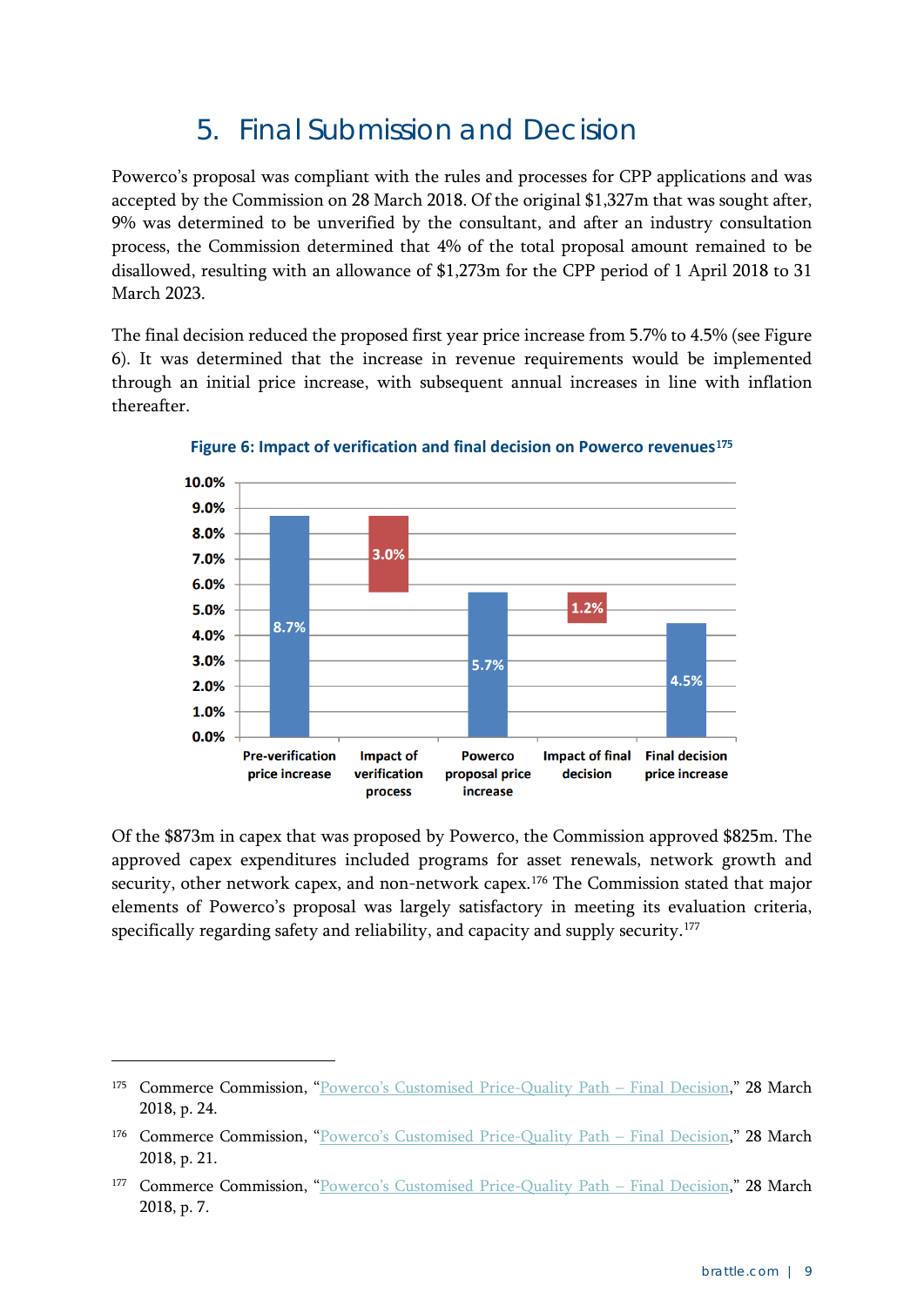# 5. Final Submission and Decision

Powerco's proposal was compliant with the rules and processes for CPP applications and was accepted by the Commission on 28 March 2018. Of the original $1,327m that was sought after, 9% was determined to be unverified by the consultant, and after an industry consultation process, the Commission determined that 4% of the total proposal amount remained to be disallowed, resulting with an allowance of $1,273m for the CPP period of 1 April 2018 to 31 March 2023.

The final decision reduced the proposed first year price increase from 5.7% to 4.5% (see Figure 6). It was determined that the increase in revenue requirements would be implemented through an initial price increase, with subsequent annual increases in line with inflation thereafter.

**Figure 6: Impact of verification and final decision on Powerco revenues**[175]

| Pre-verification price increase | Impact of verification process | Powerco proposal price increase | Impact of final decision | Final decision price increase |
|---|---|---|---|---|
| 8.7% | 3.0% | 5.7% | 1.2% | 4.5% |

Of the $873m in capex that was proposed by Powerco, the Commission approved $825m. The approved capex expenditures included programs for asset renewals, network growth and security, other network capex, and non-network capex.[176] The Commission stated that major elements of Powerco's proposal was largely satisfactory in meeting its evaluation criteria, specifically regarding safety and reliability, and capacity and supply security.[177]

[175] Commerce Commission, "Powerco's Customised Price-Quality Path – Final Decision," 28 March 2018, p. 24.

[176] Commerce Commission, "Powerco's Customised Price-Quality Path – Final Decision," 28 March 2018, p. 21.

[177] Commerce Commission, "Powerco's Customised Price-Quality Path – Final Decision," 28 March 2018, p. 7.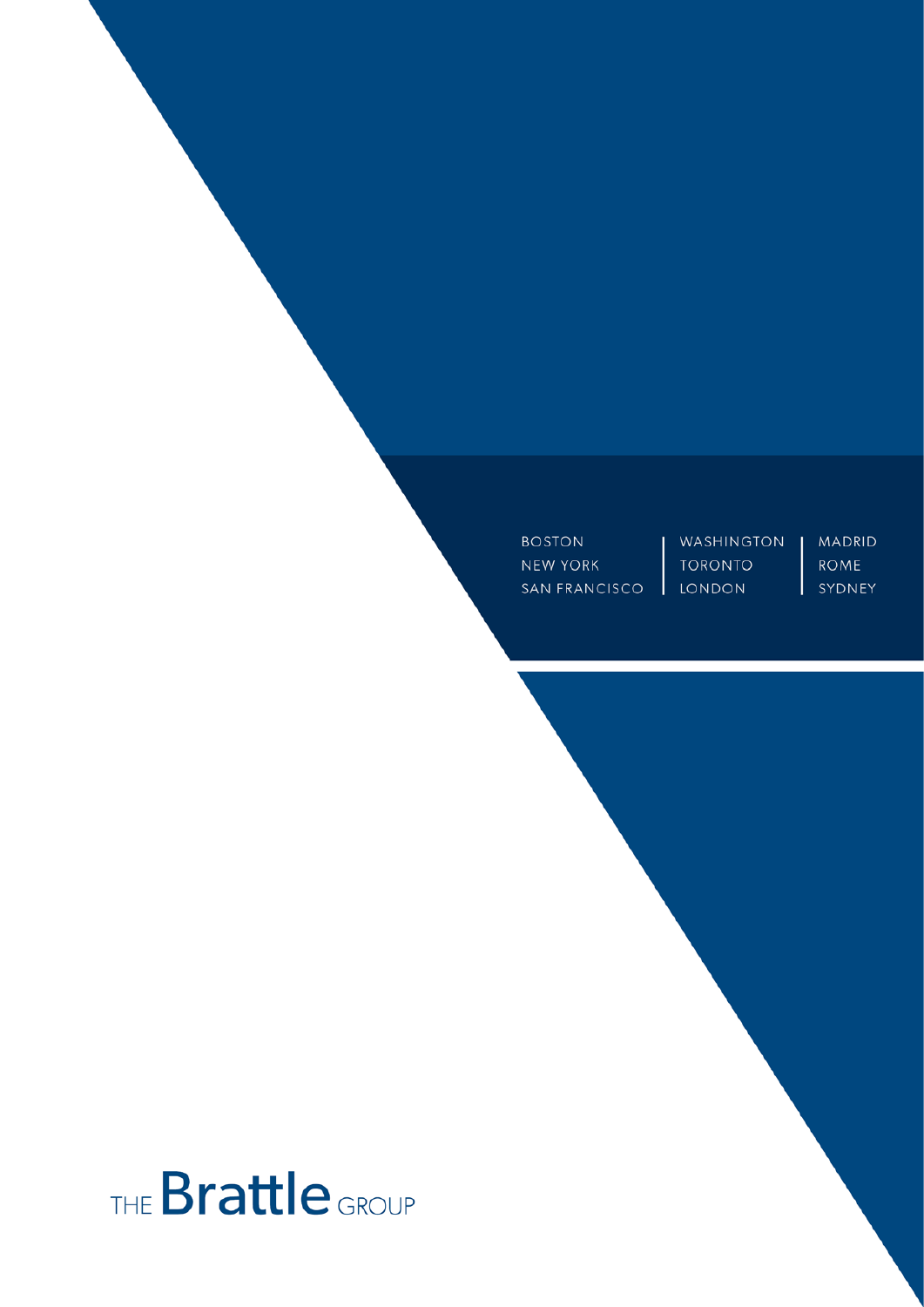BOSTON
NEW YORK
SAN FRANCISCO

WASHINGTON
TORONTO
LONDON

MADRID
ROME
SYDNEY

THE Brattle GROUP